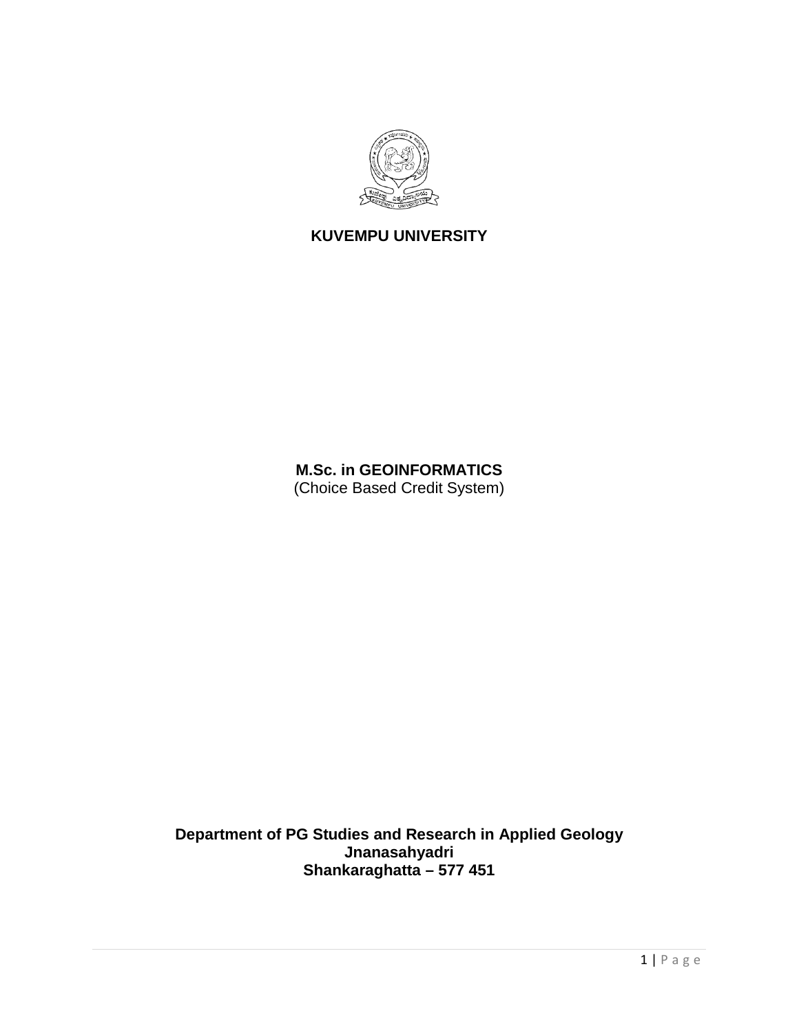# KUVEMPU UNIVERSITY

## M.Sc. in GEOINFORMATICS

(Choice Based Credit System)

**Department of PG Studies and Research in Applied Geology**
**Jnanasahyadri**
**Shankaraghatta – 577 451**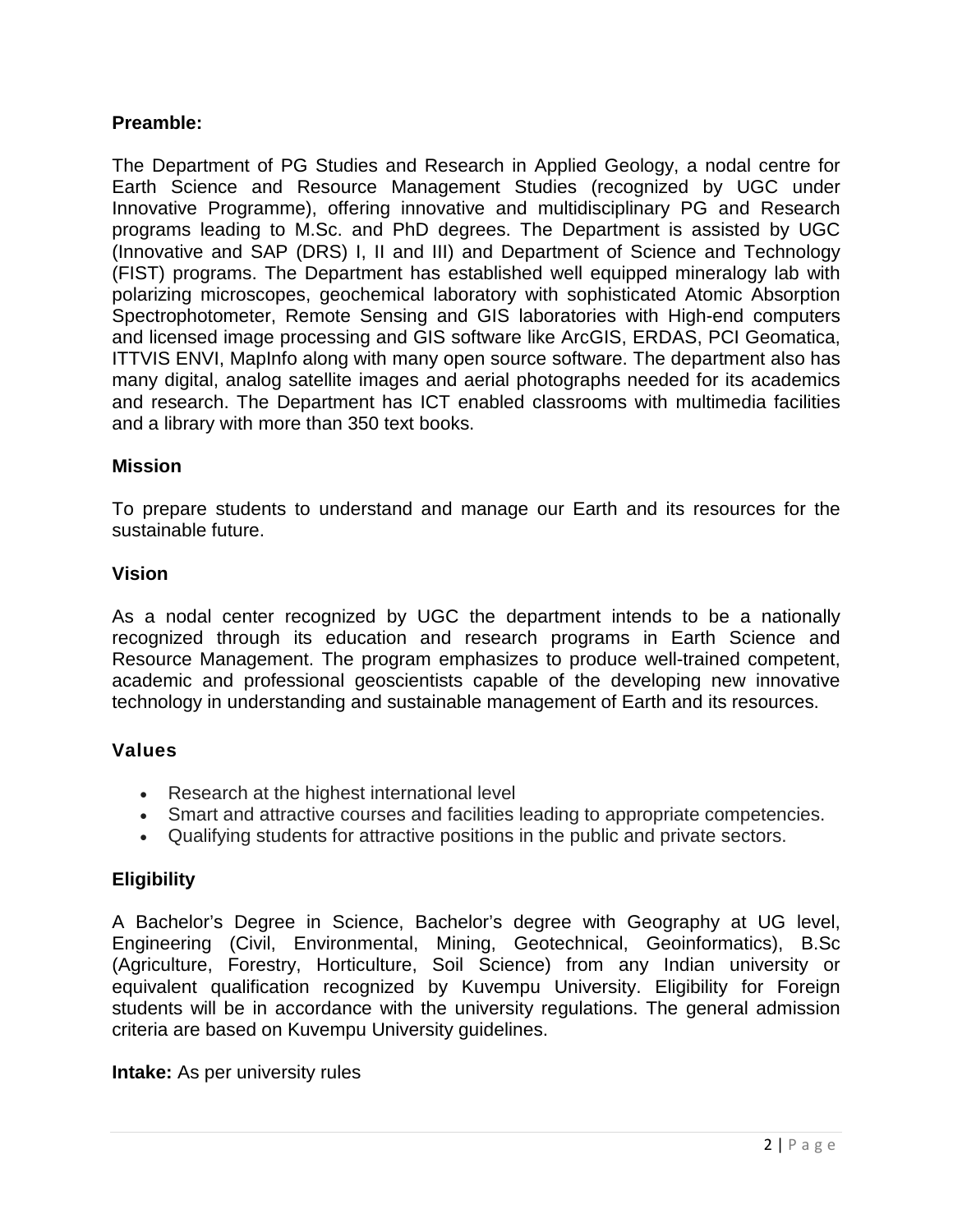**Preamble:**

The Department of PG Studies and Research in Applied Geology, a nodal centre for Earth Science and Resource Management Studies (recognized by UGC under Innovative Programme), offering innovative and multidisciplinary PG and Research programs leading to M.Sc. and PhD degrees. The Department is assisted by UGC (Innovative and SAP (DRS) I, II and III) and Department of Science and Technology (FIST) programs. The Department has established well equipped mineralogy lab with polarizing microscopes, geochemical laboratory with sophisticated Atomic Absorption Spectrophotometer, Remote Sensing and GIS laboratories with High-end computers and licensed image processing and GIS software like ArcGIS, ERDAS, PCI Geomatica, ITTVIS ENVI, MapInfo along with many open source software. The department also has many digital, analog satellite images and aerial photographs needed for its academics and research. The Department has ICT enabled classrooms with multimedia facilities and a library with more than 350 text books.

**Mission**

To prepare students to understand and manage our Earth and its resources for the sustainable future.

**Vision**

As a nodal center recognized by UGC the department intends to be a nationally recognized through its education and research programs in Earth Science and Resource Management. The program emphasizes to produce well-trained competent, academic and professional geoscientists capable of the developing new innovative technology in understanding and sustainable management of Earth and its resources.

**Values**

- Research at the highest international level
- Smart and attractive courses and facilities leading to appropriate competencies.
- Qualifying students for attractive positions in the public and private sectors.

**Eligibility**

A Bachelor's Degree in Science, Bachelor's degree with Geography at UG level, Engineering (Civil, Environmental, Mining, Geotechnical, Geoinformatics), B.Sc (Agriculture, Forestry, Horticulture, Soil Science) from any Indian university or equivalent qualification recognized by Kuvempu University. Eligibility for Foreign students will be in accordance with the university regulations. The general admission criteria are based on Kuvempu University guidelines.

**Intake:** As per university rules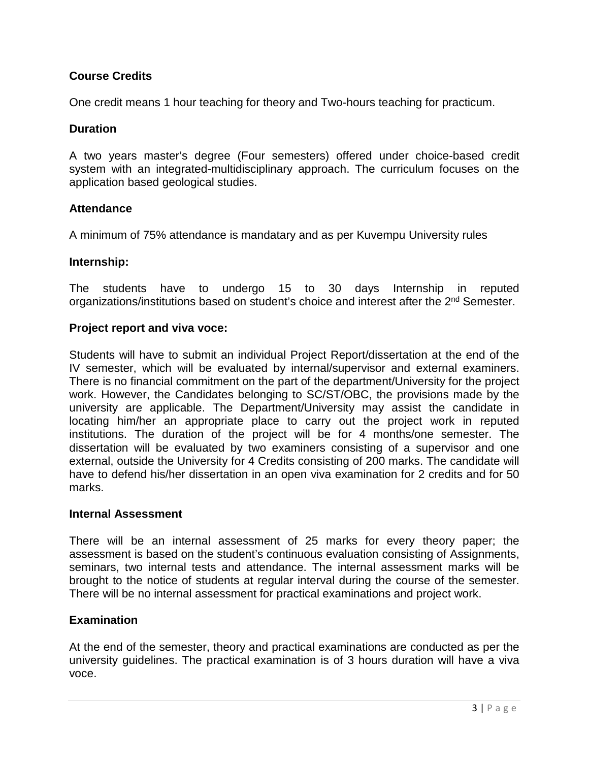**Course Credits**

One credit means 1 hour teaching for theory and Two-hours teaching for practicum.

**Duration**

A two years master's degree (Four semesters) offered under choice-based credit system with an integrated-multidisciplinary approach. The curriculum focuses on the application based geological studies.

**Attendance**

A minimum of 75% attendance is mandatary and as per Kuvempu University rules

**Internship:**

The students have to undergo 15 to 30 days Internship in reputed organizations/institutions based on student's choice and interest after the 2nd Semester.

**Project report and viva voce:**

Students will have to submit an individual Project Report/dissertation at the end of the IV semester, which will be evaluated by internal/supervisor and external examiners. There is no financial commitment on the part of the department/University for the project work. However, the Candidates belonging to SC/ST/OBC, the provisions made by the university are applicable. The Department/University may assist the candidate in locating him/her an appropriate place to carry out the project work in reputed institutions. The duration of the project will be for 4 months/one semester. The dissertation will be evaluated by two examiners consisting of a supervisor and one external, outside the University for 4 Credits consisting of 200 marks. The candidate will have to defend his/her dissertation in an open viva examination for 2 credits and for 50 marks.

**Internal Assessment**

There will be an internal assessment of 25 marks for every theory paper; the assessment is based on the student's continuous evaluation consisting of Assignments, seminars, two internal tests and attendance. The internal assessment marks will be brought to the notice of students at regular interval during the course of the semester. There will be no internal assessment for practical examinations and project work.

**Examination**

At the end of the semester, theory and practical examinations are conducted as per the university guidelines. The practical examination is of 3 hours duration will have a viva voce.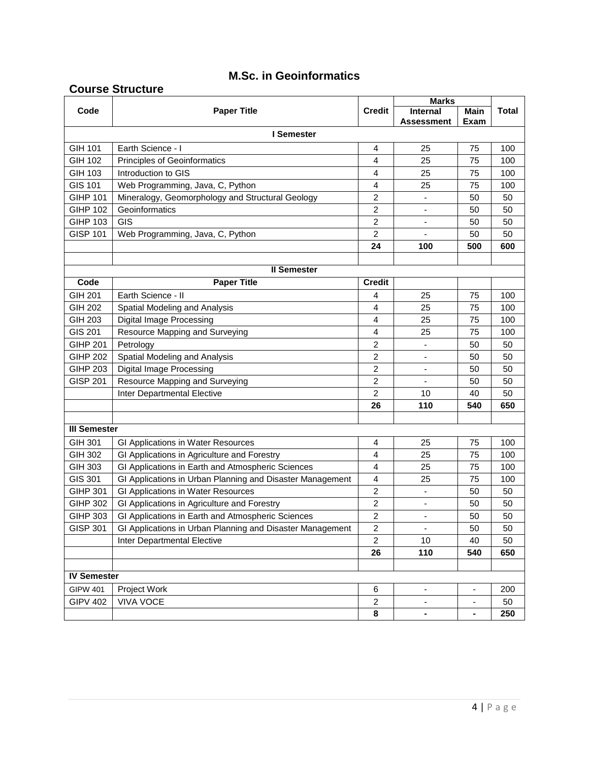# M.Sc. in Geoinformatics

## Course Structure

| Code | Paper Title | Credit | Marks | | Total |
|---|---|---|---|---|---|
| | | | Internal Assessment | Main Exam | |
| **I Semester** | | | | | |
| GIH 101 | Earth Science - I | 4 | 25 | 75 | 100 |
| GIH 102 | Principles of Geoinformatics | 4 | 25 | 75 | 100 |
| GIH 103 | Introduction to GIS | 4 | 25 | 75 | 100 |
| GIS 101 | Web Programming, Java, C, Python | 4 | 25 | 75 | 100 |
| GIHP 101 | Mineralogy, Geomorphology and Structural Geology | 2 | - | 50 | 50 |
| GIHP 102 | Geoinformatics | 2 | - | 50 | 50 |
| GIHP 103 | GIS | 2 | - | 50 | 50 |
| GISP 101 | Web Programming, Java, C, Python | 2 | - | 50 | 50 |
| | | **24** | **100** | **500** | **600** |
| | | | | | |
| **II Semester** | | | | | |
| **Code** | **Paper Title** | **Credit** | | | |
| GIH 201 | Earth Science - II | 4 | 25 | 75 | 100 |
| GIH 202 | Spatial Modeling and Analysis | 4 | 25 | 75 | 100 |
| GIH 203 | Digital Image Processing | 4 | 25 | 75 | 100 |
| GIS 201 | Resource Mapping and Surveying | 4 | 25 | 75 | 100 |
| GIHP 201 | Petrology | 2 | - | 50 | 50 |
| GIHP 202 | Spatial Modeling and Analysis | 2 | - | 50 | 50 |
| GIHP 203 | Digital Image Processing | 2 | - | 50 | 50 |
| GISP 201 | Resource Mapping and Surveying | 2 | - | 50 | 50 |
| | Inter Departmental Elective | 2 | 10 | 40 | 50 |
| | | **26** | **110** | **540** | **650** |
| | | | | | |
| **III Semester** | | | | | |
| GIH 301 | GI Applications in Water Resources | 4 | 25 | 75 | 100 |
| GIH 302 | GI Applications in Agriculture and Forestry | 4 | 25 | 75 | 100 |
| GIH 303 | GI Applications in Earth and Atmospheric Sciences | 4 | 25 | 75 | 100 |
| GIS 301 | GI Applications in Urban Planning and Disaster Management | 4 | 25 | 75 | 100 |
| GIHP 301 | GI Applications in Water Resources | 2 | - | 50 | 50 |
| GIHP 302 | GI Applications in Agriculture and Forestry | 2 | - | 50 | 50 |
| GIHP 303 | GI Applications in Earth and Atmospheric Sciences | 2 | - | 50 | 50 |
| GISP 301 | GI Applications in Urban Planning and Disaster Management | 2 | - | 50 | 50 |
| | Inter Departmental Elective | 2 | 10 | 40 | 50 |
| | | **26** | **110** | **540** | **650** |
| | | | | | |
| **IV Semester** | | | | | |
| GIPW 401 | Project Work | 6 | - | - | 200 |
| GIPV 402 | VIVA VOCE | 2 | - | - | 50 |
| | | **8** | **-** | **-** | **250** |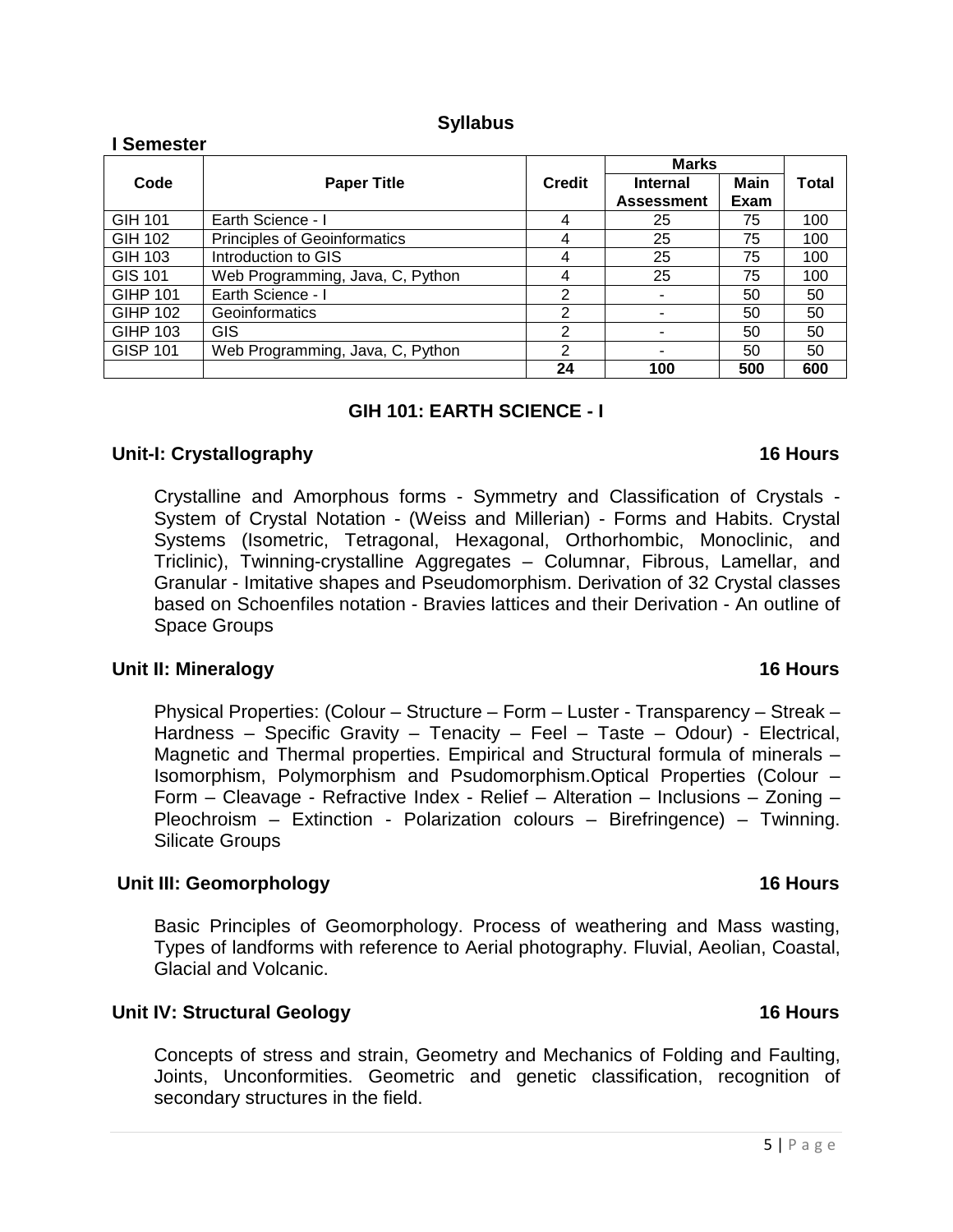## Syllabus

### I Semester

| Code | Paper Title | Credit | Marks | | Total |
|---|---|---|---|---|---|
| | | | Internal Assessment | Main Exam | |
| GIH 101 | Earth Science - I | 4 | 25 | 75 | 100 |
| GIH 102 | Principles of Geoinformatics | 4 | 25 | 75 | 100 |
| GIH 103 | Introduction to GIS | 4 | 25 | 75 | 100 |
| GIS 101 | Web Programming, Java, C, Python | 4 | 25 | 75 | 100 |
| GIHP 101 | Earth Science - I | 2 | - | 50 | 50 |
| GIHP 102 | Geoinformatics | 2 | - | 50 | 50 |
| GIHP 103 | GIS | 2 | - | 50 | 50 |
| GISP 101 | Web Programming, Java, C, Python | 2 | - | 50 | 50 |
| | | **24** | **100** | **500** | **600** |

## GIH 101: EARTH SCIENCE - I

### Unit-I: Crystallography — 16 Hours

Crystalline and Amorphous forms - Symmetry and Classification of Crystals - System of Crystal Notation - (Weiss and Millerian) - Forms and Habits. Crystal Systems (Isometric, Tetragonal, Hexagonal, Orthorhombic, Monoclinic, and Triclinic), Twinning-crystalline Aggregates – Columnar, Fibrous, Lamellar, and Granular - Imitative shapes and Pseudomorphism. Derivation of 32 Crystal classes based on Schoenfiles notation - Bravies lattices and their Derivation - An outline of Space Groups

### Unit II: Mineralogy — 16 Hours

Physical Properties: (Colour – Structure – Form – Luster - Transparency – Streak – Hardness – Specific Gravity – Tenacity – Feel – Taste – Odour) - Electrical, Magnetic and Thermal properties. Empirical and Structural formula of minerals – Isomorphism, Polymorphism and Psudomorphism.Optical Properties (Colour – Form – Cleavage - Refractive Index - Relief – Alteration – Inclusions – Zoning – Pleochroism – Extinction - Polarization colours – Birefringence) – Twinning. Silicate Groups

### Unit III: Geomorphology — 16 Hours

Basic Principles of Geomorphology. Process of weathering and Mass wasting, Types of landforms with reference to Aerial photography. Fluvial, Aeolian, Coastal, Glacial and Volcanic.

### Unit IV: Structural Geology — 16 Hours

Concepts of stress and strain, Geometry and Mechanics of Folding and Faulting, Joints, Unconformities. Geometric and genetic classification, recognition of secondary structures in the field.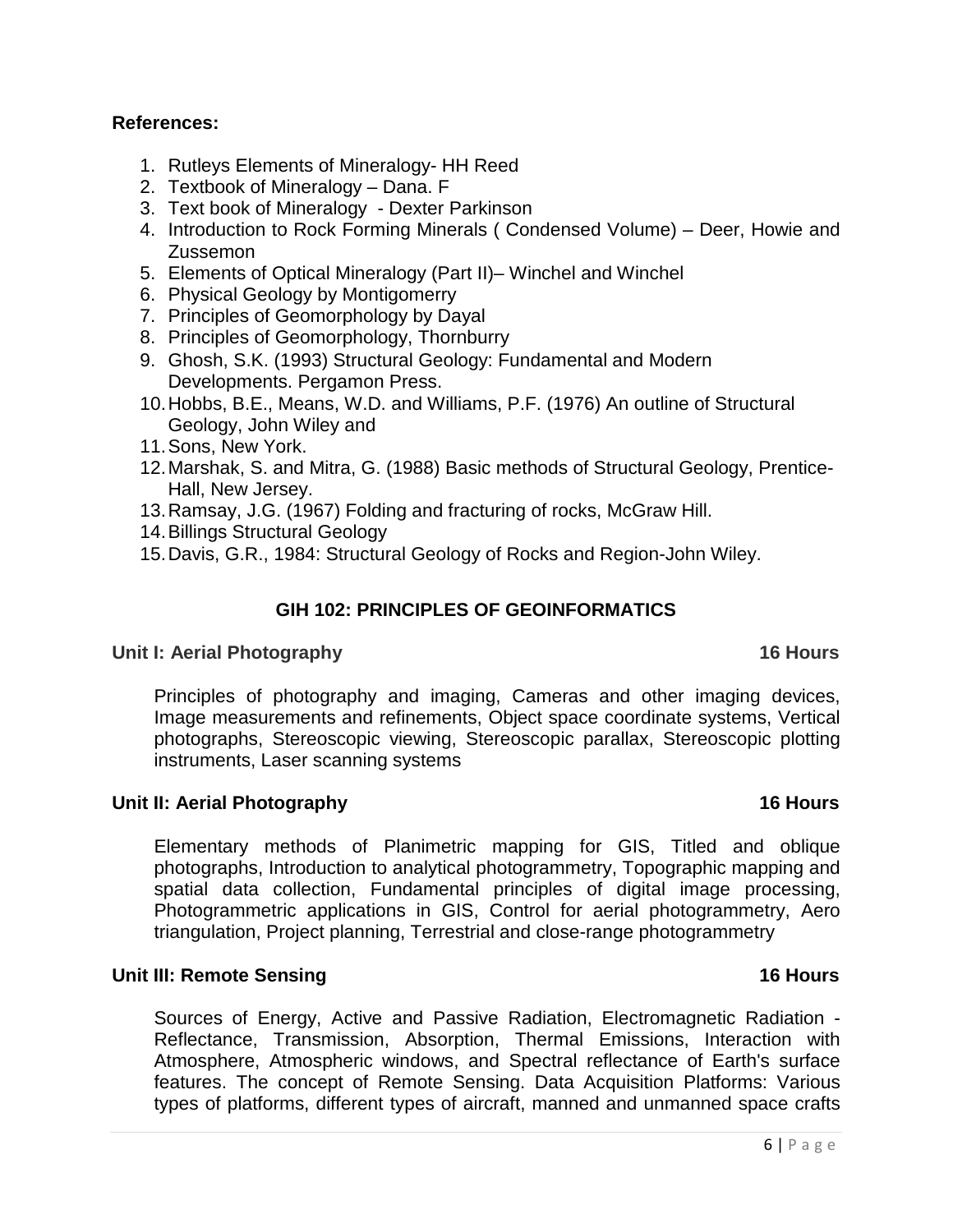**References:**

1. Rutleys Elements of Mineralogy- HH Reed
2. Textbook of Mineralogy – Dana. F
3. Text book of Mineralogy - Dexter Parkinson
4. Introduction to Rock Forming Minerals ( Condensed Volume) – Deer, Howie and Zussemon
5. Elements of Optical Mineralogy (Part II)– Winchel and Winchel
6. Physical Geology by Montigomerry
7. Principles of Geomorphology by Dayal
8. Principles of Geomorphology, Thornburry
9. Ghosh, S.K. (1993) Structural Geology: Fundamental and Modern Developments. Pergamon Press.
10. Hobbs, B.E., Means, W.D. and Williams, P.F. (1976) An outline of Structural Geology, John Wiley and
11. Sons, New York.
12. Marshak, S. and Mitra, G. (1988) Basic methods of Structural Geology, Prentice-Hall, New Jersey.
13. Ramsay, J.G. (1967) Folding and fracturing of rocks, McGraw Hill.
14. Billings Structural Geology
15. Davis, G.R., 1984: Structural Geology of Rocks and Region-John Wiley.

## GIH 102: PRINCIPLES OF GEOINFORMATICS

**Unit I: Aerial Photography** **16 Hours**

Principles of photography and imaging, Cameras and other imaging devices, Image measurements and refinements, Object space coordinate systems, Vertical photographs, Stereoscopic viewing, Stereoscopic parallax, Stereoscopic plotting instruments, Laser scanning systems

**Unit II: Aerial Photography** **16 Hours**

Elementary methods of Planimetric mapping for GIS, Titled and oblique photographs, Introduction to analytical photogrammetry, Topographic mapping and spatial data collection, Fundamental principles of digital image processing, Photogrammetric applications in GIS, Control for aerial photogrammetry, Aero triangulation, Project planning, Terrestrial and close-range photogrammetry

**Unit III: Remote Sensing** **16 Hours**

Sources of Energy, Active and Passive Radiation, Electromagnetic Radiation - Reflectance, Transmission, Absorption, Thermal Emissions, Interaction with Atmosphere, Atmospheric windows, and Spectral reflectance of Earth's surface features. The concept of Remote Sensing. Data Acquisition Platforms: Various types of platforms, different types of aircraft, manned and unmanned space crafts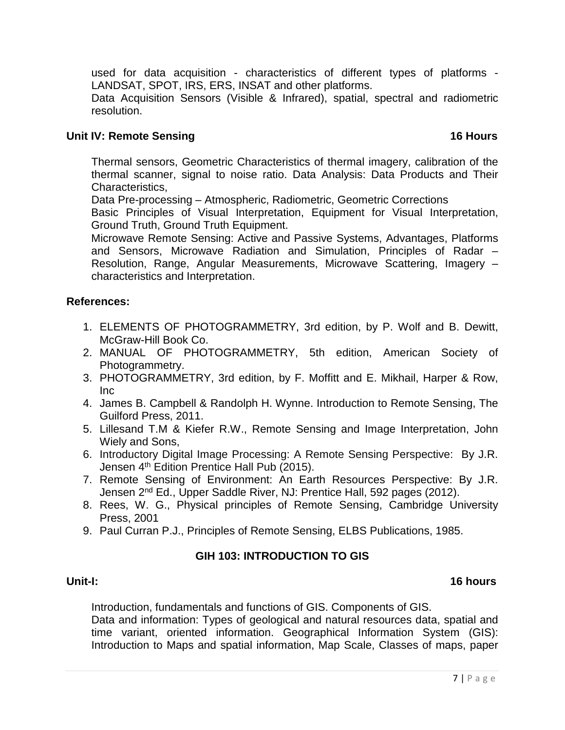used for data acquisition - characteristics of different types of platforms - LANDSAT, SPOT, IRS, ERS, INSAT and other platforms.

Data Acquisition Sensors (Visible & Infrared), spatial, spectral and radiometric resolution.

**Unit IV: Remote Sensing** **16 Hours**

Thermal sensors, Geometric Characteristics of thermal imagery, calibration of the thermal scanner, signal to noise ratio. Data Analysis: Data Products and Their Characteristics,

Data Pre-processing – Atmospheric, Radiometric, Geometric Corrections

Basic Principles of Visual Interpretation, Equipment for Visual Interpretation, Ground Truth, Ground Truth Equipment.

Microwave Remote Sensing: Active and Passive Systems, Advantages, Platforms and Sensors, Microwave Radiation and Simulation, Principles of Radar – Resolution, Range, Angular Measurements, Microwave Scattering, Imagery – characteristics and Interpretation.

**References:**

1. ELEMENTS OF PHOTOGRAMMETRY, 3rd edition, by P. Wolf and B. Dewitt, McGraw-Hill Book Co.
2. MANUAL OF PHOTOGRAMMETRY, 5th edition, American Society of Photogrammetry.
3. PHOTOGRAMMETRY, 3rd edition, by F. Moffitt and E. Mikhail, Harper & Row, Inc
4. James B. Campbell & Randolph H. Wynne. Introduction to Remote Sensing, The Guilford Press, 2011.
5. Lillesand T.M & Kiefer R.W., Remote Sensing and Image Interpretation, John Wiely and Sons,
6. Introductory Digital Image Processing: A Remote Sensing Perspective: By J.R. Jensen 4th Edition Prentice Hall Pub (2015).
7. Remote Sensing of Environment: An Earth Resources Perspective: By J.R. Jensen 2nd Ed., Upper Saddle River, NJ: Prentice Hall, 592 pages (2012).
8. Rees, W. G., Physical principles of Remote Sensing, Cambridge University Press, 2001
9. Paul Curran P.J., Principles of Remote Sensing, ELBS Publications, 1985.

## GIH 103: INTRODUCTION TO GIS

**Unit-I:** **16 hours**

Introduction, fundamentals and functions of GIS. Components of GIS.

Data and information: Types of geological and natural resources data, spatial and time variant, oriented information. Geographical Information System (GIS): Introduction to Maps and spatial information, Map Scale, Classes of maps, paper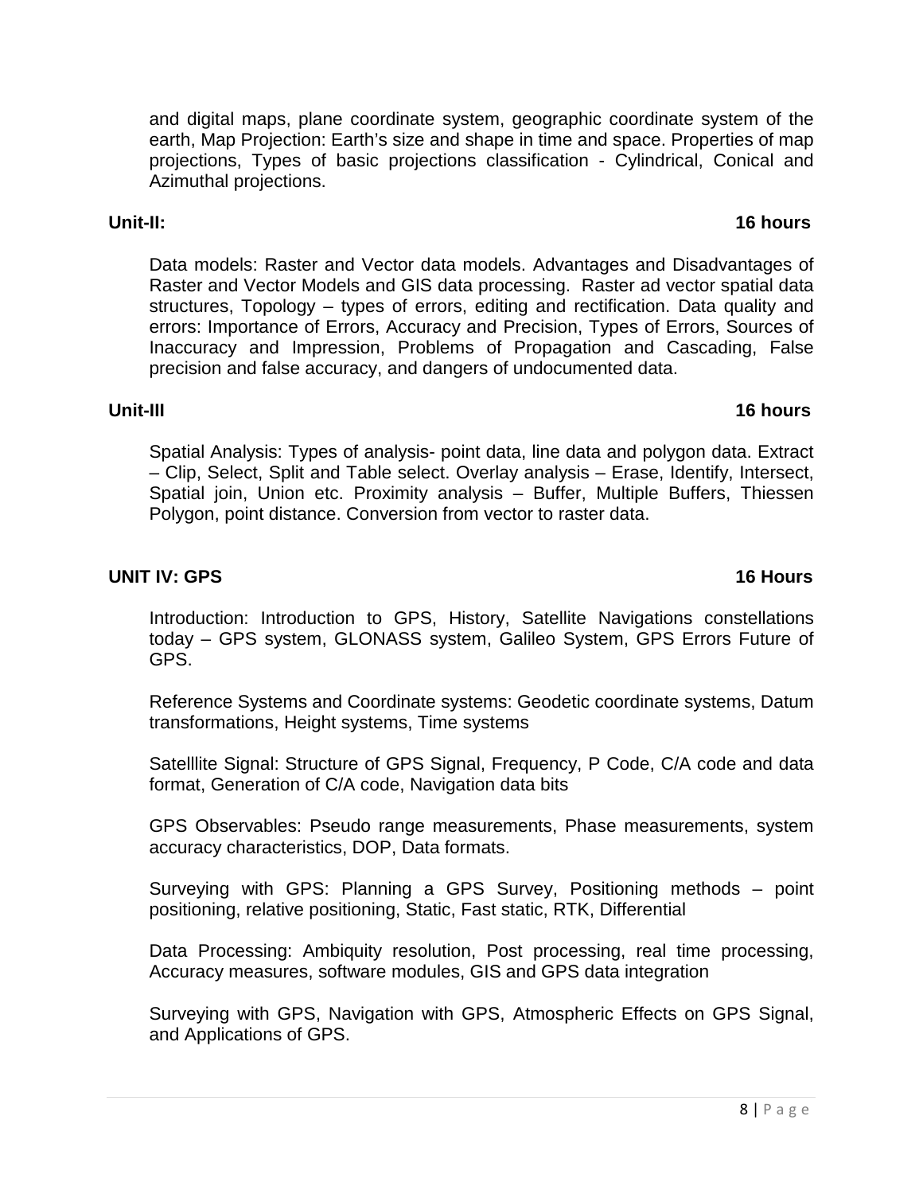and digital maps, plane coordinate system, geographic coordinate system of the earth, Map Projection: Earth's size and shape in time and space. Properties of map projections, Types of basic projections classification - Cylindrical, Conical and Azimuthal projections.

**Unit-II: 16 hours**

Data models: Raster and Vector data models. Advantages and Disadvantages of Raster and Vector Models and GIS data processing. Raster ad vector spatial data structures, Topology – types of errors, editing and rectification. Data quality and errors: Importance of Errors, Accuracy and Precision, Types of Errors, Sources of Inaccuracy and Impression, Problems of Propagation and Cascading, False precision and false accuracy, and dangers of undocumented data.

**Unit-III 16 hours**

Spatial Analysis: Types of analysis- point data, line data and polygon data. Extract – Clip, Select, Split and Table select. Overlay analysis – Erase, Identify, Intersect, Spatial join, Union etc. Proximity analysis – Buffer, Multiple Buffers, Thiessen Polygon, point distance. Conversion from vector to raster data.

**UNIT IV: GPS 16 Hours**

Introduction: Introduction to GPS, History, Satellite Navigations constellations today – GPS system, GLONASS system, Galileo System, GPS Errors Future of GPS.

Reference Systems and Coordinate systems: Geodetic coordinate systems, Datum transformations, Height systems, Time systems

Satelllite Signal: Structure of GPS Signal, Frequency, P Code, C/A code and data format, Generation of C/A code, Navigation data bits

GPS Observables: Pseudo range measurements, Phase measurements, system accuracy characteristics, DOP, Data formats.

Surveying with GPS: Planning a GPS Survey, Positioning methods – point positioning, relative positioning, Static, Fast static, RTK, Differential

Data Processing: Ambiquity resolution, Post processing, real time processing, Accuracy measures, software modules, GIS and GPS data integration

Surveying with GPS, Navigation with GPS, Atmospheric Effects on GPS Signal, and Applications of GPS.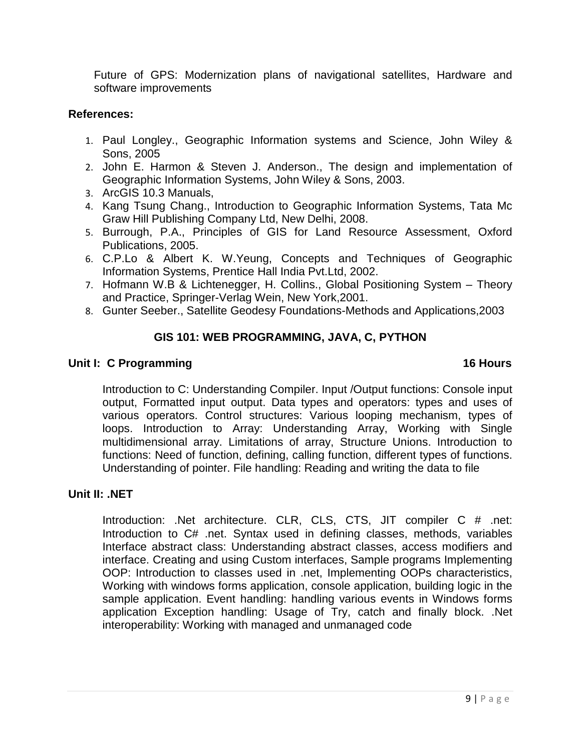Future of GPS: Modernization plans of navigational satellites, Hardware and software improvements

**References:**

1. Paul Longley., Geographic Information systems and Science, John Wiley & Sons, 2005
2. John E. Harmon & Steven J. Anderson., The design and implementation of Geographic Information Systems, John Wiley & Sons, 2003.
3. ArcGIS 10.3 Manuals,
4. Kang Tsung Chang., Introduction to Geographic Information Systems, Tata Mc Graw Hill Publishing Company Ltd, New Delhi, 2008.
5. Burrough, P.A., Principles of GIS for Land Resource Assessment, Oxford Publications, 2005.
6. C.P.Lo & Albert K. W.Yeung, Concepts and Techniques of Geographic Information Systems, Prentice Hall India Pvt.Ltd, 2002.
7. Hofmann W.B & Lichtenegger, H. Collins., Global Positioning System – Theory and Practice, Springer-Verlag Wein, New York,2001.
8. Gunter Seeber., Satellite Geodesy Foundations-Methods and Applications,2003

## GIS 101: WEB PROGRAMMING, JAVA, C, PYTHON

**Unit I: C Programming** **16 Hours**

Introduction to C: Understanding Compiler. Input /Output functions: Console input output, Formatted input output. Data types and operators: types and uses of various operators. Control structures: Various looping mechanism, types of loops. Introduction to Array: Understanding Array, Working with Single multidimensional array. Limitations of array, Structure Unions. Introduction to functions: Need of function, defining, calling function, different types of functions. Understanding of pointer. File handling: Reading and writing the data to file

**Unit II: .NET**

Introduction: .Net architecture. CLR, CLS, CTS, JIT compiler C # .net: Introduction to C# .net. Syntax used in defining classes, methods, variables Interface abstract class: Understanding abstract classes, access modifiers and interface. Creating and using Custom interfaces, Sample programs Implementing OOP: Introduction to classes used in .net, Implementing OOPs characteristics, Working with windows forms application, console application, building logic in the sample application. Event handling: handling various events in Windows forms application Exception handling: Usage of Try, catch and finally block. .Net interoperability: Working with managed and unmanaged code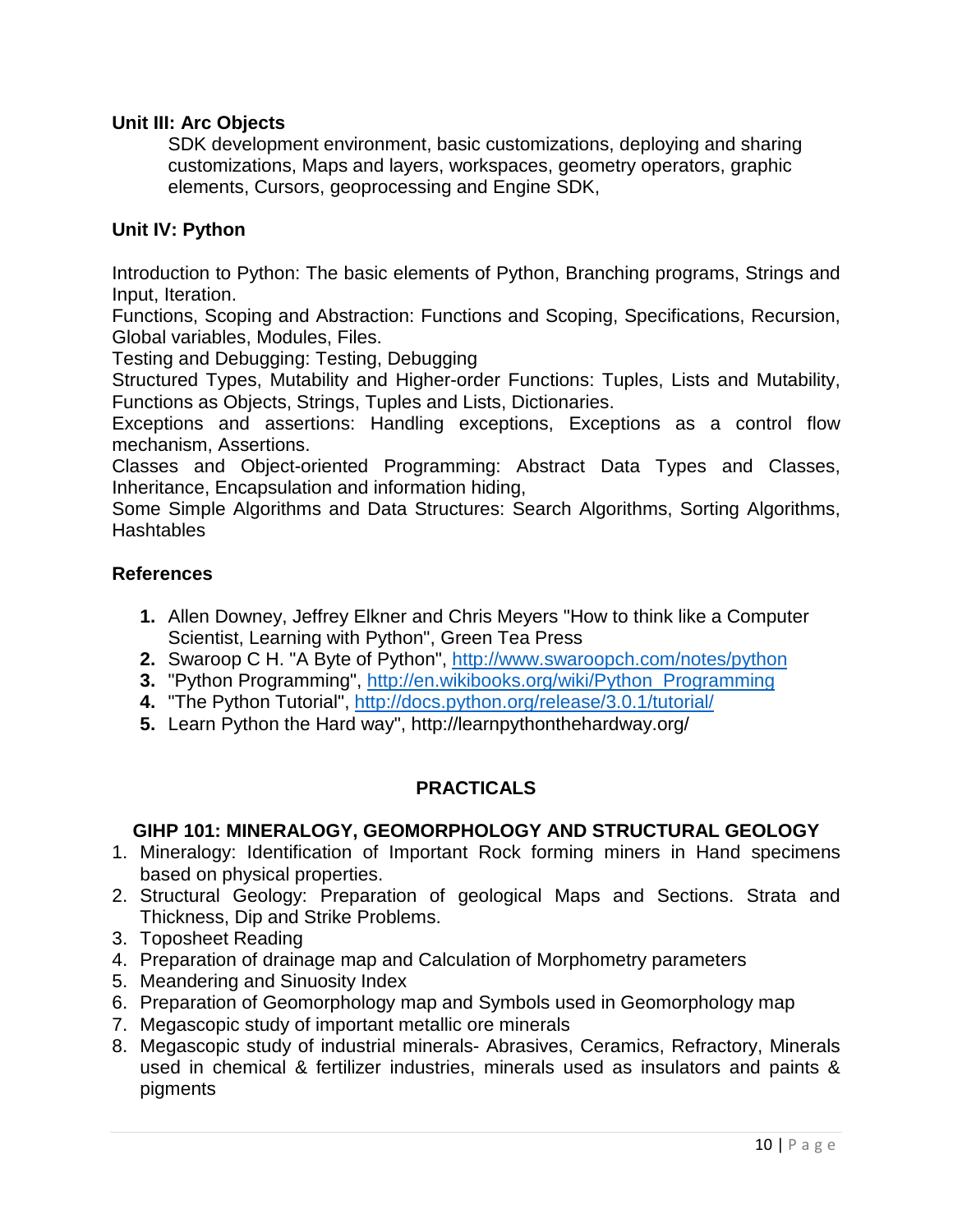**Unit III: Arc Objects**

SDK development environment, basic customizations, deploying and sharing customizations, Maps and layers, workspaces, geometry operators, graphic elements, Cursors, geoprocessing and Engine SDK,

**Unit IV: Python**

Introduction to Python: The basic elements of Python, Branching programs, Strings and Input, Iteration.
Functions, Scoping and Abstraction: Functions and Scoping, Specifications, Recursion, Global variables, Modules, Files.
Testing and Debugging: Testing, Debugging
Structured Types, Mutability and Higher-order Functions: Tuples, Lists and Mutability, Functions as Objects, Strings, Tuples and Lists, Dictionaries.
Exceptions and assertions: Handling exceptions, Exceptions as a control flow mechanism, Assertions.
Classes and Object-oriented Programming: Abstract Data Types and Classes, Inheritance, Encapsulation and information hiding,
Some Simple Algorithms and Data Structures: Search Algorithms, Sorting Algorithms, Hashtables

**References**

1. Allen Downey, Jeffrey Elkner and Chris Meyers "How to think like a Computer Scientist, Learning with Python", Green Tea Press
2. Swaroop C H. "A Byte of Python", http://www.swaroopch.com/notes/python
3. "Python Programming", http://en.wikibooks.org/wiki/Python_Programming
4. "The Python Tutorial", http://docs.python.org/release/3.0.1/tutorial/
5. Learn Python the Hard way", http://learnpythonthehardway.org/

## PRACTICALS

### GIHP 101: MINERALOGY, GEOMORPHOLOGY AND STRUCTURAL GEOLOGY

1. Mineralogy: Identification of Important Rock forming miners in Hand specimens based on physical properties.
2. Structural Geology: Preparation of geological Maps and Sections. Strata and Thickness, Dip and Strike Problems.
3. Toposheet Reading
4. Preparation of drainage map and Calculation of Morphometry parameters
5. Meandering and Sinuosity Index
6. Preparation of Geomorphology map and Symbols used in Geomorphology map
7. Megascopic study of important metallic ore minerals
8. Megascopic study of industrial minerals- Abrasives, Ceramics, Refractory, Minerals used in chemical & fertilizer industries, minerals used as insulators and paints & pigments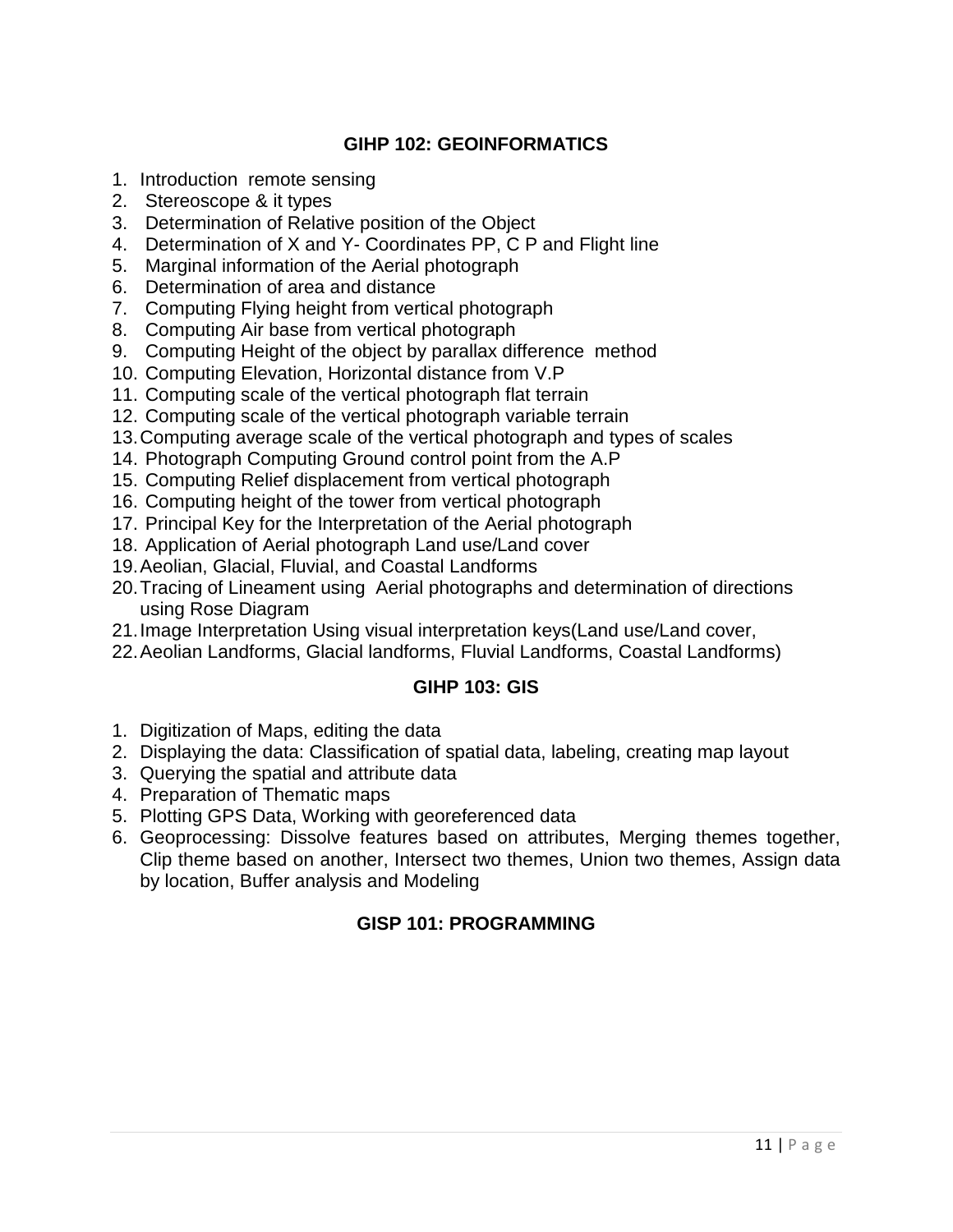## GIHP 102: GEOINFORMATICS

1. Introduction remote sensing
2. Stereoscope & it types
3. Determination of Relative position of the Object
4. Determination of X and Y- Coordinates PP, C P and Flight line
5. Marginal information of the Aerial photograph
6. Determination of area and distance
7. Computing Flying height from vertical photograph
8. Computing Air base from vertical photograph
9. Computing Height of the object by parallax difference method
10. Computing Elevation, Horizontal distance from V.P
11. Computing scale of the vertical photograph flat terrain
12. Computing scale of the vertical photograph variable terrain
13. Computing average scale of the vertical photograph and types of scales
14. Photograph Computing Ground control point from the A.P
15. Computing Relief displacement from vertical photograph
16. Computing height of the tower from vertical photograph
17. Principal Key for the Interpretation of the Aerial photograph
18. Application of Aerial photograph Land use/Land cover
19. Aeolian, Glacial, Fluvial, and Coastal Landforms
20. Tracing of Lineament using Aerial photographs and determination of directions using Rose Diagram
21. Image Interpretation Using visual interpretation keys(Land use/Land cover,
22. Aeolian Landforms, Glacial landforms, Fluvial Landforms, Coastal Landforms)

## GIHP 103: GIS

1. Digitization of Maps, editing the data
2. Displaying the data: Classification of spatial data, labeling, creating map layout
3. Querying the spatial and attribute data
4. Preparation of Thematic maps
5. Plotting GPS Data, Working with georeferenced data
6. Geoprocessing: Dissolve features based on attributes, Merging themes together, Clip theme based on another, Intersect two themes, Union two themes, Assign data by location, Buffer analysis and Modeling

## GISP 101: PROGRAMMING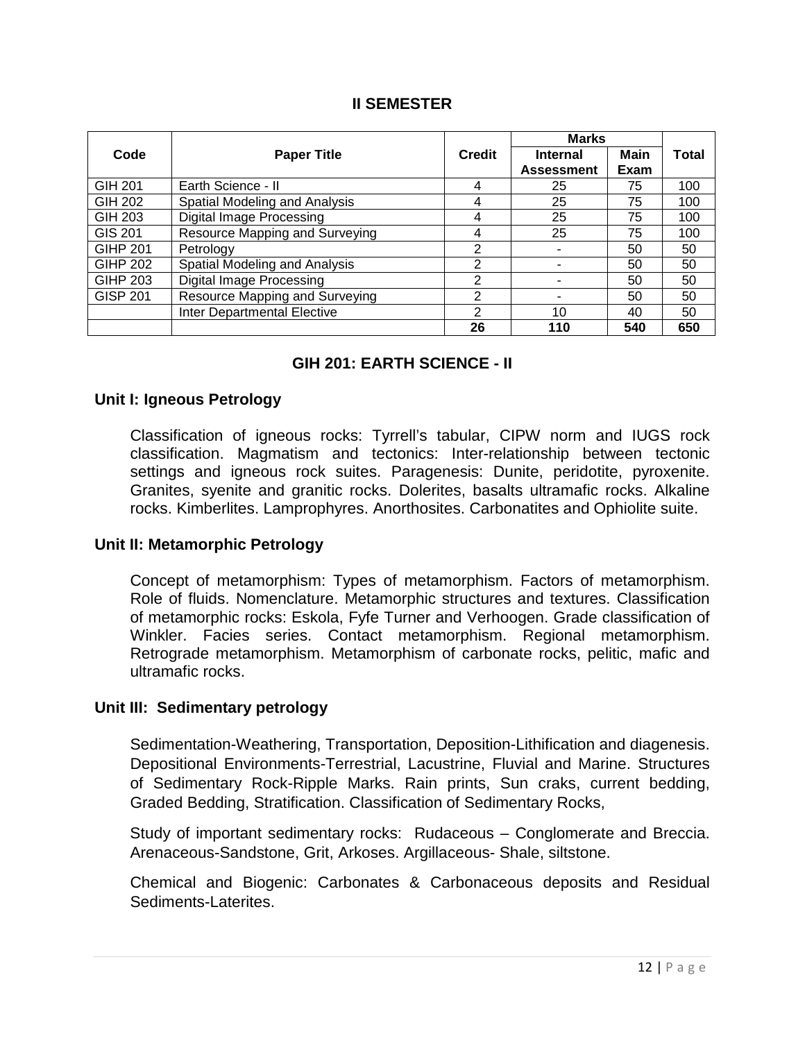## II SEMESTER

| Code | Paper Title | Credit | Marks | | Total |
|---|---|---|---|---|---|
| | | | Internal Assessment | Main Exam | |
| GIH 201 | Earth Science - II | 4 | 25 | 75 | 100 |
| GIH 202 | Spatial Modeling and Analysis | 4 | 25 | 75 | 100 |
| GIH 203 | Digital Image Processing | 4 | 25 | 75 | 100 |
| GIS 201 | Resource Mapping and Surveying | 4 | 25 | 75 | 100 |
| GIHP 201 | Petrology | 2 | - | 50 | 50 |
| GIHP 202 | Spatial Modeling and Analysis | 2 | - | 50 | 50 |
| GIHP 203 | Digital Image Processing | 2 | - | 50 | 50 |
| GISP 201 | Resource Mapping and Surveying | 2 | - | 50 | 50 |
| | Inter Departmental Elective | 2 | 10 | 40 | 50 |
| | | **26** | **110** | **540** | **650** |

## GIH 201: EARTH SCIENCE - II

### Unit I: Igneous Petrology

Classification of igneous rocks: Tyrrell's tabular, CIPW norm and IUGS rock classification. Magmatism and tectonics: Inter-relationship between tectonic settings and igneous rock suites. Paragenesis: Dunite, peridotite, pyroxenite. Granites, syenite and granitic rocks. Dolerites, basalts ultramafic rocks. Alkaline rocks. Kimberlites. Lamprophyres. Anorthosites. Carbonatites and Ophiolite suite.

### Unit II: Metamorphic Petrology

Concept of metamorphism: Types of metamorphism. Factors of metamorphism. Role of fluids. Nomenclature. Metamorphic structures and textures. Classification of metamorphic rocks: Eskola, Fyfe Turner and Verhoogen. Grade classification of Winkler. Facies series. Contact metamorphism. Regional metamorphism. Retrograde metamorphism. Metamorphism of carbonate rocks, pelitic, mafic and ultramafic rocks.

### Unit III: Sedimentary petrology

Sedimentation-Weathering, Transportation, Deposition-Lithification and diagenesis. Depositional Environments-Terrestrial, Lacustrine, Fluvial and Marine. Structures of Sedimentary Rock-Ripple Marks. Rain prints, Sun craks, current bedding, Graded Bedding, Stratification. Classification of Sedimentary Rocks,

Study of important sedimentary rocks: Rudaceous – Conglomerate and Breccia. Arenaceous-Sandstone, Grit, Arkoses. Argillaceous- Shale, siltstone.

Chemical and Biogenic: Carbonates & Carbonaceous deposits and Residual Sediments-Laterites.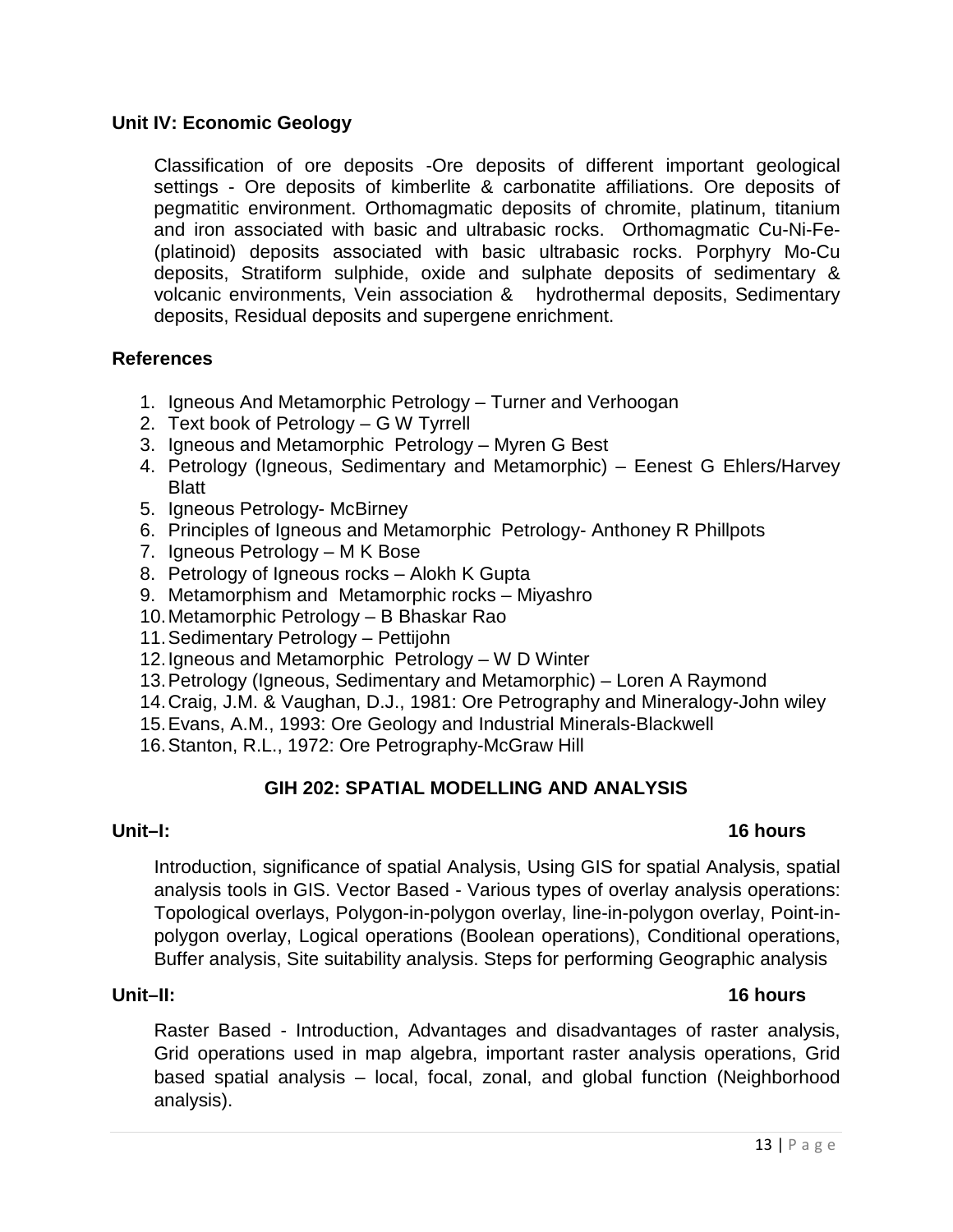## Unit IV: Economic Geology

Classification of ore deposits -Ore deposits of different important geological settings - Ore deposits of kimberlite & carbonatite affiliations. Ore deposits of pegmatitic environment. Orthomagmatic deposits of chromite, platinum, titanium and iron associated with basic and ultrabasic rocks. Orthomagmatic Cu-Ni-Fe-(platinoid) deposits associated with basic ultrabasic rocks. Porphyry Mo-Cu deposits, Stratiform sulphide, oxide and sulphate deposits of sedimentary & volcanic environments, Vein association & hydrothermal deposits, Sedimentary deposits, Residual deposits and supergene enrichment.

## References

1. Igneous And Metamorphic Petrology – Turner and Verhoogan
2. Text book of Petrology – G W Tyrrell
3. Igneous and Metamorphic Petrology – Myren G Best
4. Petrology (Igneous, Sedimentary and Metamorphic) – Eenest G Ehlers/Harvey Blatt
5. Igneous Petrology- McBirney
6. Principles of Igneous and Metamorphic Petrology- Anthoney R Phillpots
7. Igneous Petrology – M K Bose
8. Petrology of Igneous rocks – Alokh K Gupta
9. Metamorphism and Metamorphic rocks – Miyashro
10. Metamorphic Petrology – B Bhaskar Rao
11. Sedimentary Petrology – Pettijohn
12. Igneous and Metamorphic Petrology – W D Winter
13. Petrology (Igneous, Sedimentary and Metamorphic) – Loren A Raymond
14. Craig, J.M. & Vaughan, D.J., 1981: Ore Petrography and Mineralogy-John wiley
15. Evans, A.M., 1993: Ore Geology and Industrial Minerals-Blackwell
16. Stanton, R.L., 1972: Ore Petrography-McGraw Hill

# GIH 202: SPATIAL MODELLING AND ANALYSIS

**Unit–I: 16 hours**

Introduction, significance of spatial Analysis, Using GIS for spatial Analysis, spatial analysis tools in GIS. Vector Based - Various types of overlay analysis operations: Topological overlays, Polygon-in-polygon overlay, line-in-polygon overlay, Point-in-polygon overlay, Logical operations (Boolean operations), Conditional operations, Buffer analysis, Site suitability analysis. Steps for performing Geographic analysis

**Unit–II: 16 hours**

Raster Based - Introduction, Advantages and disadvantages of raster analysis, Grid operations used in map algebra, important raster analysis operations, Grid based spatial analysis – local, focal, zonal, and global function (Neighborhood analysis).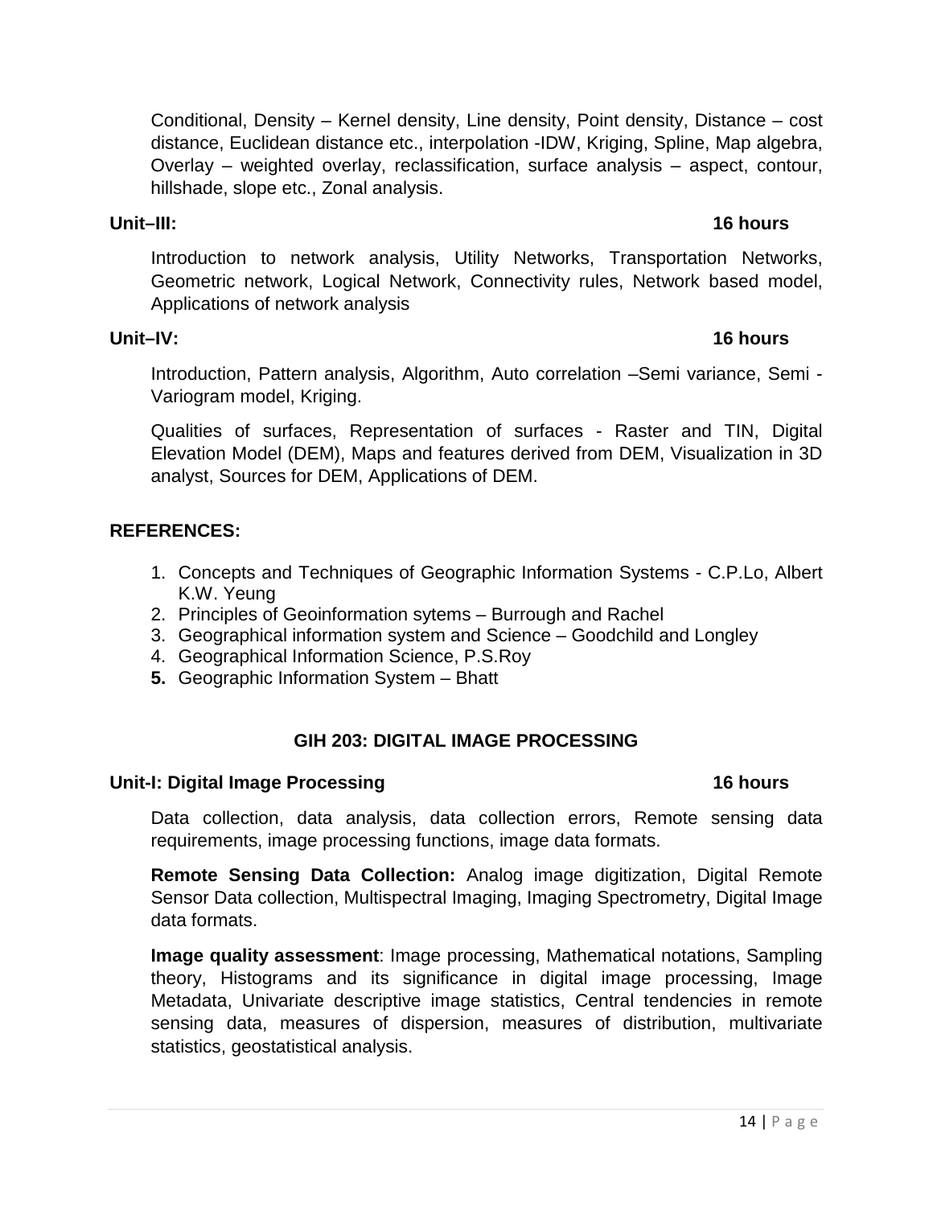Conditional, Density – Kernel density, Line density, Point density, Distance – cost distance, Euclidean distance etc., interpolation -IDW, Kriging, Spline, Map algebra, Overlay – weighted overlay, reclassification, surface analysis – aspect, contour, hillshade, slope etc., Zonal analysis.

**Unit–III:** **16 hours**

Introduction to network analysis, Utility Networks, Transportation Networks, Geometric network, Logical Network, Connectivity rules, Network based model, Applications of network analysis

**Unit–IV:** **16 hours**

Introduction, Pattern analysis, Algorithm, Auto correlation –Semi variance, Semi -Variogram model, Kriging.

Qualities of surfaces, Representation of surfaces - Raster and TIN, Digital Elevation Model (DEM), Maps and features derived from DEM, Visualization in 3D analyst, Sources for DEM, Applications of DEM.

**REFERENCES:**

1. Concepts and Techniques of Geographic Information Systems - C.P.Lo, Albert K.W. Yeung
2. Principles of Geoinformation sytems – Burrough and Rachel
3. Geographical information system and Science – Goodchild and Longley
4. Geographical Information Science, P.S.Roy
5. Geographic Information System – Bhatt

## GIH 203: DIGITAL IMAGE PROCESSING

**Unit-I: Digital Image Processing** **16 hours**

Data collection, data analysis, data collection errors, Remote sensing data requirements, image processing functions, image data formats.

**Remote Sensing Data Collection:** Analog image digitization, Digital Remote Sensor Data collection, Multispectral Imaging, Imaging Spectrometry, Digital Image data formats.

**Image quality assessment**: Image processing, Mathematical notations, Sampling theory, Histograms and its significance in digital image processing, Image Metadata, Univariate descriptive image statistics, Central tendencies in remote sensing data, measures of dispersion, measures of distribution, multivariate statistics, geostatistical analysis.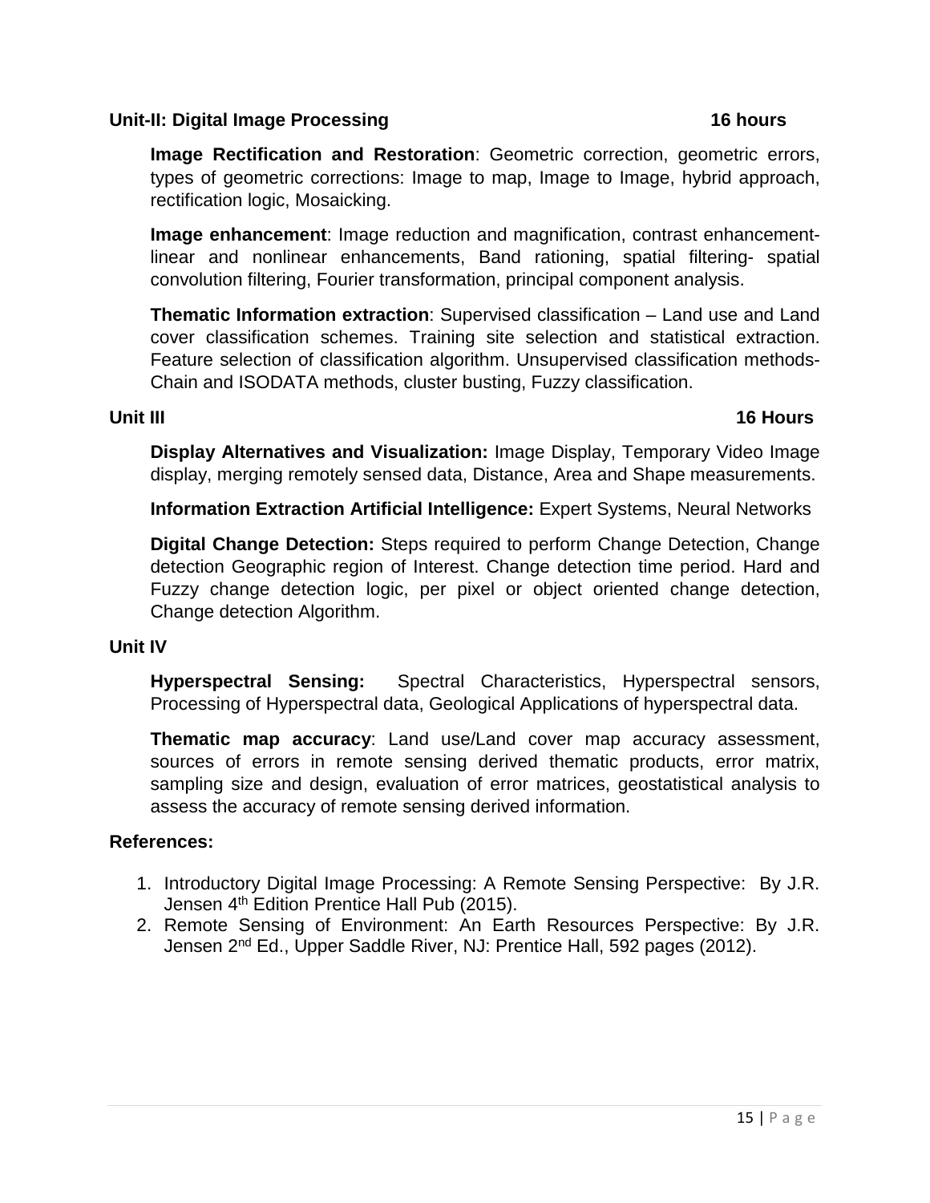**Unit-II: Digital Image Processing** **16 hours**

**Image Rectification and Restoration**: Geometric correction, geometric errors, types of geometric corrections: Image to map, Image to Image, hybrid approach, rectification logic, Mosaicking.

**Image enhancement**: Image reduction and magnification, contrast enhancement-linear and nonlinear enhancements, Band rationing, spatial filtering- spatial convolution filtering, Fourier transformation, principal component analysis.

**Thematic Information extraction**: Supervised classification – Land use and Land cover classification schemes. Training site selection and statistical extraction. Feature selection of classification algorithm. Unsupervised classification methods-Chain and ISODATA methods, cluster busting, Fuzzy classification.

**Unit III** **16 Hours**

**Display Alternatives and Visualization:** Image Display, Temporary Video Image display, merging remotely sensed data, Distance, Area and Shape measurements.

**Information Extraction Artificial Intelligence:** Expert Systems, Neural Networks

**Digital Change Detection:** Steps required to perform Change Detection, Change detection Geographic region of Interest. Change detection time period. Hard and Fuzzy change detection logic, per pixel or object oriented change detection, Change detection Algorithm.

**Unit IV**

**Hyperspectral Sensing:** Spectral Characteristics, Hyperspectral sensors, Processing of Hyperspectral data, Geological Applications of hyperspectral data.

**Thematic map accuracy**: Land use/Land cover map accuracy assessment, sources of errors in remote sensing derived thematic products, error matrix, sampling size and design, evaluation of error matrices, geostatistical analysis to assess the accuracy of remote sensing derived information.

**References:**

1. Introductory Digital Image Processing: A Remote Sensing Perspective: By J.R. Jensen 4th Edition Prentice Hall Pub (2015).
2. Remote Sensing of Environment: An Earth Resources Perspective: By J.R. Jensen 2nd Ed., Upper Saddle River, NJ: Prentice Hall, 592 pages (2012).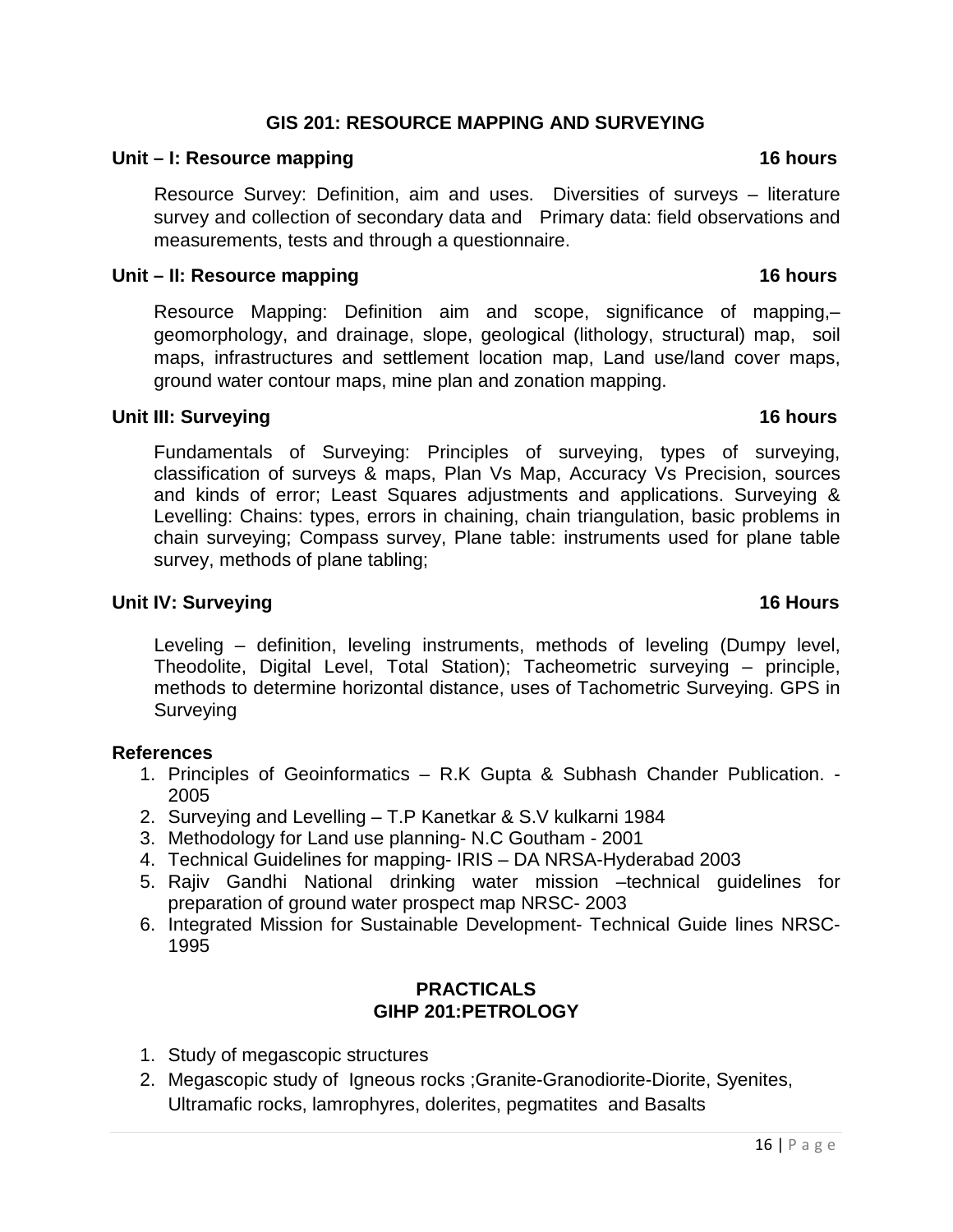## GIS 201: RESOURCE MAPPING AND SURVEYING

**Unit – I: Resource mapping** **16 hours**

Resource Survey: Definition, aim and uses. Diversities of surveys – literature survey and collection of secondary data and Primary data: field observations and measurements, tests and through a questionnaire.

**Unit – II: Resource mapping** **16 hours**

Resource Mapping: Definition aim and scope, significance of mapping,– geomorphology, and drainage, slope, geological (lithology, structural) map, soil maps, infrastructures and settlement location map, Land use/land cover maps, ground water contour maps, mine plan and zonation mapping.

**Unit III: Surveying** **16 hours**

Fundamentals of Surveying: Principles of surveying, types of surveying, classification of surveys & maps, Plan Vs Map, Accuracy Vs Precision, sources and kinds of error; Least Squares adjustments and applications. Surveying & Levelling: Chains: types, errors in chaining, chain triangulation, basic problems in chain surveying; Compass survey, Plane table: instruments used for plane table survey, methods of plane tabling;

**Unit IV: Surveying** **16 Hours**

Leveling – definition, leveling instruments, methods of leveling (Dumpy level, Theodolite, Digital Level, Total Station); Tacheometric surveying – principle, methods to determine horizontal distance, uses of Tachometric Surveying. GPS in Surveying

**References**

1. Principles of Geoinformatics – R.K Gupta & Subhash Chander Publication. - 2005
2. Surveying and Levelling – T.P Kanetkar & S.V kulkarni 1984
3. Methodology for Land use planning- N.C Goutham - 2001
4. Technical Guidelines for mapping- IRIS – DA NRSA-Hyderabad 2003
5. Rajiv Gandhi National drinking water mission –technical guidelines for preparation of ground water prospect map NRSC- 2003
6. Integrated Mission for Sustainable Development- Technical Guide lines NRSC- 1995

## PRACTICALS
## GIHP 201:PETROLOGY

1. Study of megascopic structures
2. Megascopic study of Igneous rocks ;Granite-Granodiorite-Diorite, Syenites, Ultramafic rocks, lamrophyres, dolerites, pegmatites and Basalts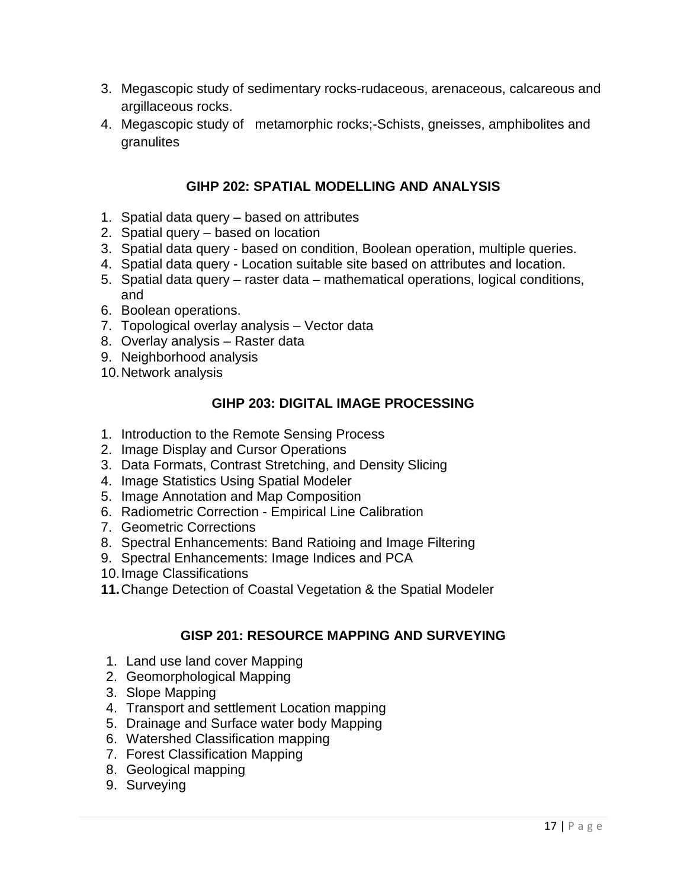3. Megascopic study of sedimentary rocks-rudaceous, arenaceous, calcareous and argillaceous rocks.
4. Megascopic study of metamorphic rocks;-Schists, gneisses, amphibolites and granulites

## GIHP 202: SPATIAL MODELLING AND ANALYSIS

1. Spatial data query – based on attributes
2. Spatial query – based on location
3. Spatial data query - based on condition, Boolean operation, multiple queries.
4. Spatial data query - Location suitable site based on attributes and location.
5. Spatial data query – raster data – mathematical operations, logical conditions, and
6. Boolean operations.
7. Topological overlay analysis – Vector data
8. Overlay analysis – Raster data
9. Neighborhood analysis
10. Network analysis

## GIHP 203: DIGITAL IMAGE PROCESSING

1. Introduction to the Remote Sensing Process
2. Image Display and Cursor Operations
3. Data Formats, Contrast Stretching, and Density Slicing
4. Image Statistics Using Spatial Modeler
5. Image Annotation and Map Composition
6. Radiometric Correction - Empirical Line Calibration
7. Geometric Corrections
8. Spectral Enhancements: Band Ratioing and Image Filtering
9. Spectral Enhancements: Image Indices and PCA
10. Image Classifications
11. Change Detection of Coastal Vegetation & the Spatial Modeler

## GISP 201: RESOURCE MAPPING AND SURVEYING

1. Land use land cover Mapping
2. Geomorphological Mapping
3. Slope Mapping
4. Transport and settlement Location mapping
5. Drainage and Surface water body Mapping
6. Watershed Classification mapping
7. Forest Classification Mapping
8. Geological mapping
9. Surveying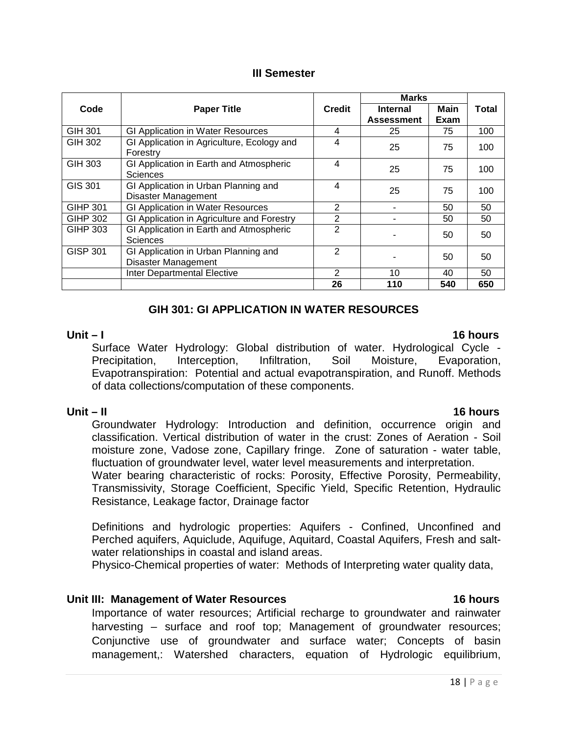## III Semester

| Code | Paper Title | Credit | Marks | | Total |
|---|---|---|---|---|---|
| | | | Internal Assessment | Main Exam | |
| GIH 301 | GI Application in Water Resources | 4 | 25 | 75 | 100 |
| GIH 302 | GI Application in Agriculture, Ecology and Forestry | 4 | 25 | 75 | 100 |
| GIH 303 | GI Application in Earth and Atmospheric Sciences | 4 | 25 | 75 | 100 |
| GIS 301 | GI Application in Urban Planning and Disaster Management | 4 | 25 | 75 | 100 |
| GIHP 301 | GI Application in Water Resources | 2 | - | 50 | 50 |
| GIHP 302 | GI Application in Agriculture and Forestry | 2 | - | 50 | 50 |
| GIHP 303 | GI Application in Earth and Atmospheric Sciences | 2 | - | 50 | 50 |
| GISP 301 | GI Application in Urban Planning and Disaster Management | 2 | - | 50 | 50 |
| | Inter Departmental Elective | 2 | 10 | 40 | 50 |
| | | **26** | **110** | **540** | **650** |

## GIH 301: GI APPLICATION IN WATER RESOURCES

**Unit – I** **16 hours**

Surface Water Hydrology: Global distribution of water. Hydrological Cycle - Precipitation, Interception, Infiltration, Soil Moisture, Evaporation, Evapotranspiration: Potential and actual evapotranspiration, and Runoff. Methods of data collections/computation of these components.

**Unit – II** **16 hours**

Groundwater Hydrology: Introduction and definition, occurrence origin and classification. Vertical distribution of water in the crust: Zones of Aeration - Soil moisture zone, Vadose zone, Capillary fringe. Zone of saturation - water table, fluctuation of groundwater level, water level measurements and interpretation.

Water bearing characteristic of rocks: Porosity, Effective Porosity, Permeability, Transmissivity, Storage Coefficient, Specific Yield, Specific Retention, Hydraulic Resistance, Leakage factor, Drainage factor

Definitions and hydrologic properties: Aquifers - Confined, Unconfined and Perched aquifers, Aquiclude, Aquifuge, Aquitard, Coastal Aquifers, Fresh and salt-water relationships in coastal and island areas.

Physico-Chemical properties of water: Methods of Interpreting water quality data,

**Unit III: Management of Water Resources** **16 hours**

Importance of water resources; Artificial recharge to groundwater and rainwater harvesting – surface and roof top; Management of groundwater resources; Conjunctive use of groundwater and surface water; Concepts of basin management,: Watershed characters, equation of Hydrologic equilibrium,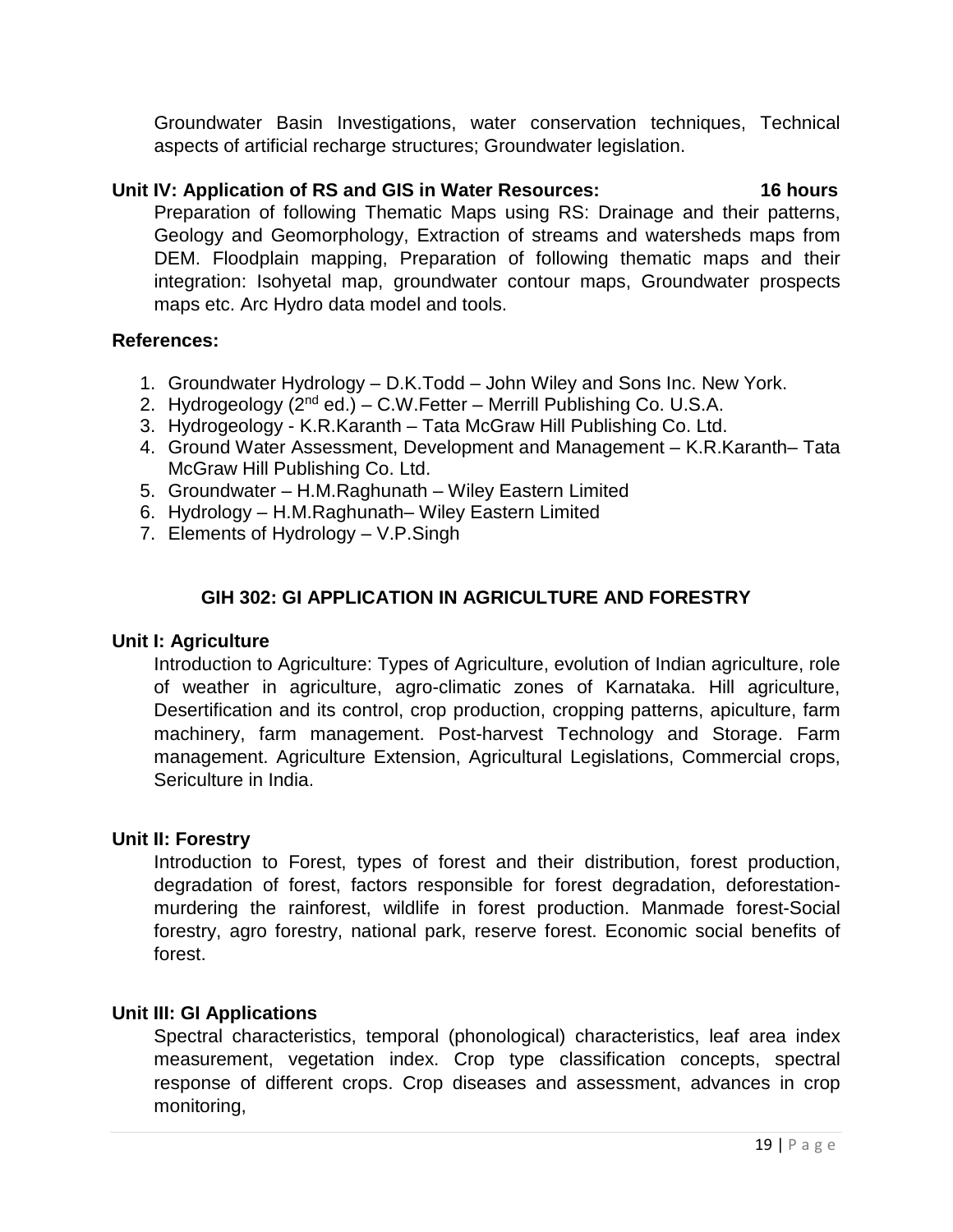Groundwater Basin Investigations, water conservation techniques, Technical aspects of artificial recharge structures; Groundwater legislation.

**Unit IV: Application of RS and GIS in Water Resources: 16 hours**

Preparation of following Thematic Maps using RS: Drainage and their patterns, Geology and Geomorphology, Extraction of streams and watersheds maps from DEM. Floodplain mapping, Preparation of following thematic maps and their integration: Isohyetal map, groundwater contour maps, Groundwater prospects maps etc. Arc Hydro data model and tools.

**References:**

1. Groundwater Hydrology – D.K.Todd – John Wiley and Sons Inc. New York.
2. Hydrogeology (2nd ed.) – C.W.Fetter – Merrill Publishing Co. U.S.A.
3. Hydrogeology - K.R.Karanth – Tata McGraw Hill Publishing Co. Ltd.
4. Ground Water Assessment, Development and Management – K.R.Karanth– Tata McGraw Hill Publishing Co. Ltd.
5. Groundwater – H.M.Raghunath – Wiley Eastern Limited
6. Hydrology – H.M.Raghunath– Wiley Eastern Limited
7. Elements of Hydrology – V.P.Singh

## GIH 302: GI APPLICATION IN AGRICULTURE AND FORESTRY

**Unit I: Agriculture**

Introduction to Agriculture: Types of Agriculture, evolution of Indian agriculture, role of weather in agriculture, agro-climatic zones of Karnataka. Hill agriculture, Desertification and its control, crop production, cropping patterns, apiculture, farm machinery, farm management. Post-harvest Technology and Storage. Farm management. Agriculture Extension, Agricultural Legislations, Commercial crops, Sericulture in India.

**Unit II: Forestry**

Introduction to Forest, types of forest and their distribution, forest production, degradation of forest, factors responsible for forest degradation, deforestation-murdering the rainforest, wildlife in forest production. Manmade forest-Social forestry, agro forestry, national park, reserve forest. Economic social benefits of forest.

**Unit III: GI Applications**

Spectral characteristics, temporal (phonological) characteristics, leaf area index measurement, vegetation index. Crop type classification concepts, spectral response of different crops. Crop diseases and assessment, advances in crop monitoring,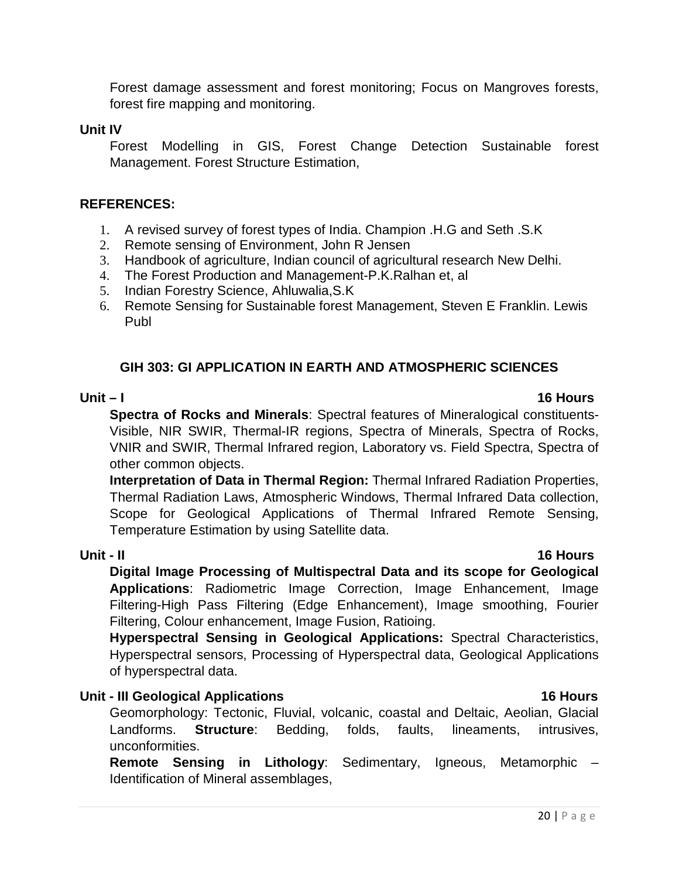Forest damage assessment and forest monitoring; Focus on Mangroves forests, forest fire mapping and monitoring.

**Unit IV**

Forest Modelling in GIS, Forest Change Detection Sustainable forest Management. Forest Structure Estimation,

**REFERENCES:**

1. A revised survey of forest types of India. Champion .H.G and Seth .S.K
2. Remote sensing of Environment, John R Jensen
3. Handbook of agriculture, Indian council of agricultural research New Delhi.
4. The Forest Production and Management-P.K.Ralhan et, al
5. Indian Forestry Science, Ahluwalia,S.K
6. Remote Sensing for Sustainable forest Management, Steven E Franklin. Lewis Publ

## GIH 303: GI APPLICATION IN EARTH AND ATMOSPHERIC SCIENCES

**Unit – I** **16 Hours**

**Spectra of Rocks and Minerals**: Spectral features of Mineralogical constituents- Visible, NIR SWIR, Thermal-IR regions, Spectra of Minerals, Spectra of Rocks, VNIR and SWIR, Thermal Infrared region, Laboratory vs. Field Spectra, Spectra of other common objects.

**Interpretation of Data in Thermal Region:** Thermal Infrared Radiation Properties, Thermal Radiation Laws, Atmospheric Windows, Thermal Infrared Data collection, Scope for Geological Applications of Thermal Infrared Remote Sensing, Temperature Estimation by using Satellite data.

**Unit - II** **16 Hours**

**Digital Image Processing of Multispectral Data and its scope for Geological Applications**: Radiometric Image Correction, Image Enhancement, Image Filtering-High Pass Filtering (Edge Enhancement), Image smoothing, Fourier Filtering, Colour enhancement, Image Fusion, Ratioing.

**Hyperspectral Sensing in Geological Applications:** Spectral Characteristics, Hyperspectral sensors, Processing of Hyperspectral data, Geological Applications of hyperspectral data.

**Unit - III Geological Applications** **16 Hours**

Geomorphology: Tectonic, Fluvial, volcanic, coastal and Deltaic, Aeolian, Glacial Landforms. **Structure**: Bedding, folds, faults, lineaments, intrusives, unconformities.

**Remote Sensing in Lithology**: Sedimentary, Igneous, Metamorphic – Identification of Mineral assemblages,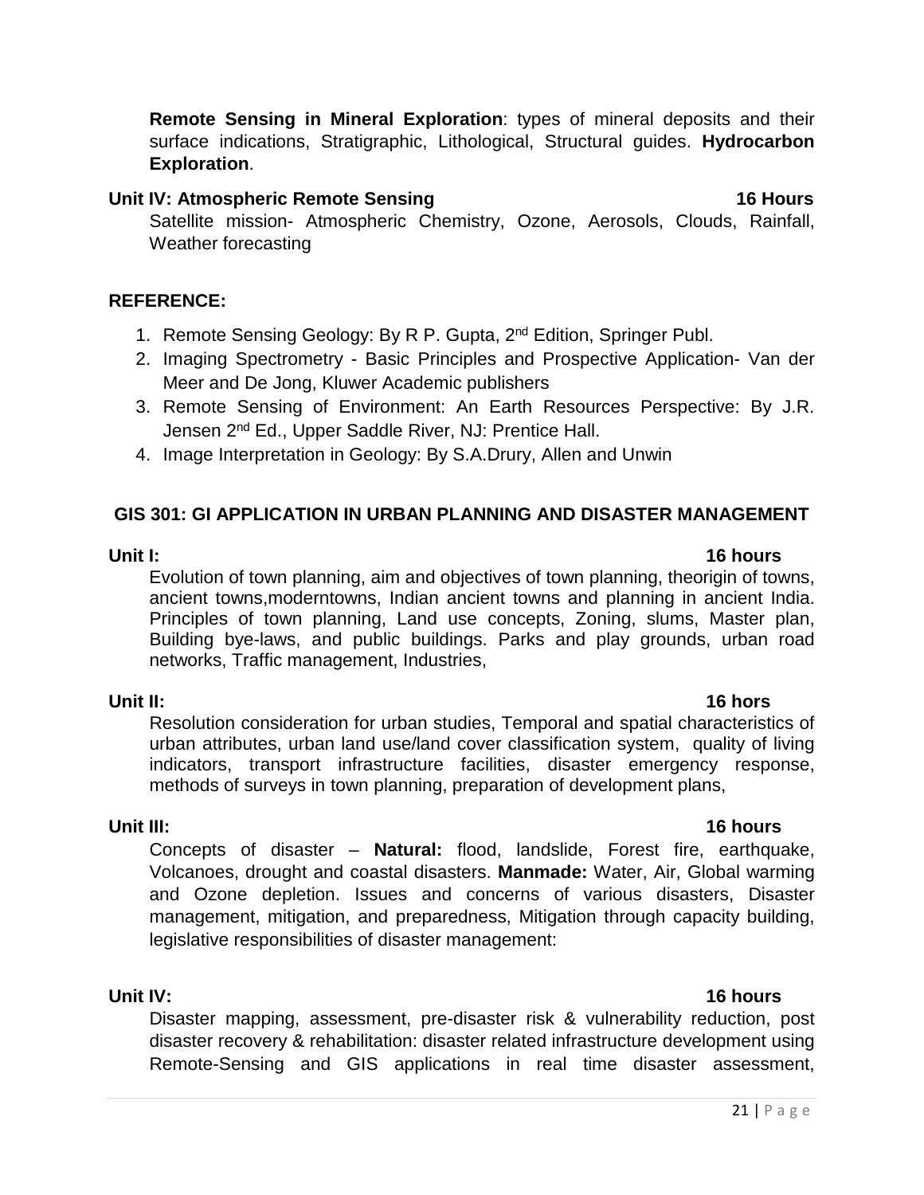**Remote Sensing in Mineral Exploration**: types of mineral deposits and their surface indications, Stratigraphic, Lithological, Structural guides. **Hydrocarbon Exploration**.

**Unit IV: Atmospheric Remote Sensing** **16 Hours**

Satellite mission- Atmospheric Chemistry, Ozone, Aerosols, Clouds, Rainfall, Weather forecasting

**REFERENCE:**

1. Remote Sensing Geology: By R P. Gupta, 2nd Edition, Springer Publ.
2. Imaging Spectrometry - Basic Principles and Prospective Application- Van der Meer and De Jong, Kluwer Academic publishers
3. Remote Sensing of Environment: An Earth Resources Perspective: By J.R. Jensen 2nd Ed., Upper Saddle River, NJ: Prentice Hall.
4. Image Interpretation in Geology: By S.A.Drury, Allen and Unwin

## GIS 301: GI APPLICATION IN URBAN PLANNING AND DISASTER MANAGEMENT

**Unit I:** **16 hours**

Evolution of town planning, aim and objectives of town planning, theorigin of towns, ancient towns,moderntowns, Indian ancient towns and planning in ancient India. Principles of town planning, Land use concepts, Zoning, slums, Master plan, Building bye-laws, and public buildings. Parks and play grounds, urban road networks, Traffic management, Industries,

**Unit II:** **16 hors**

Resolution consideration for urban studies, Temporal and spatial characteristics of urban attributes, urban land use/land cover classification system, quality of living indicators, transport infrastructure facilities, disaster emergency response, methods of surveys in town planning, preparation of development plans,

**Unit III:** **16 hours**

Concepts of disaster – **Natural:** flood, landslide, Forest fire, earthquake, Volcanoes, drought and coastal disasters. **Manmade:** Water, Air, Global warming and Ozone depletion. Issues and concerns of various disasters, Disaster management, mitigation, and preparedness, Mitigation through capacity building, legislative responsibilities of disaster management:

**Unit IV:** **16 hours**

Disaster mapping, assessment, pre-disaster risk & vulnerability reduction, post disaster recovery & rehabilitation: disaster related infrastructure development using Remote-Sensing and GIS applications in real time disaster assessment,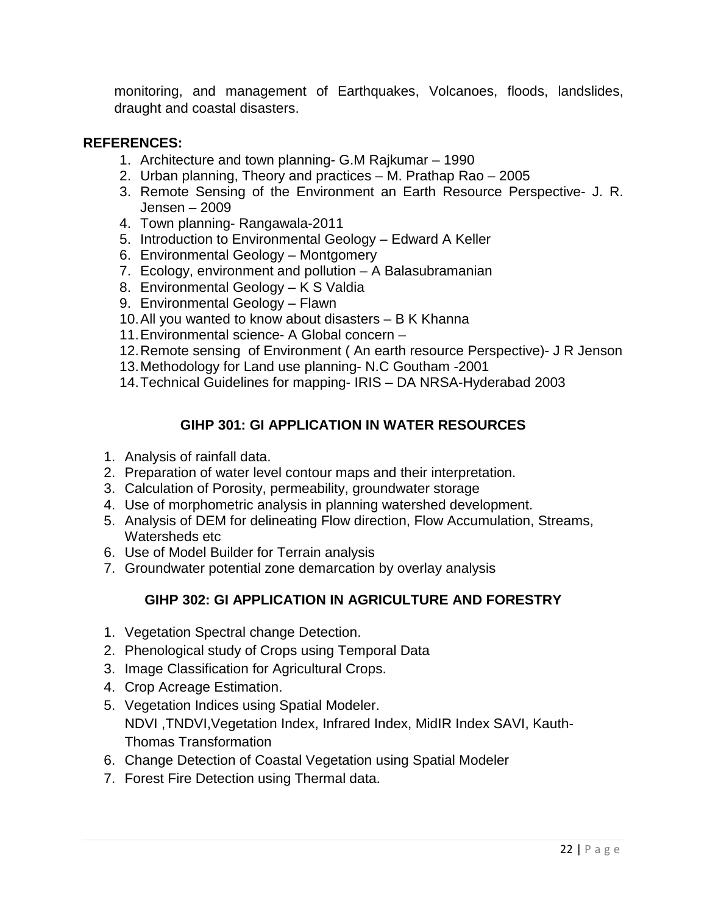monitoring, and management of Earthquakes, Volcanoes, floods, landslides, draught and coastal disasters.

**REFERENCES:**

1. Architecture and town planning- G.M Rajkumar – 1990
2. Urban planning, Theory and practices – M. Prathap Rao – 2005
3. Remote Sensing of the Environment an Earth Resource Perspective- J. R. Jensen – 2009
4. Town planning- Rangawala-2011
5. Introduction to Environmental Geology – Edward A Keller
6. Environmental Geology – Montgomery
7. Ecology, environment and pollution – A Balasubramanian
8. Environmental Geology – K S Valdia
9. Environmental Geology – Flawn
10. All you wanted to know about disasters – B K Khanna
11. Environmental science- A Global concern –
12. Remote sensing of Environment ( An earth resource Perspective)- J R Jenson
13. Methodology for Land use planning- N.C Goutham -2001
14. Technical Guidelines for mapping- IRIS – DA NRSA-Hyderabad 2003

## GIHP 301: GI APPLICATION IN WATER RESOURCES

1. Analysis of rainfall data.
2. Preparation of water level contour maps and their interpretation.
3. Calculation of Porosity, permeability, groundwater storage
4. Use of morphometric analysis in planning watershed development.
5. Analysis of DEM for delineating Flow direction, Flow Accumulation, Streams, Watersheds etc
6. Use of Model Builder for Terrain analysis
7. Groundwater potential zone demarcation by overlay analysis

## GIHP 302: GI APPLICATION IN AGRICULTURE AND FORESTRY

1. Vegetation Spectral change Detection.
2. Phenological study of Crops using Temporal Data
3. Image Classification for Agricultural Crops.
4. Crop Acreage Estimation.
5. Vegetation Indices using Spatial Modeler.
   NDVI ,TNDVI,Vegetation Index, Infrared Index, MidIR Index SAVI, Kauth-Thomas Transformation
6. Change Detection of Coastal Vegetation using Spatial Modeler
7. Forest Fire Detection using Thermal data.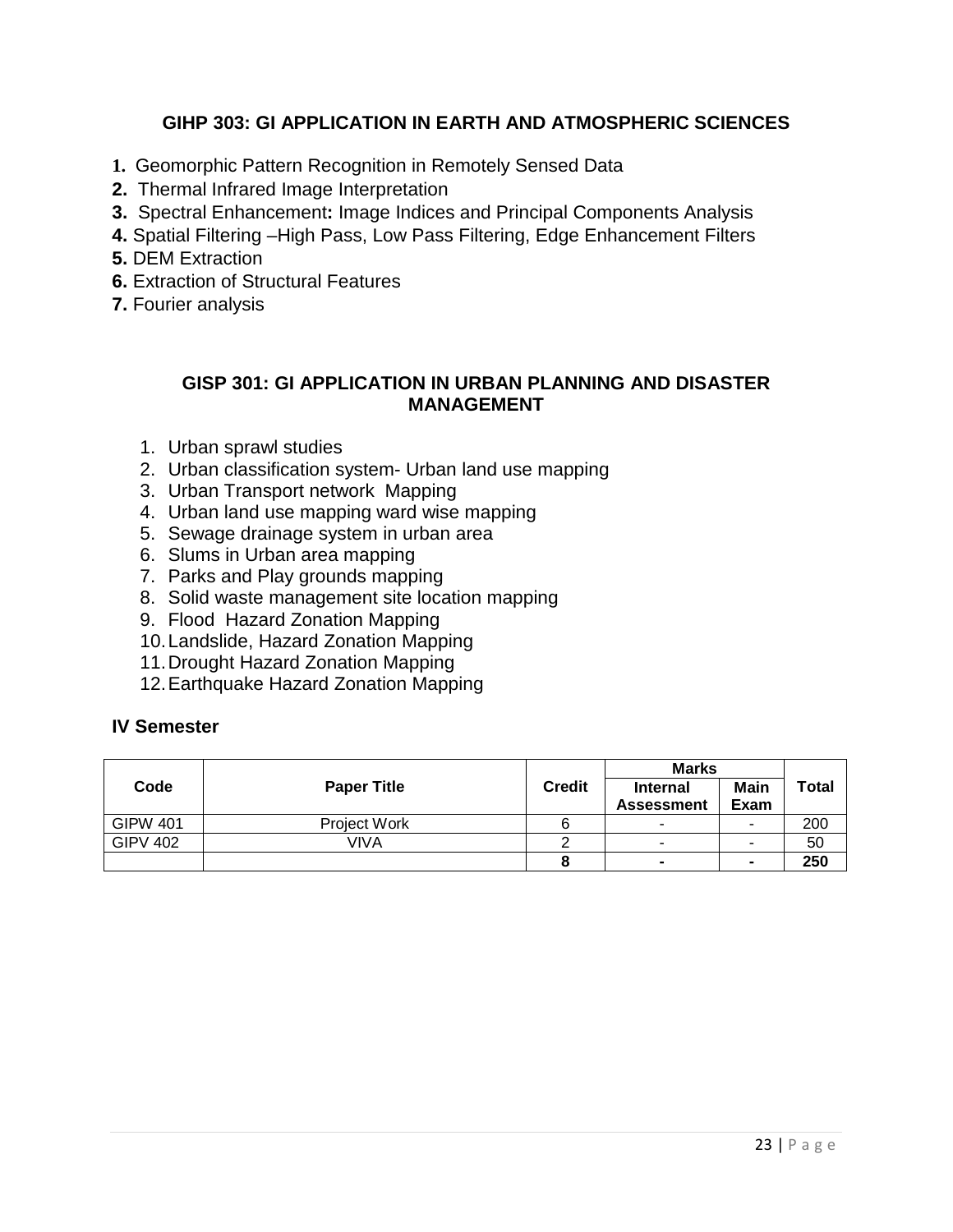## GIHP 303: GI APPLICATION IN EARTH AND ATMOSPHERIC SCIENCES

1. Geomorphic Pattern Recognition in Remotely Sensed Data
2. Thermal Infrared Image Interpretation
3. Spectral Enhancement**:** Image Indices and Principal Components Analysis
4. Spatial Filtering –High Pass, Low Pass Filtering, Edge Enhancement Filters
5. DEM Extraction
6. Extraction of Structural Features
7. Fourier analysis

## GISP 301: GI APPLICATION IN URBAN PLANNING AND DISASTER MANAGEMENT

1. Urban sprawl studies
2. Urban classification system- Urban land use mapping
3. Urban Transport network Mapping
4. Urban land use mapping ward wise mapping
5. Sewage drainage system in urban area
6. Slums in Urban area mapping
7. Parks and Play grounds mapping
8. Solid waste management site location mapping
9. Flood Hazard Zonation Mapping
10. Landslide, Hazard Zonation Mapping
11. Drought Hazard Zonation Mapping
12. Earthquake Hazard Zonation Mapping

## IV Semester

| Code | Paper Title | Credit | Marks | | Total |
|---|---|---|---|---|---|
| | | | Internal Assessment | Main Exam | |
| GIPW 401 | Project Work | 6 | - | - | 200 |
| GIPV 402 | VIVA | 2 | - | - | 50 |
| | | **8** | **-** | **-** | **250** |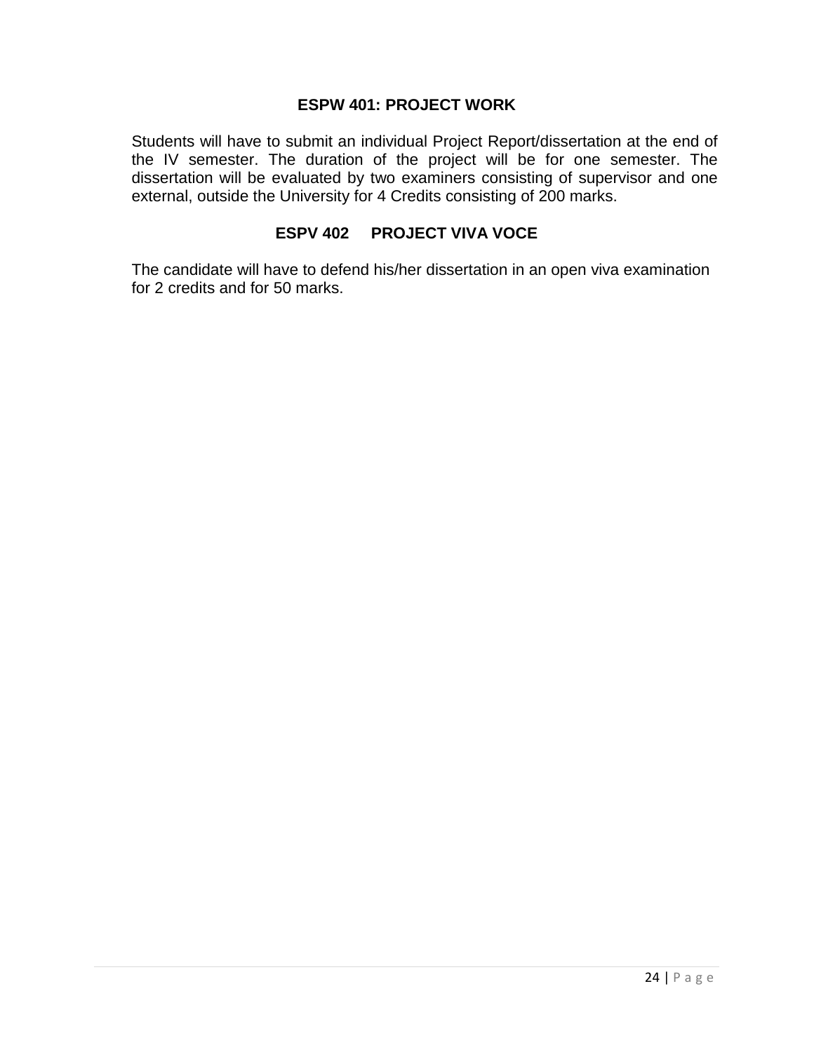### ESPW 401: PROJECT WORK

Students will have to submit an individual Project Report/dissertation at the end of the IV semester. The duration of the project will be for one semester. The dissertation will be evaluated by two examiners consisting of supervisor and one external, outside the University for 4 Credits consisting of 200 marks.

### ESPV 402 PROJECT VIVA VOCE

The candidate will have to defend his/her dissertation in an open viva examination for 2 credits and for 50 marks.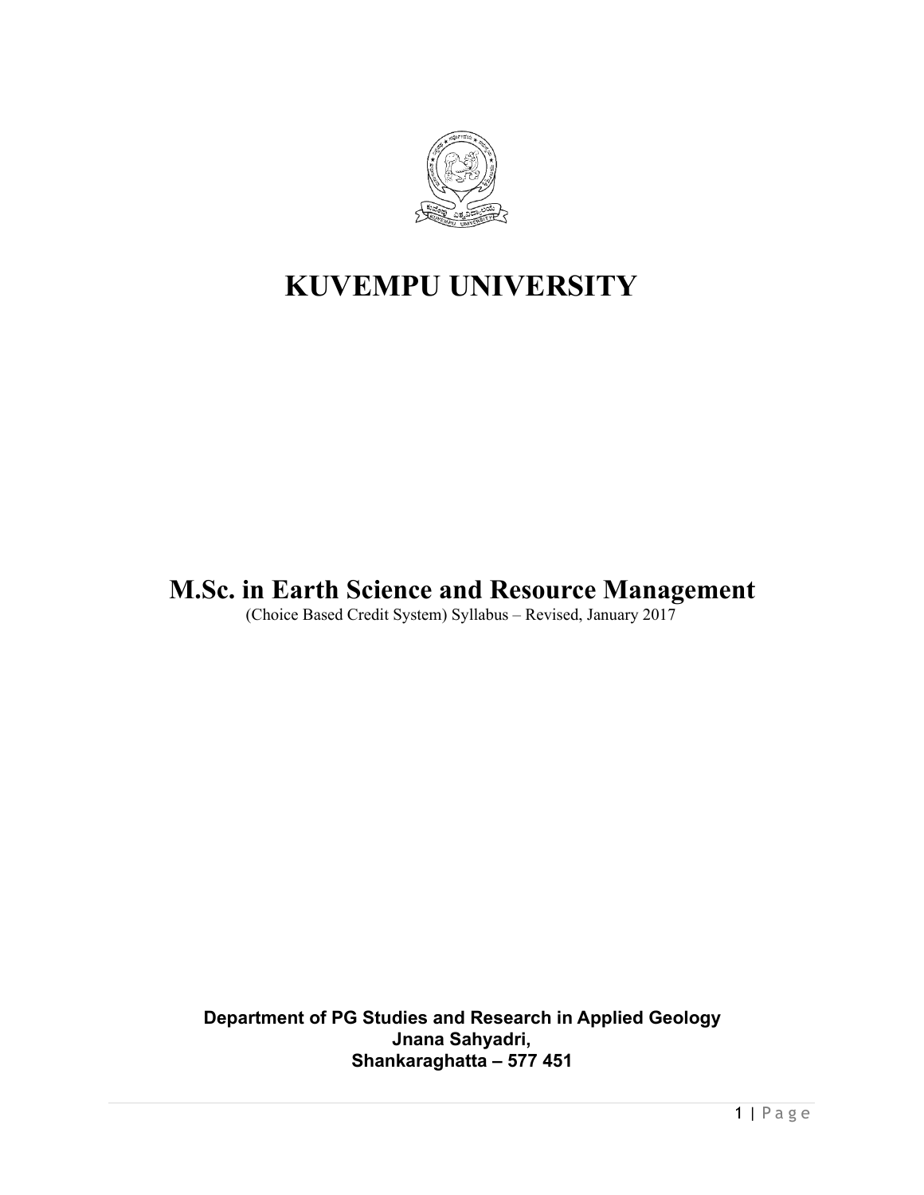# KUVEMPU UNIVERSITY

## M.Sc. in Earth Science and Resource Management

(Choice Based Credit System) Syllabus – Revised, January 2017

**Department of PG Studies and Research in Applied Geology**
**Jnana Sahyadri,**
**Shankaraghatta – 577 451**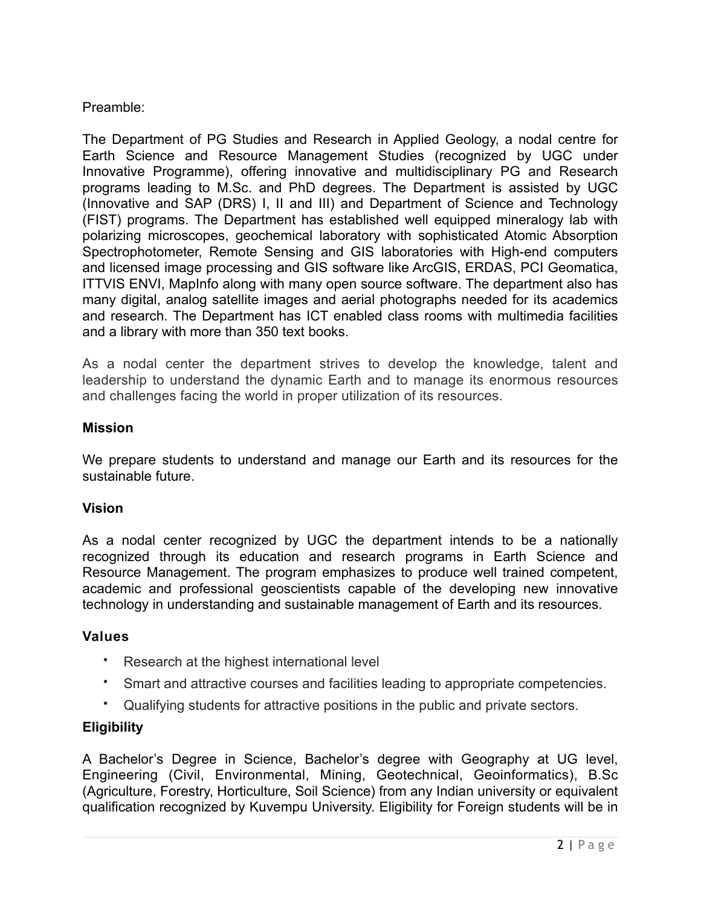Preamble:

The Department of PG Studies and Research in Applied Geology, a nodal centre for Earth Science and Resource Management Studies (recognized by UGC under Innovative Programme), offering innovative and multidisciplinary PG and Research programs leading to M.Sc. and PhD degrees. The Department is assisted by UGC (Innovative and SAP (DRS) I, II and III) and Department of Science and Technology (FIST) programs. The Department has established well equipped mineralogy lab with polarizing microscopes, geochemical laboratory with sophisticated Atomic Absorption Spectrophotometer, Remote Sensing and GIS laboratories with High-end computers and licensed image processing and GIS software like ArcGIS, ERDAS, PCI Geomatica, ITTVIS ENVI, MapInfo along with many open source software. The department also has many digital, analog satellite images and aerial photographs needed for its academics and research. The Department has ICT enabled class rooms with multimedia facilities and a library with more than 350 text books.

As a nodal center the department strives to develop the knowledge, talent and leadership to understand the dynamic Earth and to manage its enormous resources and challenges facing the world in proper utilization of its resources.

**Mission**

We prepare students to understand and manage our Earth and its resources for the sustainable future.

**Vision**

As a nodal center recognized by UGC the department intends to be a nationally recognized through its education and research programs in Earth Science and Resource Management. The program emphasizes to produce well trained competent, academic and professional geoscientists capable of the developing new innovative technology in understanding and sustainable management of Earth and its resources.

**Values**

- Research at the highest international level
- Smart and attractive courses and facilities leading to appropriate competencies.
- Qualifying students for attractive positions in the public and private sectors.

**Eligibility**

A Bachelor's Degree in Science, Bachelor's degree with Geography at UG level, Engineering (Civil, Environmental, Mining, Geotechnical, Geoinformatics), B.Sc (Agriculture, Forestry, Horticulture, Soil Science) from any Indian university or equivalent qualification recognized by Kuvempu University. Eligibility for Foreign students will be in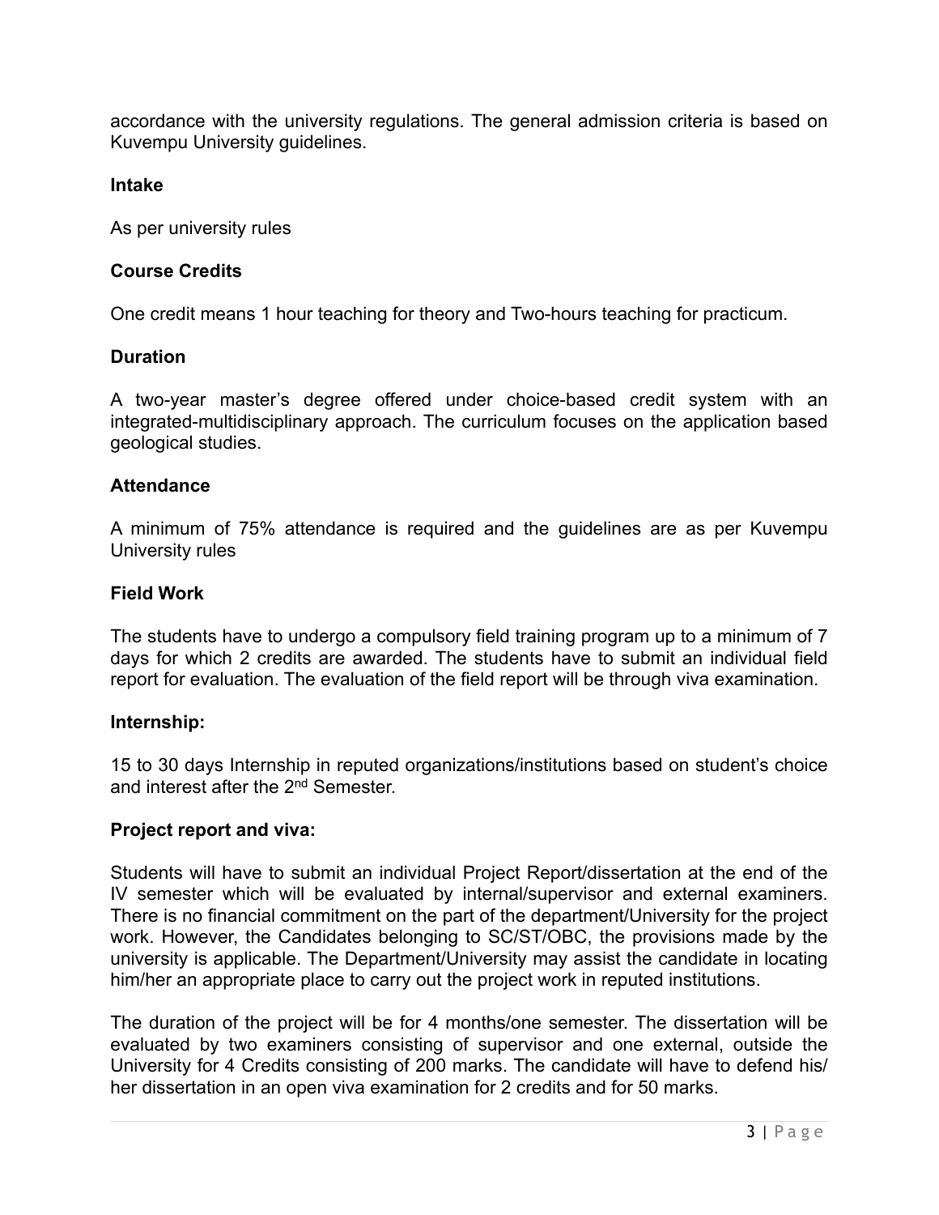accordance with the university regulations. The general admission criteria is based on Kuvempu University guidelines.

**Intake**

As per university rules

**Course Credits**

One credit means 1 hour teaching for theory and Two-hours teaching for practicum.

**Duration**

A two-year master's degree offered under choice-based credit system with an integrated-multidisciplinary approach. The curriculum focuses on the application based geological studies.

**Attendance**

A minimum of 75% attendance is required and the guidelines are as per Kuvempu University rules

**Field Work**

The students have to undergo a compulsory field training program up to a minimum of 7 days for which 2 credits are awarded. The students have to submit an individual field report for evaluation. The evaluation of the field report will be through viva examination.

**Internship:**

15 to 30 days Internship in reputed organizations/institutions based on student's choice and interest after the 2nd Semester.

**Project report and viva:**

Students will have to submit an individual Project Report/dissertation at the end of the IV semester which will be evaluated by internal/supervisor and external examiners. There is no financial commitment on the part of the department/University for the project work. However, the Candidates belonging to SC/ST/OBC, the provisions made by the university is applicable. The Department/University may assist the candidate in locating him/her an appropriate place to carry out the project work in reputed institutions.

The duration of the project will be for 4 months/one semester. The dissertation will be evaluated by two examiners consisting of supervisor and one external, outside the University for 4 Credits consisting of 200 marks. The candidate will have to defend his/ her dissertation in an open viva examination for 2 credits and for 50 marks.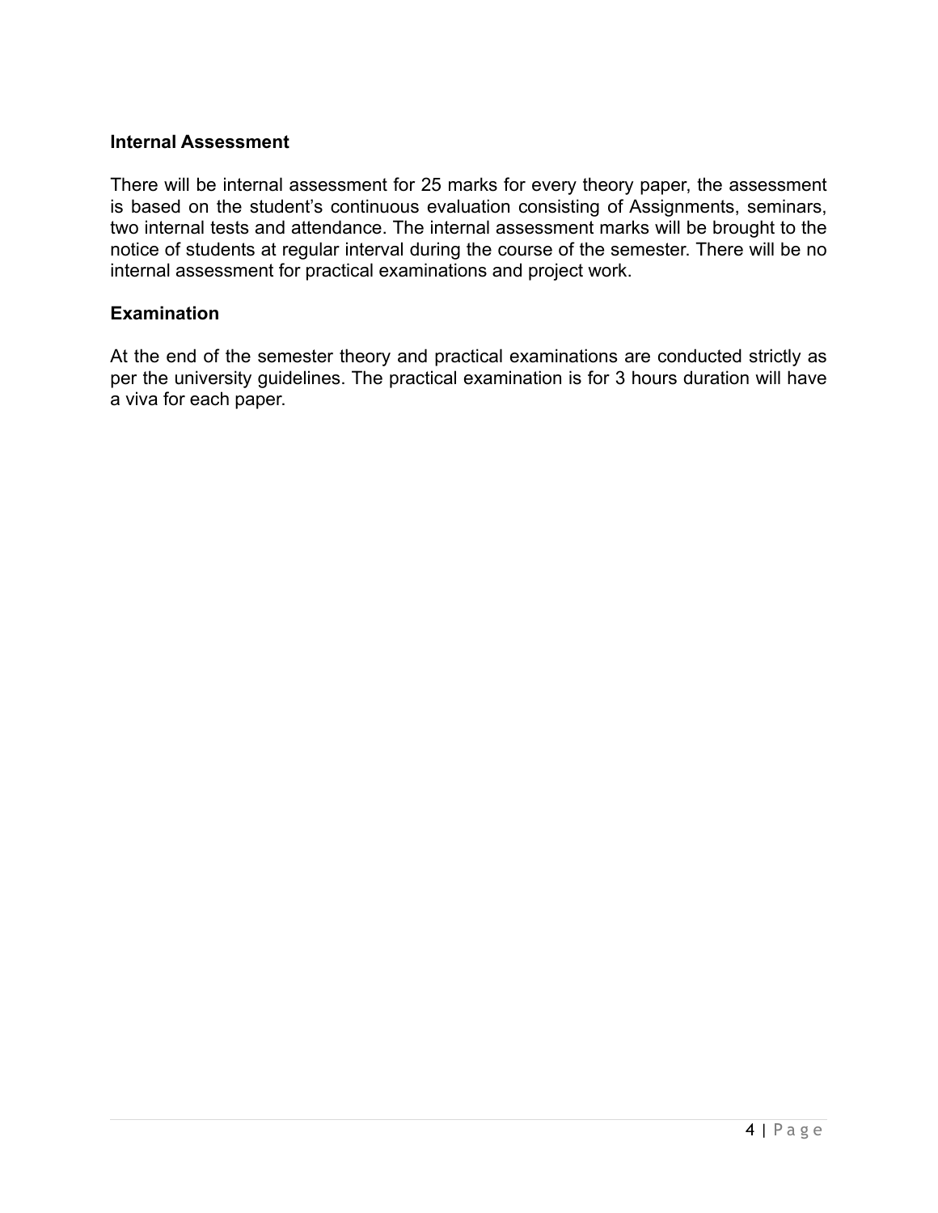## Internal Assessment

There will be internal assessment for 25 marks for every theory paper, the assessment is based on the student's continuous evaluation consisting of Assignments, seminars, two internal tests and attendance. The internal assessment marks will be brought to the notice of students at regular interval during the course of the semester. There will be no internal assessment for practical examinations and project work.

## Examination

At the end of the semester theory and practical examinations are conducted strictly as per the university guidelines. The practical examination is for 3 hours duration will have a viva for each paper.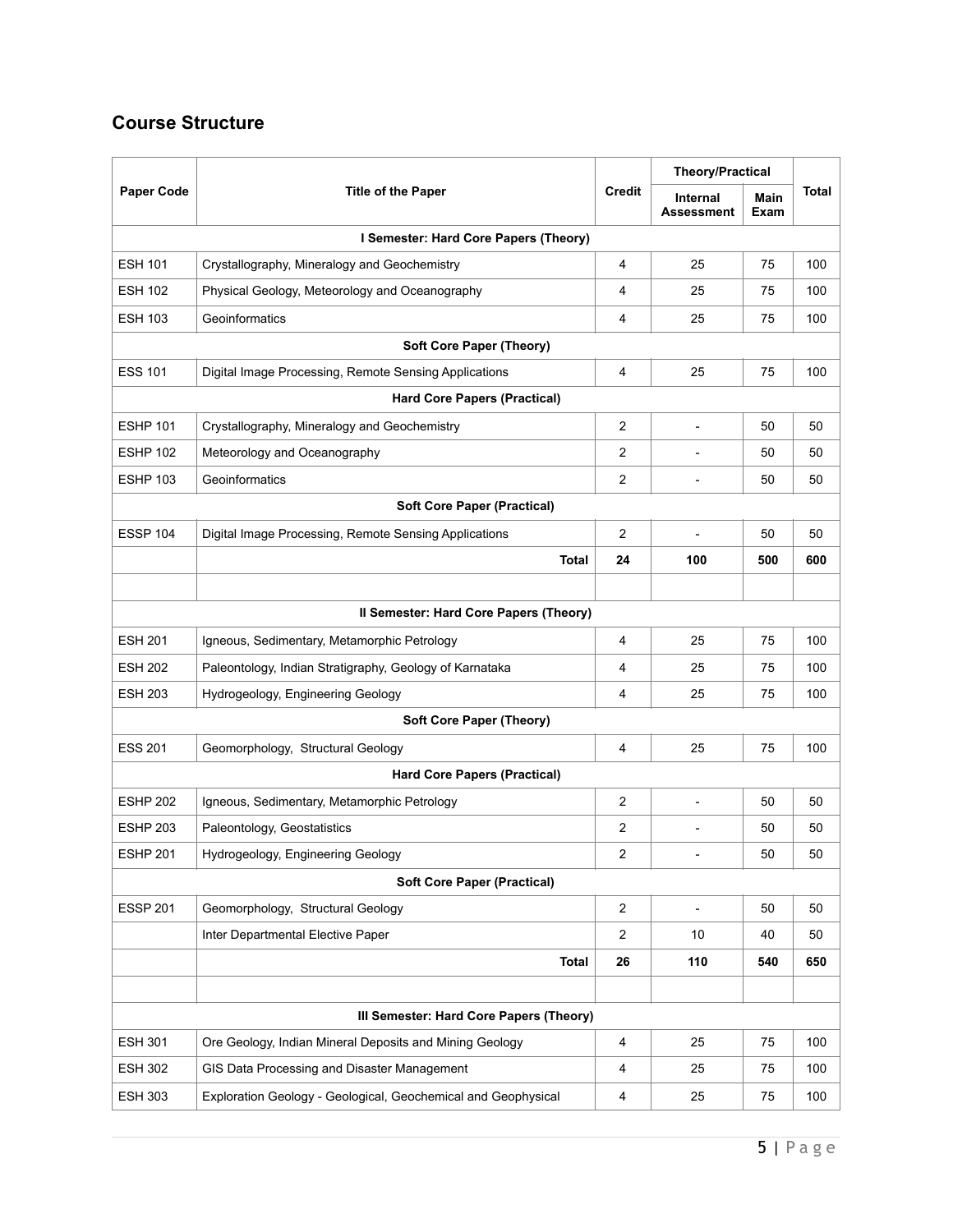## Course Structure

| Paper Code | Title of the Paper | Credit | Theory/Practical | | Total |
|---|---|---|---|---|---|
| | | | Internal Assessment | Main Exam | |
| | **I Semester: Hard Core Papers (Theory)** | | | | |
| ESH 101 | Crystallography, Mineralogy and Geochemistry | 4 | 25 | 75 | 100 |
| ESH 102 | Physical Geology, Meteorology and Oceanography | 4 | 25 | 75 | 100 |
| ESH 103 | Geoinformatics | 4 | 25 | 75 | 100 |
| | **Soft Core Paper (Theory)** | | | | |
| ESS 101 | Digital Image Processing, Remote Sensing Applications | 4 | 25 | 75 | 100 |
| | **Hard Core Papers (Practical)** | | | | |
| ESHP 101 | Crystallography, Mineralogy and Geochemistry | 2 | - | 50 | 50 |
| ESHP 102 | Meteorology and Oceanography | 2 | - | 50 | 50 |
| ESHP 103 | Geoinformatics | 2 | - | 50 | 50 |
| | **Soft Core Paper (Practical)** | | | | |
| ESSP 104 | Digital Image Processing, Remote Sensing Applications | 2 | - | 50 | 50 |
| | **Total** | **24** | **100** | **500** | **600** |
| | | | | | |
| | **II Semester: Hard Core Papers (Theory)** | | | | |
| ESH 201 | Igneous, Sedimentary, Metamorphic Petrology | 4 | 25 | 75 | 100 |
| ESH 202 | Paleontology, Indian Stratigraphy, Geology of Karnataka | 4 | 25 | 75 | 100 |
| ESH 203 | Hydrogeology, Engineering Geology | 4 | 25 | 75 | 100 |
| | **Soft Core Paper (Theory)** | | | | |
| ESS 201 | Geomorphology, Structural Geology | 4 | 25 | 75 | 100 |
| | **Hard Core Papers (Practical)** | | | | |
| ESHP 202 | Igneous, Sedimentary, Metamorphic Petrology | 2 | - | 50 | 50 |
| ESHP 203 | Paleontology, Geostatistics | 2 | - | 50 | 50 |
| ESHP 201 | Hydrogeology, Engineering Geology | 2 | - | 50 | 50 |
| | **Soft Core Paper (Practical)** | | | | |
| ESSP 201 | Geomorphology, Structural Geology | 2 | - | 50 | 50 |
| | Inter Departmental Elective Paper | 2 | 10 | 40 | 50 |
| | **Total** | **26** | **110** | **540** | **650** |
| | | | | | |
| | **III Semester: Hard Core Papers (Theory)** | | | | |
| ESH 301 | Ore Geology, Indian Mineral Deposits and Mining Geology | 4 | 25 | 75 | 100 |
| ESH 302 | GIS Data Processing and Disaster Management | 4 | 25 | 75 | 100 |
| ESH 303 | Exploration Geology - Geological, Geochemical and Geophysical | 4 | 25 | 75 | 100 |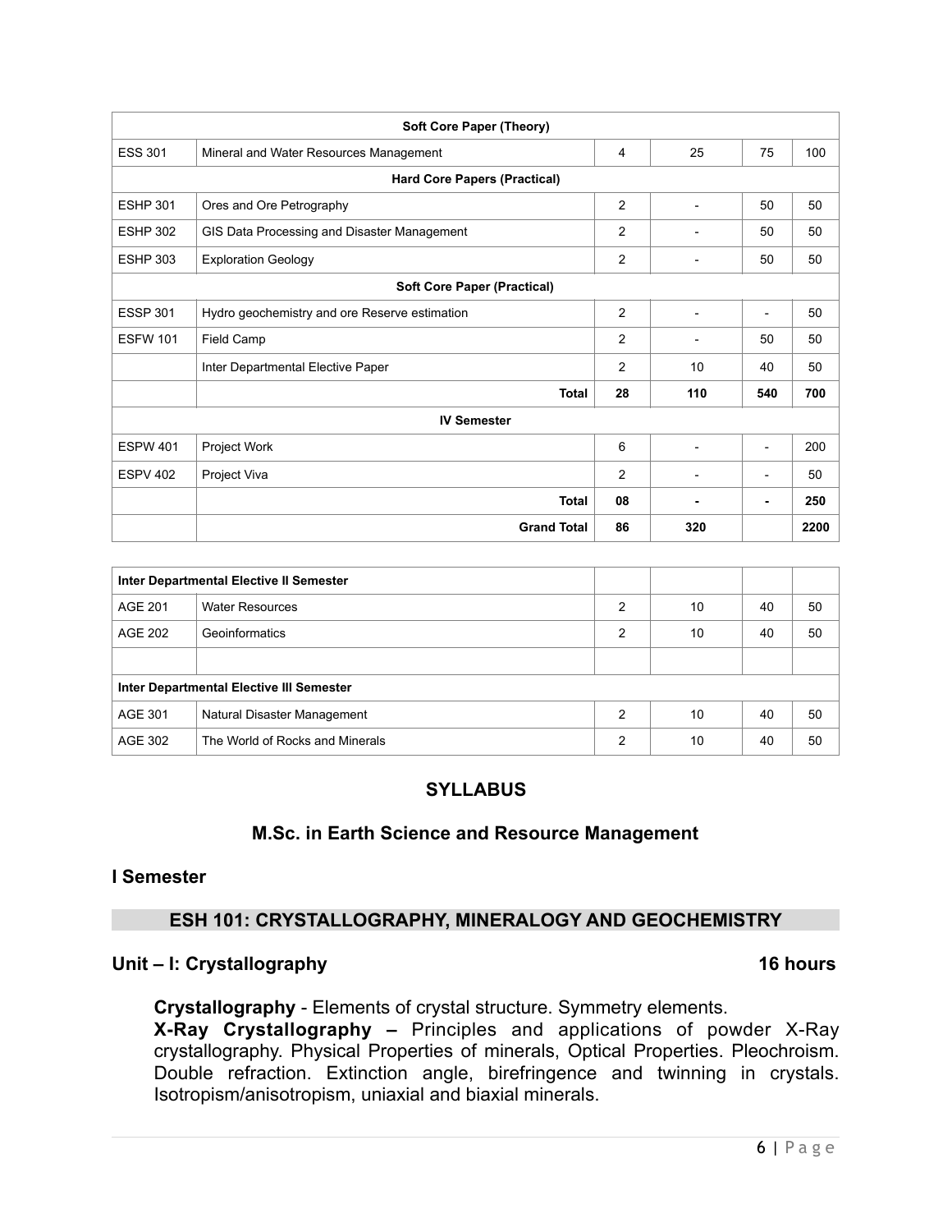| | | | | | |
|---|---|---|---|---|---|
| **Soft Core Paper (Theory)** | | | | | |
| ESS 301 | Mineral and Water Resources Management | 4 | 25 | 75 | 100 |
| **Hard Core Papers (Practical)** | | | | | |
| ESHP 301 | Ores and Ore Petrography | 2 | - | 50 | 50 |
| ESHP 302 | GIS Data Processing and Disaster Management | 2 | - | 50 | 50 |
| ESHP 303 | Exploration Geology | 2 | - | 50 | 50 |
| **Soft Core Paper (Practical)** | | | | | |
| ESSP 301 | Hydro geochemistry and ore Reserve estimation | 2 | - | - | 50 |
| ESFW 101 | Field Camp | 2 | - | 50 | 50 |
| | Inter Departmental Elective Paper | 2 | 10 | 40 | 50 |
| | **Total** | **28** | **110** | **540** | **700** |
| **IV Semester** | | | | | |
| ESPW 401 | Project Work | 6 | - | - | 200 |
| ESPV 402 | Project Viva | 2 | - | - | 50 |
| | **Total** | **08** | **-** | **-** | **250** |
| | **Grand Total** | **86** | **320** | | **2200** |

| | | | | | |
|---|---|---|---|---|---|
| **Inter Departmental Elective II Semester** | | | | | |
| AGE 201 | Water Resources | 2 | 10 | 40 | 50 |
| AGE 202 | Geoinformatics | 2 | 10 | 40 | 50 |
| | | | | | |
| **Inter Departmental Elective III Semester** | | | | | |
| AGE 301 | Natural Disaster Management | 2 | 10 | 40 | 50 |
| AGE 302 | The World of Rocks and Minerals | 2 | 10 | 40 | 50 |

# SYLLABUS

## M.Sc. in Earth Science and Resource Management

## I Semester

### ESH 101: CRYSTALLOGRAPHY, MINERALOGY AND GEOCHEMISTRY

#### Unit – I: Crystallography 16 hours

**Crystallography** - Elements of crystal structure. Symmetry elements.
**X-Ray Crystallography –** Principles and applications of powder X-Ray crystallography. Physical Properties of minerals, Optical Properties. Pleochroism. Double refraction. Extinction angle, birefringence and twinning in crystals. Isotropism/anisotropism, uniaxial and biaxial minerals.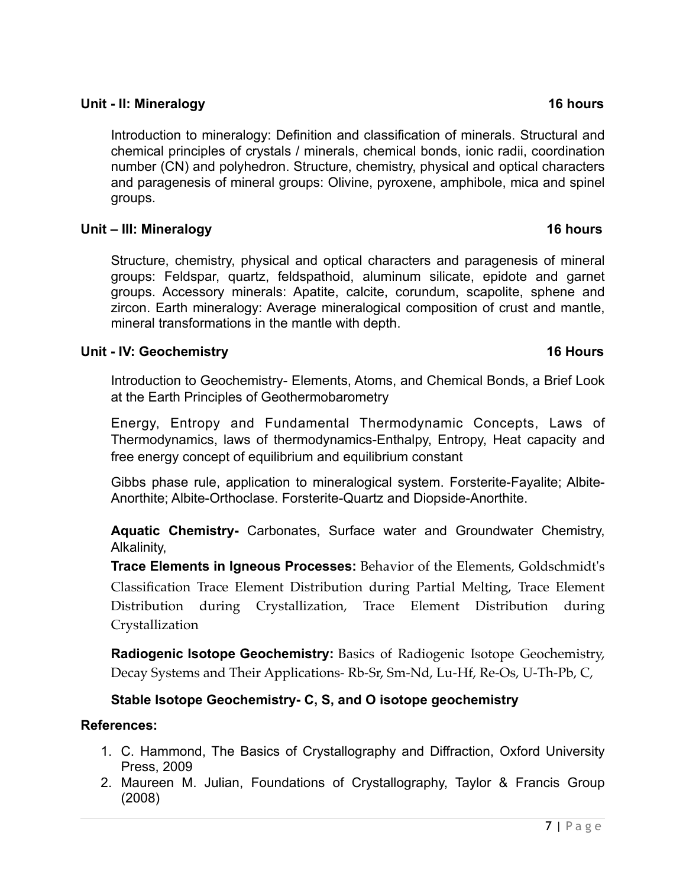### Unit - II: Mineralogy 16 hours

Introduction to mineralogy: Definition and classification of minerals. Structural and chemical principles of crystals / minerals, chemical bonds, ionic radii, coordination number (CN) and polyhedron. Structure, chemistry, physical and optical characters and paragenesis of mineral groups: Olivine, pyroxene, amphibole, mica and spinel groups.

### Unit – III: Mineralogy 16 hours

Structure, chemistry, physical and optical characters and paragenesis of mineral groups: Feldspar, quartz, feldspathoid, aluminum silicate, epidote and garnet groups. Accessory minerals: Apatite, calcite, corundum, scapolite, sphene and zircon. Earth mineralogy: Average mineralogical composition of crust and mantle, mineral transformations in the mantle with depth.

### Unit - IV: Geochemistry 16 Hours

Introduction to Geochemistry- Elements, Atoms, and Chemical Bonds, a Brief Look at the Earth Principles of Geothermobarometry

Energy, Entropy and Fundamental Thermodynamic Concepts, Laws of Thermodynamics, laws of thermodynamics-Enthalpy, Entropy, Heat capacity and free energy concept of equilibrium and equilibrium constant

Gibbs phase rule, application to mineralogical system. Forsterite-Fayalite; Albite-Anorthite; Albite-Orthoclase. Forsterite-Quartz and Diopside-Anorthite.

**Aquatic Chemistry-** Carbonates, Surface water and Groundwater Chemistry, Alkalinity,

**Trace Elements in Igneous Processes:** Behavior of the Elements, Goldschmidt's Classification Trace Element Distribution during Partial Melting, Trace Element Distribution during Crystallization, Trace Element Distribution during Crystallization

**Radiogenic Isotope Geochemistry:** Basics of Radiogenic Isotope Geochemistry, Decay Systems and Their Applications- Rb-Sr, Sm-Nd, Lu-Hf, Re-Os, U-Th-Pb, C,

**Stable Isotope Geochemistry- C, S, and O isotope geochemistry**

### References:

1. C. Hammond, The Basics of Crystallography and Diffraction, Oxford University Press, 2009
2. Maureen M. Julian, Foundations of Crystallography, Taylor & Francis Group (2008)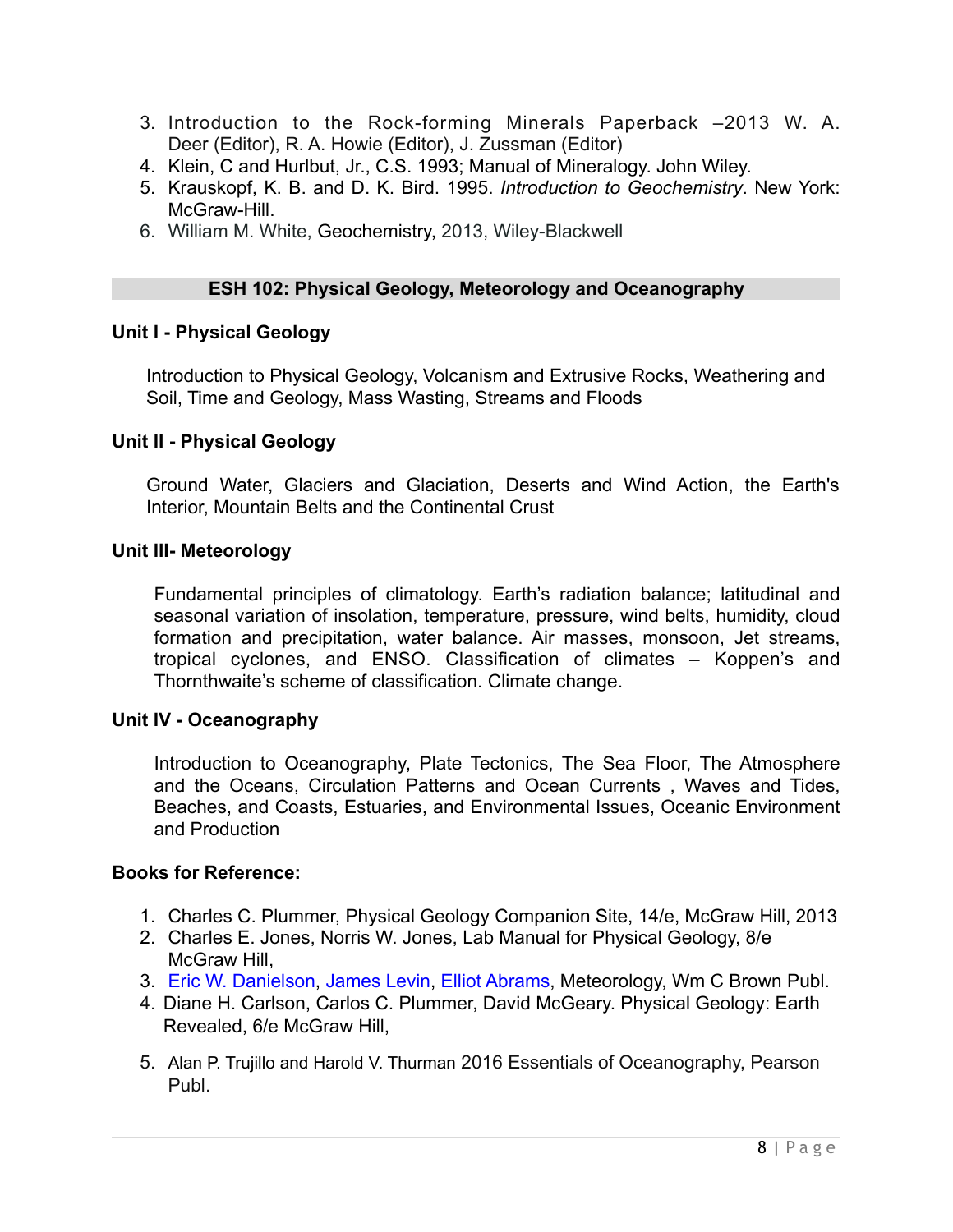3. Introduction to the Rock-forming Minerals Paperback –2013 W. A. Deer (Editor), R. A. Howie (Editor), J. Zussman (Editor)
4. Klein, C and Hurlbut, Jr., C.S. 1993; Manual of Mineralogy. John Wiley.
5. Krauskopf, K. B. and D. K. Bird. 1995. *Introduction to Geochemistry*. New York: McGraw-Hill.
6. William M. White, Geochemistry, 2013, Wiley-Blackwell

## ESH 102: Physical Geology, Meteorology and Oceanography

### Unit I - Physical Geology

Introduction to Physical Geology, Volcanism and Extrusive Rocks, Weathering and Soil, Time and Geology, Mass Wasting, Streams and Floods

### Unit II - Physical Geology

Ground Water, Glaciers and Glaciation, Deserts and Wind Action, the Earth's Interior, Mountain Belts and the Continental Crust

### Unit III- Meteorology

Fundamental principles of climatology. Earth's radiation balance; latitudinal and seasonal variation of insolation, temperature, pressure, wind belts, humidity, cloud formation and precipitation, water balance. Air masses, monsoon, Jet streams, tropical cyclones, and ENSO. Classification of climates – Koppen's and Thornthwaite's scheme of classification. Climate change.

### Unit IV - Oceanography

Introduction to Oceanography, Plate Tectonics, The Sea Floor, The Atmosphere and the Oceans, Circulation Patterns and Ocean Currents , Waves and Tides, Beaches, and Coasts, Estuaries, and Environmental Issues, Oceanic Environment and Production

### Books for Reference:

1. Charles C. Plummer, Physical Geology Companion Site, 14/e, McGraw Hill, 2013
2. Charles E. Jones, Norris W. Jones, Lab Manual for Physical Geology, 8/e McGraw Hill,
3. Eric W. Danielson, James Levin, Elliot Abrams, Meteorology, Wm C Brown Publ.
4. Diane H. Carlson, Carlos C. Plummer, David McGeary. Physical Geology: Earth Revealed, 6/e McGraw Hill,
5. Alan P. Trujillo and Harold V. Thurman 2016 Essentials of Oceanography, Pearson Publ.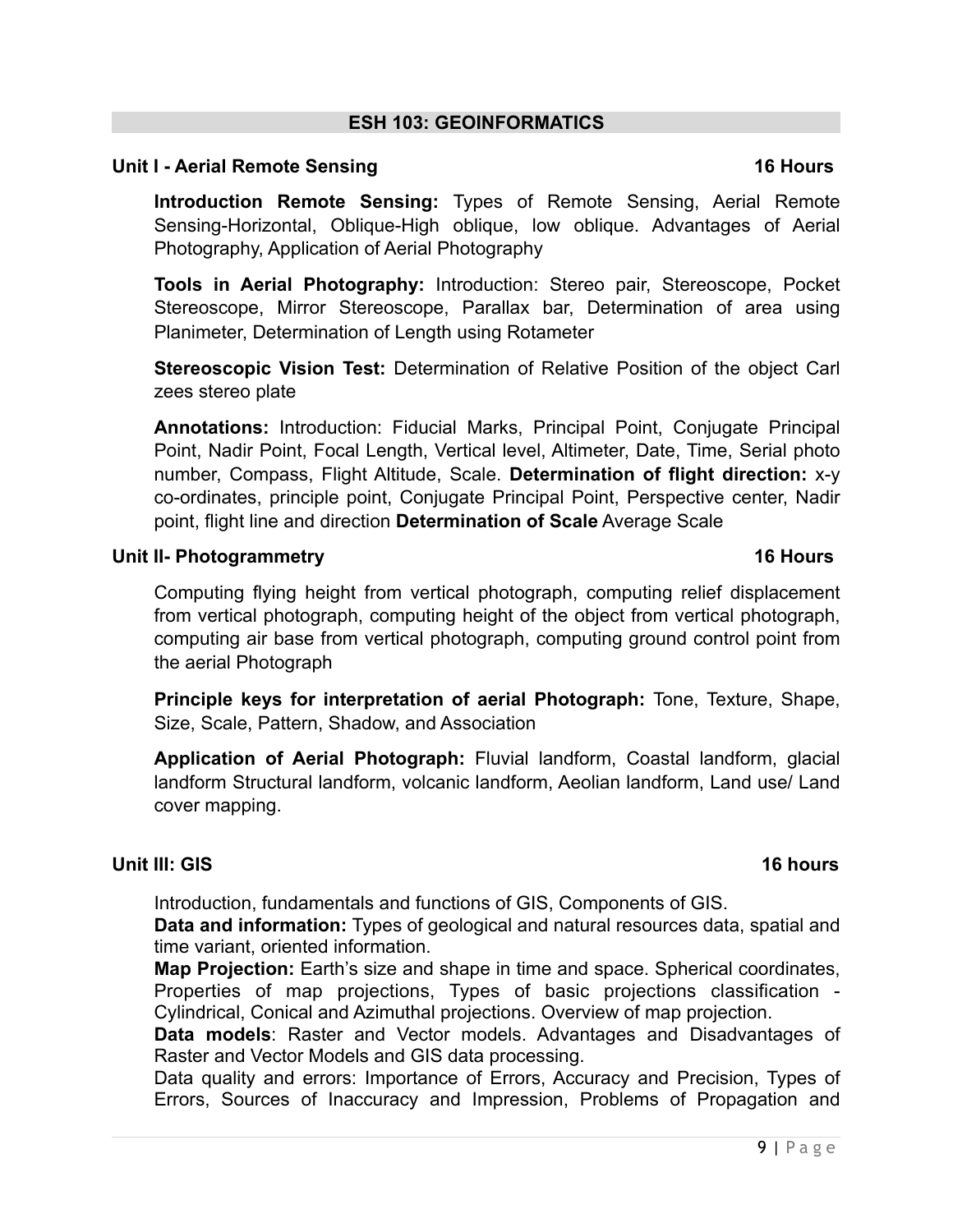## ESH 103: GEOINFORMATICS

### Unit I - Aerial Remote Sensing — 16 Hours

**Introduction Remote Sensing:** Types of Remote Sensing, Aerial Remote Sensing-Horizontal, Oblique-High oblique, low oblique. Advantages of Aerial Photography, Application of Aerial Photography

**Tools in Aerial Photography:** Introduction: Stereo pair, Stereoscope, Pocket Stereoscope, Mirror Stereoscope, Parallax bar, Determination of area using Planimeter, Determination of Length using Rotameter

**Stereoscopic Vision Test:** Determination of Relative Position of the object Carl zees stereo plate

**Annotations:** Introduction: Fiducial Marks, Principal Point, Conjugate Principal Point, Nadir Point, Focal Length, Vertical level, Altimeter, Date, Time, Serial photo number, Compass, Flight Altitude, Scale. **Determination of flight direction:** x-y co-ordinates, principle point, Conjugate Principal Point, Perspective center, Nadir point, flight line and direction **Determination of Scale** Average Scale

### Unit II- Photogrammetry — 16 Hours

Computing flying height from vertical photograph, computing relief displacement from vertical photograph, computing height of the object from vertical photograph, computing air base from vertical photograph, computing ground control point from the aerial Photograph

**Principle keys for interpretation of aerial Photograph:** Tone, Texture, Shape, Size, Scale, Pattern, Shadow, and Association

**Application of Aerial Photograph:** Fluvial landform, Coastal landform, glacial landform Structural landform, volcanic landform, Aeolian landform, Land use/ Land cover mapping.

### Unit III: GIS — 16 hours

Introduction, fundamentals and functions of GIS, Components of GIS.
**Data and information:** Types of geological and natural resources data, spatial and time variant, oriented information.
**Map Projection:** Earth's size and shape in time and space. Spherical coordinates, Properties of map projections, Types of basic projections classification - Cylindrical, Conical and Azimuthal projections. Overview of map projection.
**Data models**: Raster and Vector models. Advantages and Disadvantages of Raster and Vector Models and GIS data processing.
Data quality and errors: Importance of Errors, Accuracy and Precision, Types of Errors, Sources of Inaccuracy and Impression, Problems of Propagation and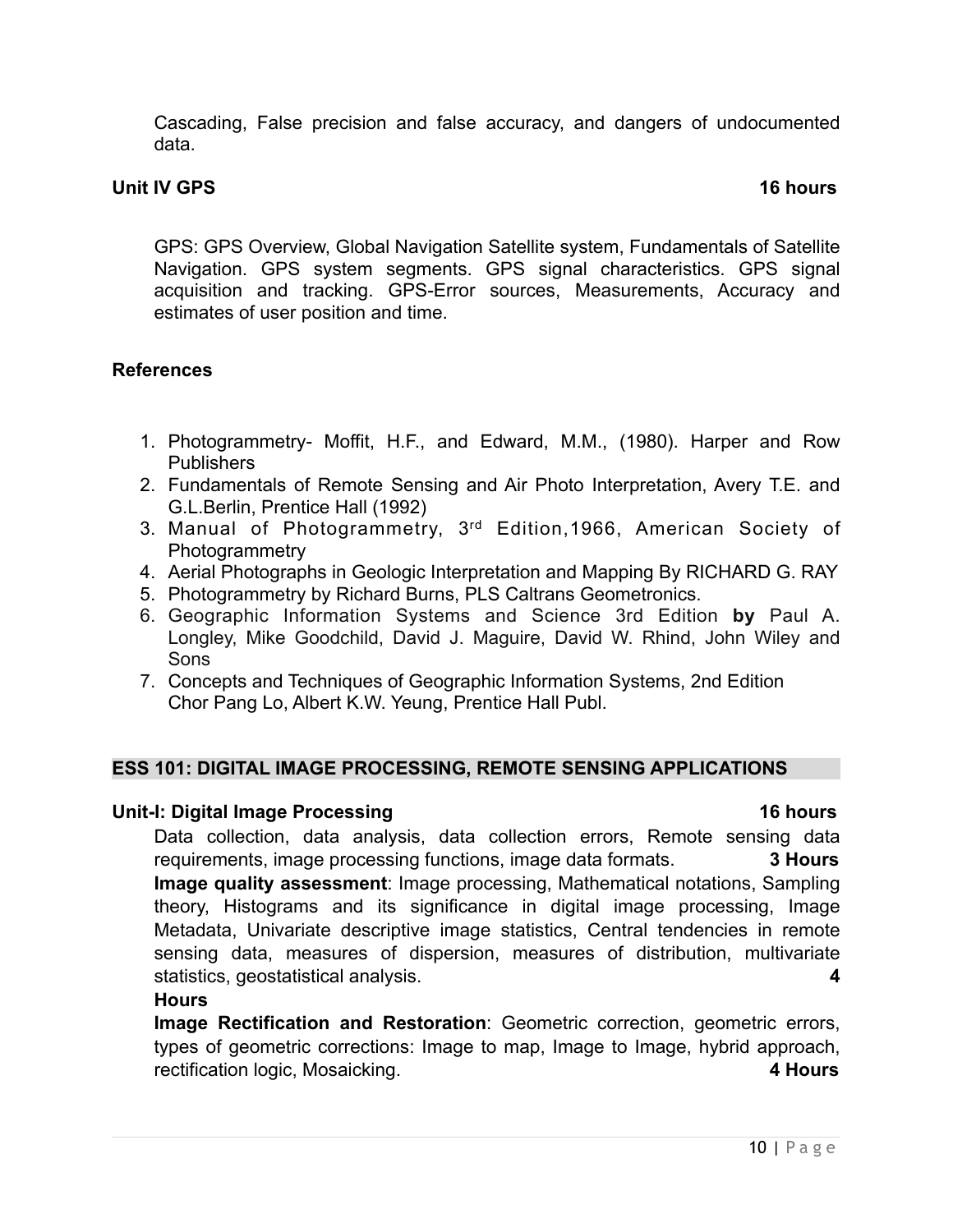Cascading, False precision and false accuracy, and dangers of undocumented data.

**Unit IV GPS** **16 hours**

GPS: GPS Overview, Global Navigation Satellite system, Fundamentals of Satellite Navigation. GPS system segments. GPS signal characteristics. GPS signal acquisition and tracking. GPS-Error sources, Measurements, Accuracy and estimates of user position and time.

**References**

1. Photogrammetry- Moffit, H.F., and Edward, M.M., (1980). Harper and Row Publishers
2. Fundamentals of Remote Sensing and Air Photo Interpretation, Avery T.E. and G.L.Berlin, Prentice Hall (1992)
3. Manual of Photogrammetry, 3rd Edition,1966, American Society of Photogrammetry
4. Aerial Photographs in Geologic Interpretation and Mapping By RICHARD G. RAY
5. Photogrammetry by Richard Burns, PLS Caltrans Geometronics.
6. Geographic Information Systems and Science 3rd Edition **by** Paul A. Longley, Mike Goodchild, David J. Maguire, David W. Rhind, John Wiley and Sons
7. Concepts and Techniques of Geographic Information Systems, 2nd Edition Chor Pang Lo, Albert K.W. Yeung, Prentice Hall Publ.

## ESS 101: DIGITAL IMAGE PROCESSING, REMOTE SENSING APPLICATIONS

**Unit-I: Digital Image Processing** **16 hours**

Data collection, data analysis, data collection errors, Remote sensing data requirements, image processing functions, image data formats. **3 Hours**

**Image quality assessment**: Image processing, Mathematical notations, Sampling theory, Histograms and its significance in digital image processing, Image Metadata, Univariate descriptive image statistics, Central tendencies in remote sensing data, measures of dispersion, measures of distribution, multivariate statistics, geostatistical analysis. **4 Hours**

**Image Rectification and Restoration**: Geometric correction, geometric errors, types of geometric corrections: Image to map, Image to Image, hybrid approach, rectification logic, Mosaicking. **4 Hours**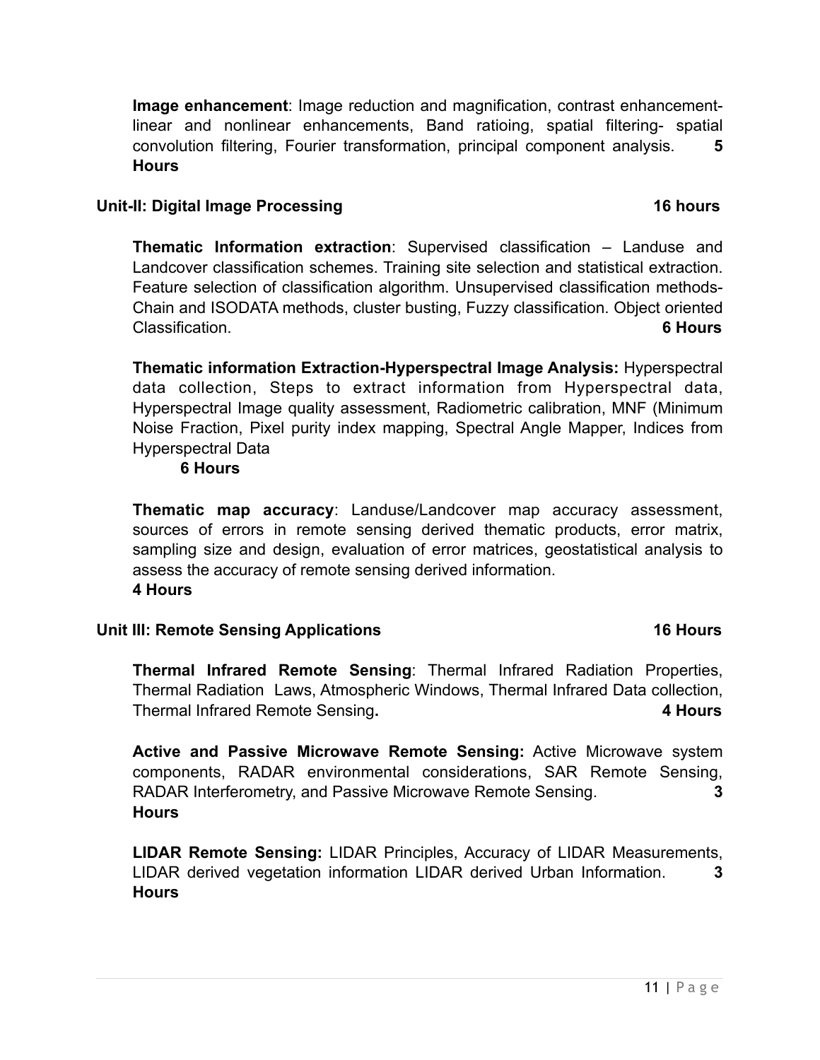**Image enhancement**: Image reduction and magnification, contrast enhancement-linear and nonlinear enhancements, Band ratioing, spatial filtering- spatial convolution filtering, Fourier transformation, principal component analysis. **5 Hours**

**Unit-II: Digital Image Processing** **16 hours**

**Thematic Information extraction**: Supervised classification – Landuse and Landcover classification schemes. Training site selection and statistical extraction. Feature selection of classification algorithm. Unsupervised classification methods- Chain and ISODATA methods, cluster busting, Fuzzy classification. Object oriented Classification. **6 Hours**

**Thematic information Extraction-Hyperspectral Image Analysis:** Hyperspectral data collection, Steps to extract information from Hyperspectral data, Hyperspectral Image quality assessment, Radiometric calibration, MNF (Minimum Noise Fraction, Pixel purity index mapping, Spectral Angle Mapper, Indices from Hyperspectral Data **6 Hours**

**Thematic map accuracy**: Landuse/Landcover map accuracy assessment, sources of errors in remote sensing derived thematic products, error matrix, sampling size and design, evaluation of error matrices, geostatistical analysis to assess the accuracy of remote sensing derived information. **4 Hours**

**Unit III: Remote Sensing Applications** **16 Hours**

**Thermal Infrared Remote Sensing**: Thermal Infrared Radiation Properties, Thermal Radiation Laws, Atmospheric Windows, Thermal Infrared Data collection, Thermal Infrared Remote Sensing**.** **4 Hours**

**Active and Passive Microwave Remote Sensing:** Active Microwave system components, RADAR environmental considerations, SAR Remote Sensing, RADAR Interferometry, and Passive Microwave Remote Sensing. **3 Hours**

**LIDAR Remote Sensing:** LIDAR Principles, Accuracy of LIDAR Measurements, LIDAR derived vegetation information LIDAR derived Urban Information. **3 Hours**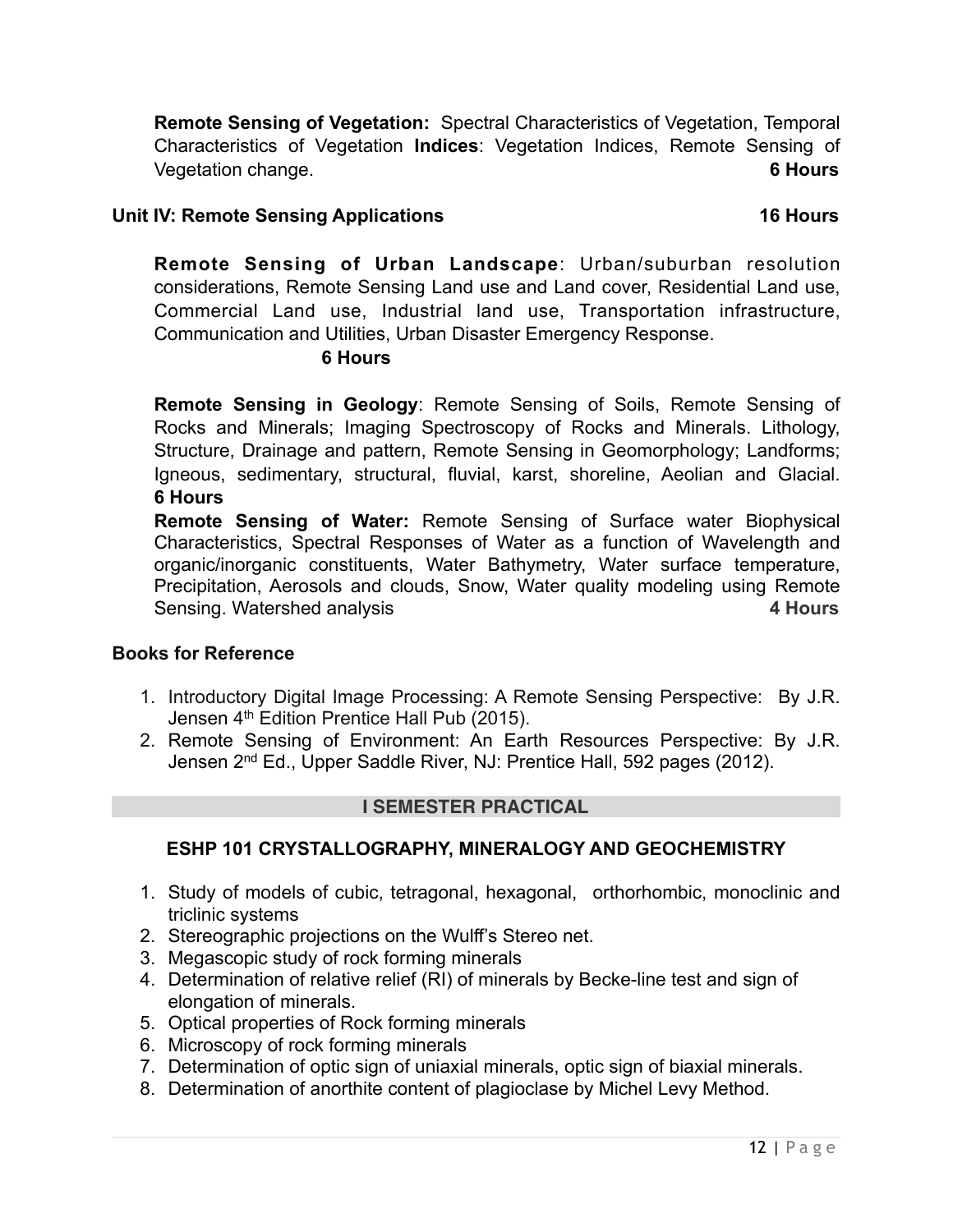**Remote Sensing of Vegetation:** Spectral Characteristics of Vegetation, Temporal Characteristics of Vegetation **Indices**: Vegetation Indices, Remote Sensing of Vegetation change. **6 Hours**

**Unit IV: Remote Sensing Applications** **16 Hours**

**Remote Sensing of Urban Landscape**: Urban/suburban resolution considerations, Remote Sensing Land use and Land cover, Residential Land use, Commercial Land use, Industrial land use, Transportation infrastructure, Communication and Utilities, Urban Disaster Emergency Response. **6 Hours**

**Remote Sensing in Geology**: Remote Sensing of Soils, Remote Sensing of Rocks and Minerals; Imaging Spectroscopy of Rocks and Minerals. Lithology, Structure, Drainage and pattern, Remote Sensing in Geomorphology; Landforms; Igneous, sedimentary, structural, fluvial, karst, shoreline, Aeolian and Glacial. **6 Hours**

**Remote Sensing of Water:** Remote Sensing of Surface water Biophysical Characteristics, Spectral Responses of Water as a function of Wavelength and organic/inorganic constituents, Water Bathymetry, Water surface temperature, Precipitation, Aerosols and clouds, Snow, Water quality modeling using Remote Sensing. Watershed analysis **4 Hours**

**Books for Reference**

1. Introductory Digital Image Processing: A Remote Sensing Perspective: By J.R. Jensen 4th Edition Prentice Hall Pub (2015).
2. Remote Sensing of Environment: An Earth Resources Perspective: By J.R. Jensen 2nd Ed., Upper Saddle River, NJ: Prentice Hall, 592 pages (2012).

## I SEMESTER PRACTICAL

### ESHP 101 CRYSTALLOGRAPHY, MINERALOGY AND GEOCHEMISTRY

1. Study of models of cubic, tetragonal, hexagonal, orthorhombic, monoclinic and triclinic systems
2. Stereographic projections on the Wulff's Stereo net.
3. Megascopic study of rock forming minerals
4. Determination of relative relief (RI) of minerals by Becke-line test and sign of elongation of minerals.
5. Optical properties of Rock forming minerals
6. Microscopy of rock forming minerals
7. Determination of optic sign of uniaxial minerals, optic sign of biaxial minerals.
8. Determination of anorthite content of plagioclase by Michel Levy Method.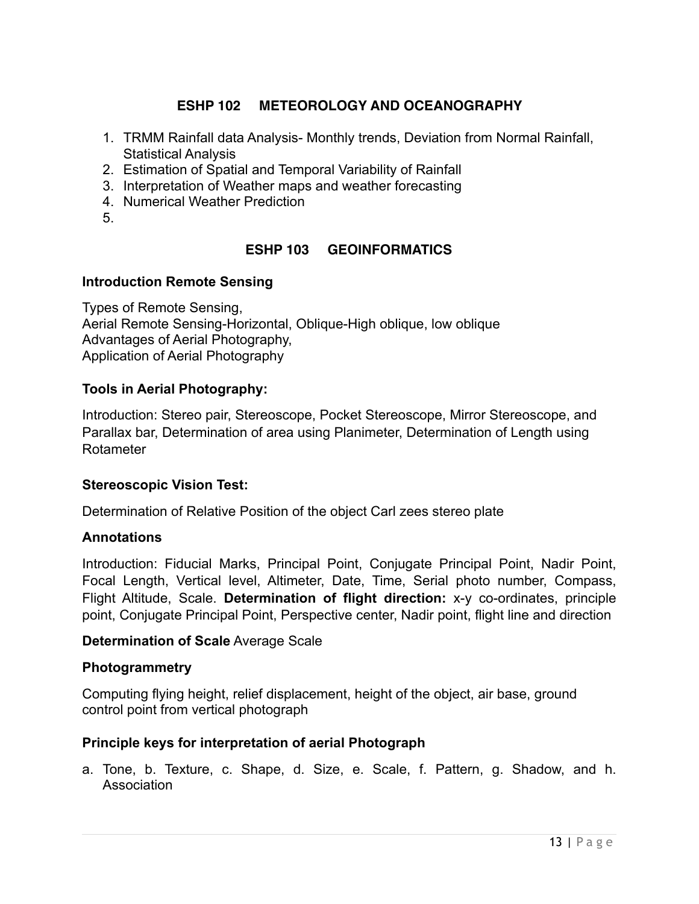## ESHP 102 METEOROLOGY AND OCEANOGRAPHY

1. TRMM Rainfall data Analysis- Monthly trends, Deviation from Normal Rainfall, Statistical Analysis
2. Estimation of Spatial and Temporal Variability of Rainfall
3. Interpretation of Weather maps and weather forecasting
4. Numerical Weather Prediction
5. 

## ESHP 103 GEOINFORMATICS

**Introduction Remote Sensing**

Types of Remote Sensing,
Aerial Remote Sensing-Horizontal, Oblique-High oblique, low oblique
Advantages of Aerial Photography,
Application of Aerial Photography

**Tools in Aerial Photography:**

Introduction: Stereo pair, Stereoscope, Pocket Stereoscope, Mirror Stereoscope, and Parallax bar, Determination of area using Planimeter, Determination of Length using Rotameter

**Stereoscopic Vision Test:**

Determination of Relative Position of the object Carl zees stereo plate

**Annotations**

Introduction: Fiducial Marks, Principal Point, Conjugate Principal Point, Nadir Point, Focal Length, Vertical level, Altimeter, Date, Time, Serial photo number, Compass, Flight Altitude, Scale. **Determination of flight direction:** x-y co-ordinates, principle point, Conjugate Principal Point, Perspective center, Nadir point, flight line and direction

**Determination of Scale** Average Scale

**Photogrammetry**

Computing flying height, relief displacement, height of the object, air base, ground control point from vertical photograph

**Principle keys for interpretation of aerial Photograph**

a. Tone, b. Texture, c. Shape, d. Size, e. Scale, f. Pattern, g. Shadow, and h. Association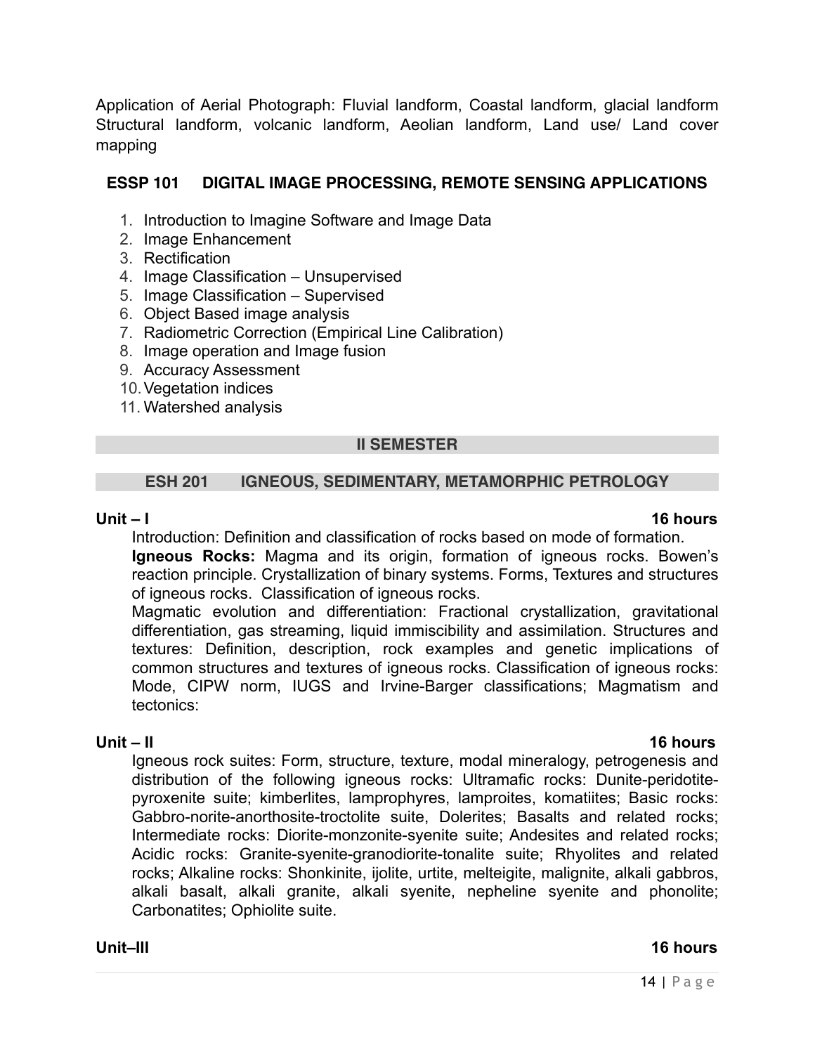Application of Aerial Photograph: Fluvial landform, Coastal landform, glacial landform Structural landform, volcanic landform, Aeolian landform, Land use/ Land cover mapping

## ESSP 101 DIGITAL IMAGE PROCESSING, REMOTE SENSING APPLICATIONS

1. Introduction to Imagine Software and Image Data
2. Image Enhancement
3. Rectification
4. Image Classification – Unsupervised
5. Image Classification – Supervised
6. Object Based image analysis
7. Radiometric Correction (Empirical Line Calibration)
8. Image operation and Image fusion
9. Accuracy Assessment
10. Vegetation indices
11. Watershed analysis

## II SEMESTER

## ESH 201 IGNEOUS, SEDIMENTARY, METAMORPHIC PETROLOGY

**Unit – I** **16 hours**

Introduction: Definition and classification of rocks based on mode of formation.

**Igneous Rocks:** Magma and its origin, formation of igneous rocks. Bowen's reaction principle. Crystallization of binary systems. Forms, Textures and structures of igneous rocks. Classification of igneous rocks.

Magmatic evolution and differentiation: Fractional crystallization, gravitational differentiation, gas streaming, liquid immiscibility and assimilation. Structures and textures: Definition, description, rock examples and genetic implications of common structures and textures of igneous rocks. Classification of igneous rocks: Mode, CIPW norm, IUGS and Irvine-Barger classifications; Magmatism and tectonics:

**Unit – II** **16 hours**

Igneous rock suites: Form, structure, texture, modal mineralogy, petrogenesis and distribution of the following igneous rocks: Ultramafic rocks: Dunite-peridotite-pyroxenite suite; kimberlites, lamprophyres, lamproites, komatiites; Basic rocks: Gabbro-norite-anorthosite-troctolite suite, Dolerites; Basalts and related rocks; Intermediate rocks: Diorite-monzonite-syenite suite; Andesites and related rocks; Acidic rocks: Granite-syenite-granodiorite-tonalite suite; Rhyolites and related rocks; Alkaline rocks: Shonkinite, ijolite, urtite, melteigite, malignite, alkali gabbros, alkali basalt, alkali granite, alkali syenite, nepheline syenite and phonolite; Carbonatites; Ophiolite suite.

**Unit–III** **16 hours**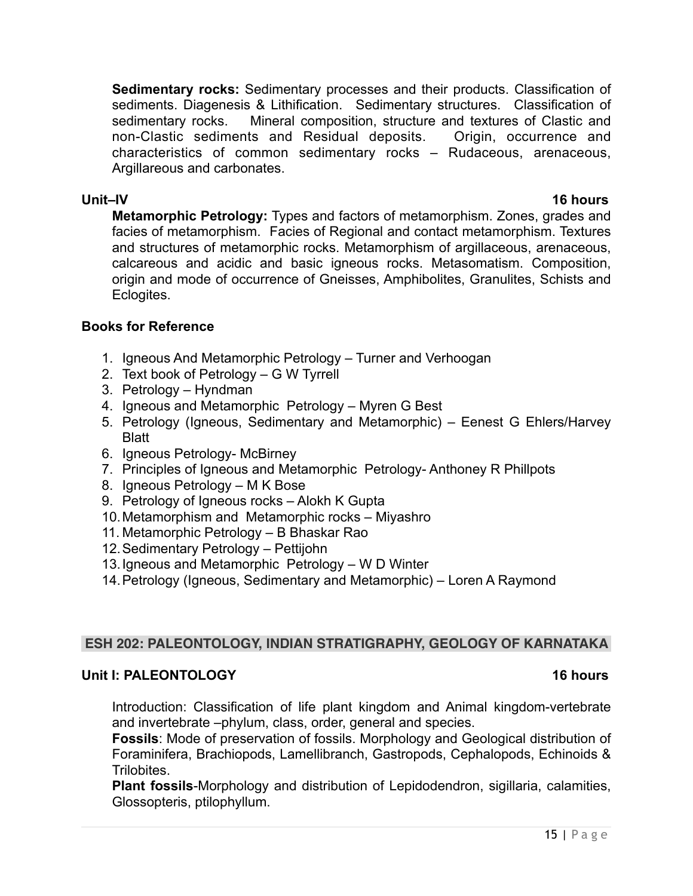**Sedimentary rocks:** Sedimentary processes and their products. Classification of sediments. Diagenesis & Lithification. Sedimentary structures. Classification of sedimentary rocks. Mineral composition, structure and textures of Clastic and non-Clastic sediments and Residual deposits. Origin, occurrence and characteristics of common sedimentary rocks – Rudaceous, arenaceous, Argillareous and carbonates.

**Unit–IV** **16 hours**

**Metamorphic Petrology:** Types and factors of metamorphism. Zones, grades and facies of metamorphism. Facies of Regional and contact metamorphism. Textures and structures of metamorphic rocks. Metamorphism of argillaceous, arenaceous, calcareous and acidic and basic igneous rocks. Metasomatism. Composition, origin and mode of occurrence of Gneisses, Amphibolites, Granulites, Schists and Eclogites.

**Books for Reference**

1. Igneous And Metamorphic Petrology – Turner and Verhoogan
2. Text book of Petrology – G W Tyrrell
3. Petrology – Hyndman
4. Igneous and Metamorphic Petrology – Myren G Best
5. Petrology (Igneous, Sedimentary and Metamorphic) – Eenest G Ehlers/Harvey Blatt
6. Igneous Petrology- McBirney
7. Principles of Igneous and Metamorphic Petrology- Anthoney R Phillpots
8. Igneous Petrology – M K Bose
9. Petrology of Igneous rocks – Alokh K Gupta
10. Metamorphism and Metamorphic rocks – Miyashro
11. Metamorphic Petrology – B Bhaskar Rao
12. Sedimentary Petrology – Pettijohn
13. Igneous and Metamorphic Petrology – W D Winter
14. Petrology (Igneous, Sedimentary and Metamorphic) – Loren A Raymond

## ESH 202: PALEONTOLOGY, INDIAN STRATIGRAPHY, GEOLOGY OF KARNATAKA

**Unit I: PALEONTOLOGY** **16 hours**

Introduction: Classification of life plant kingdom and Animal kingdom-vertebrate and invertebrate –phylum, class, order, general and species.

**Fossils**: Mode of preservation of fossils. Morphology and Geological distribution of Foraminifera, Brachiopods, Lamellibranch, Gastropods, Cephalopods, Echinoids & Trilobites.

**Plant fossils**-Morphology and distribution of Lepidodendron, sigillaria, calamities, Glossopteris, ptilophyllum.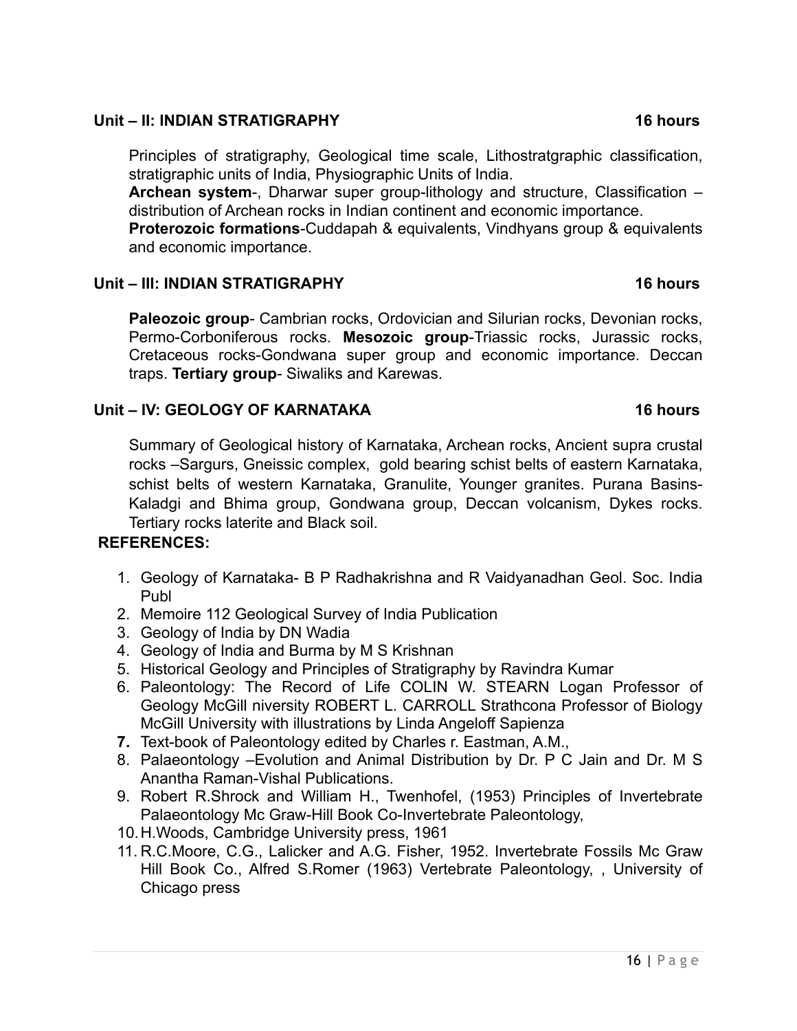## Unit – II: INDIAN STRATIGRAPHY 16 hours

Principles of stratigraphy, Geological time scale, Lithostratgraphic classification, stratigraphic units of India, Physiographic Units of India.

**Archean system**-, Dharwar super group-lithology and structure, Classification – distribution of Archean rocks in Indian continent and economic importance.

**Proterozoic formations**-Cuddapah & equivalents, Vindhyans group & equivalents and economic importance.

## Unit – III: INDIAN STRATIGRAPHY 16 hours

**Paleozoic group**- Cambrian rocks, Ordovician and Silurian rocks, Devonian rocks, Permo-Corboniferous rocks. **Mesozoic group**-Triassic rocks, Jurassic rocks, Cretaceous rocks-Gondwana super group and economic importance. Deccan traps. **Tertiary group**- Siwaliks and Karewas.

## Unit – IV: GEOLOGY OF KARNATAKA 16 hours

Summary of Geological history of Karnataka, Archean rocks, Ancient supra crustal rocks –Sargurs, Gneissic complex, gold bearing schist belts of eastern Karnataka, schist belts of western Karnataka, Granulite, Younger granites. Purana Basins-Kaladgi and Bhima group, Gondwana group, Deccan volcanism, Dykes rocks. Tertiary rocks laterite and Black soil.

**REFERENCES:**

1. Geology of Karnataka- B P Radhakrishna and R Vaidyanadhan Geol. Soc. India Publ
2. Memoire 112 Geological Survey of India Publication
3. Geology of India by DN Wadia
4. Geology of India and Burma by M S Krishnan
5. Historical Geology and Principles of Stratigraphy by Ravindra Kumar
6. Paleontology: The Record of Life COLIN W. STEARN Logan Professor of Geology McGill niversity ROBERT L. CARROLL Strathcona Professor of Biology McGill University with illustrations by Linda Angeloff Sapienza
7. Text-book of Paleontology edited by Charles r. Eastman, A.M.,
8. Palaeontology –Evolution and Animal Distribution by Dr. P C Jain and Dr. M S Anantha Raman-Vishal Publications.
9. Robert R.Shrock and William H., Twenhofel, (1953) Principles of Invertebrate Palaeontology Mc Graw-Hill Book Co-Invertebrate Paleontology,
10. H.Woods, Cambridge University press, 1961
11. R.C.Moore, C.G., Lalicker and A.G. Fisher, 1952. Invertebrate Fossils Mc Graw Hill Book Co., Alfred S.Romer (1963) Vertebrate Paleontology, , University of Chicago press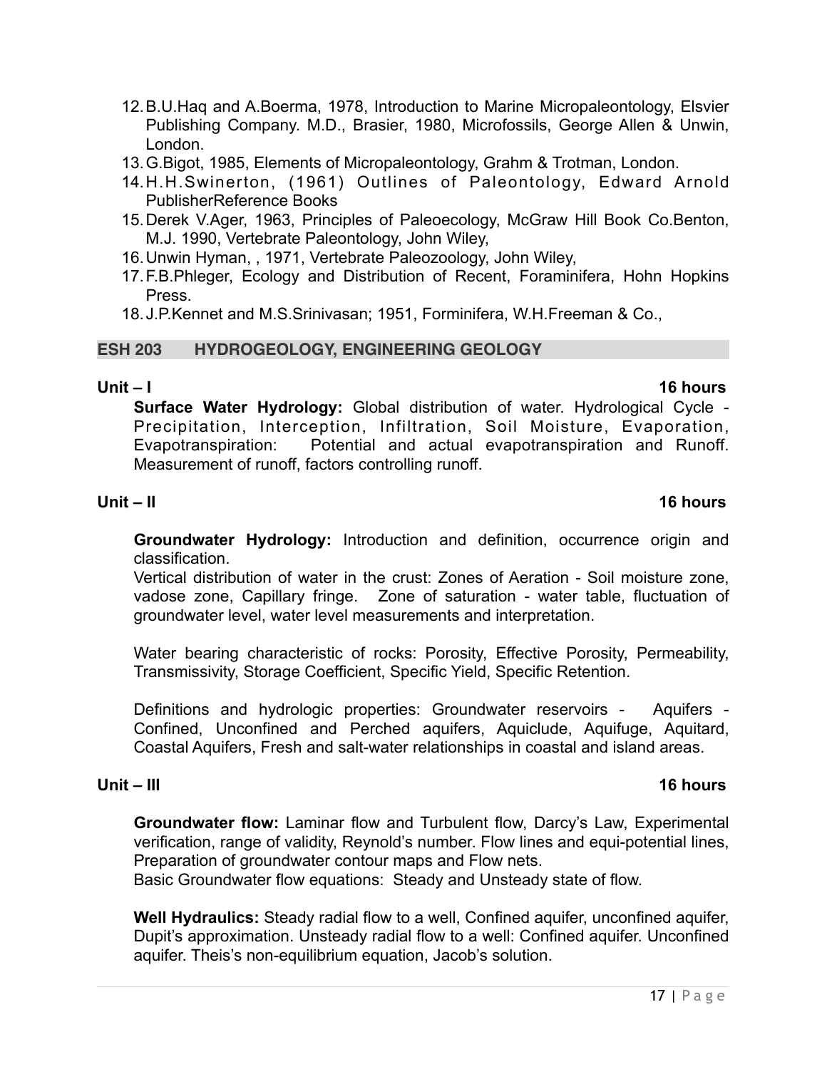12. B.U.Haq and A.Boerma, 1978, Introduction to Marine Micropaleontology, Elsvier Publishing Company. M.D., Brasier, 1980, Microfossils, George Allen & Unwin, London.
13. G.Bigot, 1985, Elements of Micropaleontology, Grahm & Trotman, London.
14. H.H.Swinerton, (1961) Outlines of Paleontology, Edward Arnold PublisherReference Books
15. Derek V.Ager, 1963, Principles of Paleoecology, McGraw Hill Book Co.Benton, M.J. 1990, Vertebrate Paleontology, John Wiley,
16. Unwin Hyman, , 1971, Vertebrate Paleozoology, John Wiley,
17. F.B.Phleger, Ecology and Distribution of Recent, Foraminifera, Hohn Hopkins Press.
18. J.P.Kennet and M.S.Srinivasan; 1951, Forminifera, W.H.Freeman & Co.,

## ESH 203 HYDROGEOLOGY, ENGINEERING GEOLOGY

**Unit – I** **16 hours**

**Surface Water Hydrology:** Global distribution of water. Hydrological Cycle - Precipitation, Interception, Infiltration, Soil Moisture, Evaporation, Evapotranspiration: Potential and actual evapotranspiration and Runoff. Measurement of runoff, factors controlling runoff.

**Unit – II** **16 hours**

**Groundwater Hydrology:** Introduction and definition, occurrence origin and classification.

Vertical distribution of water in the crust: Zones of Aeration - Soil moisture zone, vadose zone, Capillary fringe. Zone of saturation - water table, fluctuation of groundwater level, water level measurements and interpretation.

Water bearing characteristic of rocks: Porosity, Effective Porosity, Permeability, Transmissivity, Storage Coefficient, Specific Yield, Specific Retention.

Definitions and hydrologic properties: Groundwater reservoirs - Aquifers - Confined, Unconfined and Perched aquifers, Aquiclude, Aquifuge, Aquitard, Coastal Aquifers, Fresh and salt-water relationships in coastal and island areas.

**Unit – III** **16 hours**

**Groundwater flow:** Laminar flow and Turbulent flow, Darcy's Law, Experimental verification, range of validity, Reynold's number. Flow lines and equi-potential lines, Preparation of groundwater contour maps and Flow nets.

Basic Groundwater flow equations: Steady and Unsteady state of flow.

**Well Hydraulics:** Steady radial flow to a well, Confined aquifer, unconfined aquifer, Dupit's approximation. Unsteady radial flow to a well: Confined aquifer. Unconfined aquifer. Theis's non-equilibrium equation, Jacob's solution.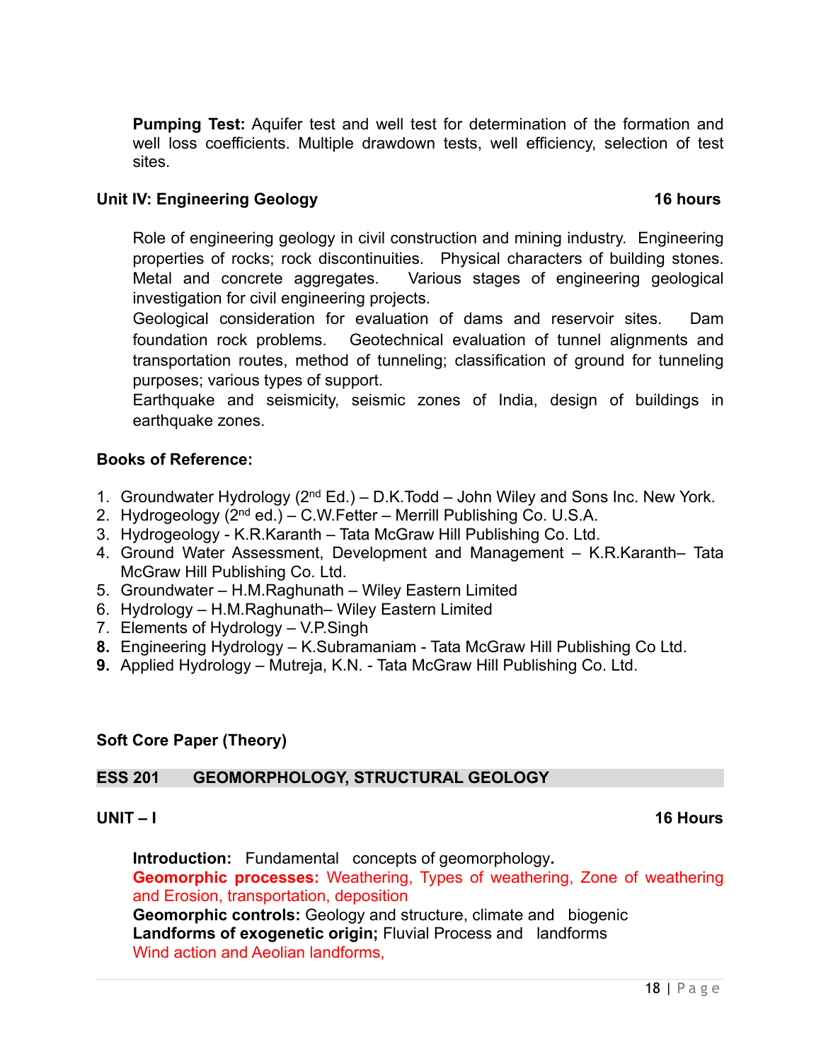**Pumping Test:** Aquifer test and well test for determination of the formation and well loss coefficients. Multiple drawdown tests, well efficiency, selection of test sites.

### Unit IV: Engineering Geology — 16 hours

Role of engineering geology in civil construction and mining industry. Engineering properties of rocks; rock discontinuities. Physical characters of building stones. Metal and concrete aggregates. Various stages of engineering geological investigation for civil engineering projects.

Geological consideration for evaluation of dams and reservoir sites. Dam foundation rock problems. Geotechnical evaluation of tunnel alignments and transportation routes, method of tunneling; classification of ground for tunneling purposes; various types of support.

Earthquake and seismicity, seismic zones of India, design of buildings in earthquake zones.

### Books of Reference:

1. Groundwater Hydrology (2nd Ed.) – D.K.Todd – John Wiley and Sons Inc. New York.
2. Hydrogeology (2nd ed.) – C.W.Fetter – Merrill Publishing Co. U.S.A.
3. Hydrogeology - K.R.Karanth – Tata McGraw Hill Publishing Co. Ltd.
4. Ground Water Assessment, Development and Management – K.R.Karanth– Tata McGraw Hill Publishing Co. Ltd.
5. Groundwater – H.M.Raghunath – Wiley Eastern Limited
6. Hydrology – H.M.Raghunath– Wiley Eastern Limited
7. Elements of Hydrology – V.P.Singh
8. Engineering Hydrology – K.Subramaniam - Tata McGraw Hill Publishing Co Ltd.
9. Applied Hydrology – Mutreja, K.N. - Tata McGraw Hill Publishing Co. Ltd.

### Soft Core Paper (Theory)

## ESS 201 GEOMORPHOLOGY, STRUCTURAL GEOLOGY

### UNIT – I — 16 Hours

**Introduction:** Fundamental concepts of geomorphology.

**Geomorphic processes:** Weathering, Types of weathering, Zone of weathering and Erosion, transportation, deposition

**Geomorphic controls:** Geology and structure, climate and biogenic

**Landforms of exogenetic origin;** Fluvial Process and landforms

Wind action and Aeolian landforms,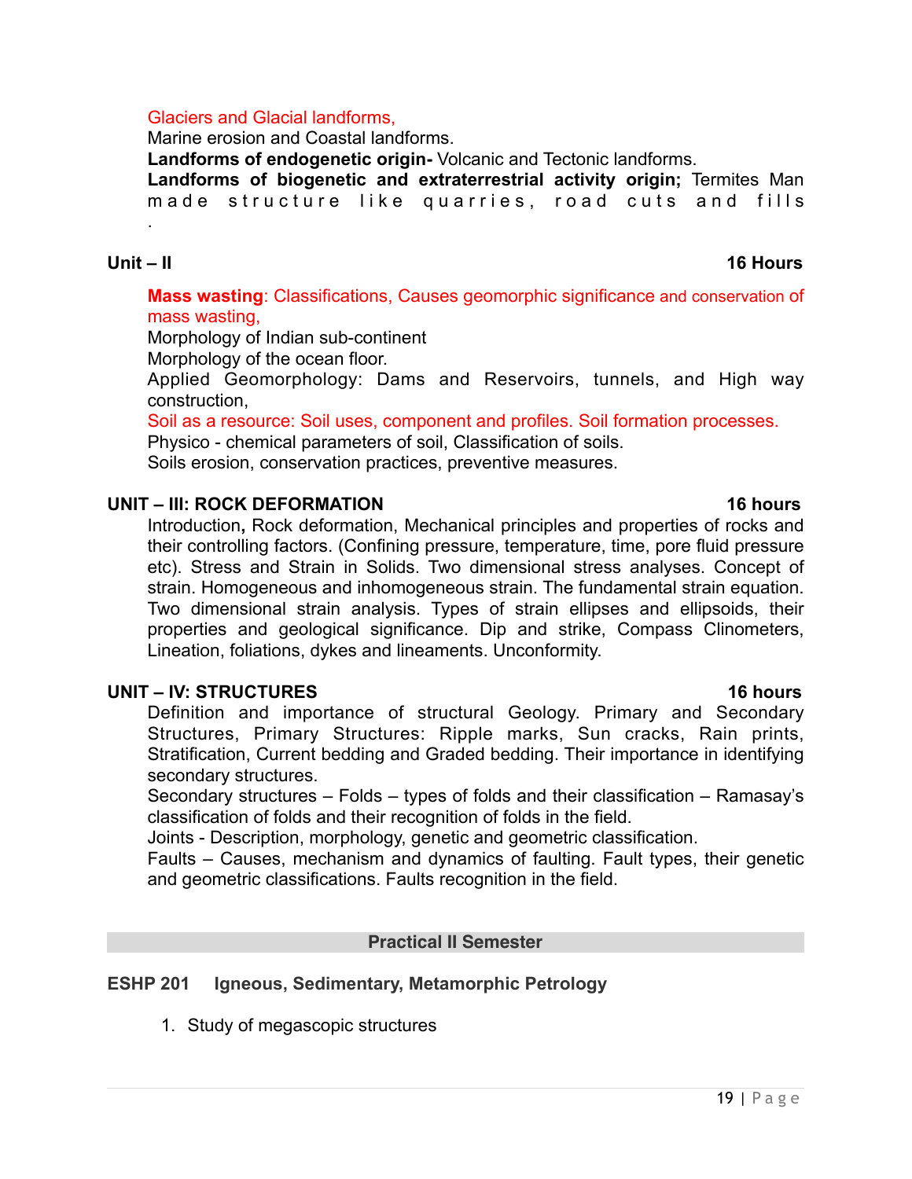Glaciers and Glacial landforms,

Marine erosion and Coastal landforms.

**Landforms of endogenetic origin-** Volcanic and Tectonic landforms.

**Landforms of biogenetic and extraterrestrial activity origin;** Termites Man made structure like quarries, road cuts and fills

.

## Unit – II 16 Hours

**Mass wasting**: Classifications, Causes geomorphic significance and conservation of mass wasting,

Morphology of Indian sub-continent

Morphology of the ocean floor.

Applied Geomorphology: Dams and Reservoirs, tunnels, and High way construction,

Soil as a resource: Soil uses, component and profiles. Soil formation processes.

Physico - chemical parameters of soil, Classification of soils.

Soils erosion, conservation practices, preventive measures.

## UNIT – III: ROCK DEFORMATION 16 hours

Introduction**,** Rock deformation, Mechanical principles and properties of rocks and their controlling factors. (Confining pressure, temperature, time, pore fluid pressure etc). Stress and Strain in Solids. Two dimensional stress analyses. Concept of strain. Homogeneous and inhomogeneous strain. The fundamental strain equation. Two dimensional strain analysis. Types of strain ellipses and ellipsoids, their properties and geological significance. Dip and strike, Compass Clinometers, Lineation, foliations, dykes and lineaments. Unconformity.

## UNIT – IV: STRUCTURES 16 hours

Definition and importance of structural Geology. Primary and Secondary Structures, Primary Structures: Ripple marks, Sun cracks, Rain prints, Stratification, Current bedding and Graded bedding. Their importance in identifying secondary structures.

Secondary structures – Folds – types of folds and their classification – Ramasay's classification of folds and their recognition of folds in the field.

Joints - Description, morphology, genetic and geometric classification.

Faults – Causes, mechanism and dynamics of faulting. Fault types, their genetic and geometric classifications. Faults recognition in the field.

## Practical II Semester

### ESHP 201 Igneous, Sedimentary, Metamorphic Petrology

1. Study of megascopic structures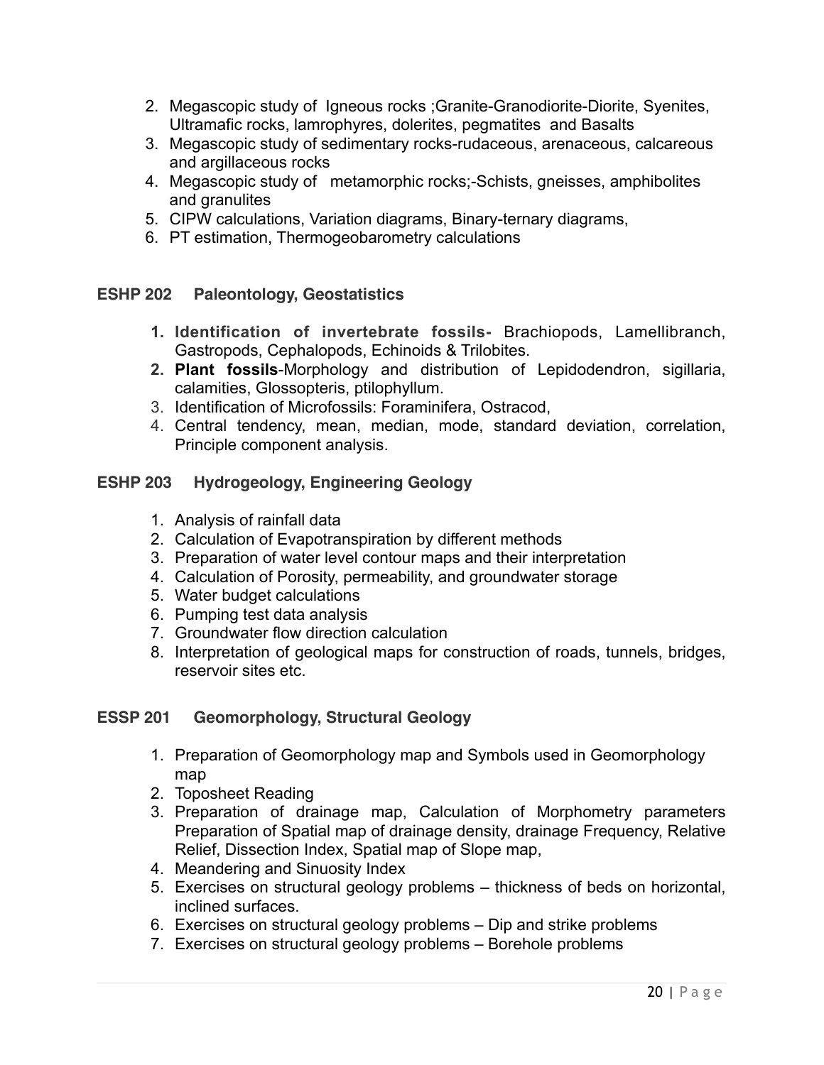2. Megascopic study of Igneous rocks ;Granite-Granodiorite-Diorite, Syenites, Ultramafic rocks, lamrophyres, dolerites, pegmatites and Basalts
3. Megascopic study of sedimentary rocks-rudaceous, arenaceous, calcareous and argillaceous rocks
4. Megascopic study of metamorphic rocks;-Schists, gneisses, amphibolites and granulites
5. CIPW calculations, Variation diagrams, Binary-ternary diagrams,
6. PT estimation, Thermogeobarometry calculations

### ESHP 202 Paleontology, Geostatistics

1. **Identification of invertebrate fossils-** Brachiopods, Lamellibranch, Gastropods, Cephalopods, Echinoids & Trilobites.
2. **Plant fossils**-Morphology and distribution of Lepidodendron, sigillaria, calamities, Glossopteris, ptilophyllum.
3. Identification of Microfossils: Foraminifera, Ostracod,
4. Central tendency, mean, median, mode, standard deviation, correlation, Principle component analysis.

### ESHP 203 Hydrogeology, Engineering Geology

1. Analysis of rainfall data
2. Calculation of Evapotranspiration by different methods
3. Preparation of water level contour maps and their interpretation
4. Calculation of Porosity, permeability, and groundwater storage
5. Water budget calculations
6. Pumping test data analysis
7. Groundwater flow direction calculation
8. Interpretation of geological maps for construction of roads, tunnels, bridges, reservoir sites etc.

### ESSP 201 Geomorphology, Structural Geology

1. Preparation of Geomorphology map and Symbols used in Geomorphology map
2. Toposheet Reading
3. Preparation of drainage map, Calculation of Morphometry parameters Preparation of Spatial map of drainage density, drainage Frequency, Relative Relief, Dissection Index, Spatial map of Slope map,
4. Meandering and Sinuosity Index
5. Exercises on structural geology problems – thickness of beds on horizontal, inclined surfaces.
6. Exercises on structural geology problems – Dip and strike problems
7. Exercises on structural geology problems – Borehole problems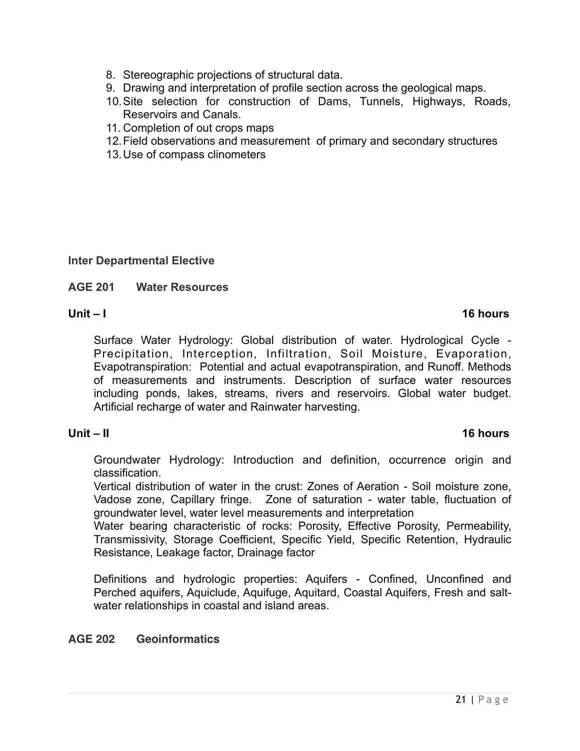8. Stereographic projections of structural data.
9. Drawing and interpretation of profile section across the geological maps.
10. Site selection for construction of Dams, Tunnels, Highways, Roads, Reservoirs and Canals.
11. Completion of out crops maps
12. Field observations and measurement of primary and secondary structures
13. Use of compass clinometers

**Inter Departmental Elective**

**AGE 201 Water Resources**

**Unit – I** **16 hours**

Surface Water Hydrology: Global distribution of water. Hydrological Cycle - Precipitation, Interception, Infiltration, Soil Moisture, Evaporation, Evapotranspiration: Potential and actual evapotranspiration, and Runoff. Methods of measurements and instruments. Description of surface water resources including ponds, lakes, streams, rivers and reservoirs. Global water budget. Artificial recharge of water and Rainwater harvesting.

**Unit – II** **16 hours**

Groundwater Hydrology: Introduction and definition, occurrence origin and classification.

Vertical distribution of water in the crust: Zones of Aeration - Soil moisture zone, Vadose zone, Capillary fringe. Zone of saturation - water table, fluctuation of groundwater level, water level measurements and interpretation

Water bearing characteristic of rocks: Porosity, Effective Porosity, Permeability, Transmissivity, Storage Coefficient, Specific Yield, Specific Retention, Hydraulic Resistance, Leakage factor, Drainage factor

Definitions and hydrologic properties: Aquifers - Confined, Unconfined and Perched aquifers, Aquiclude, Aquifuge, Aquitard, Coastal Aquifers, Fresh and salt-water relationships in coastal and island areas.

**AGE 202 Geoinformatics**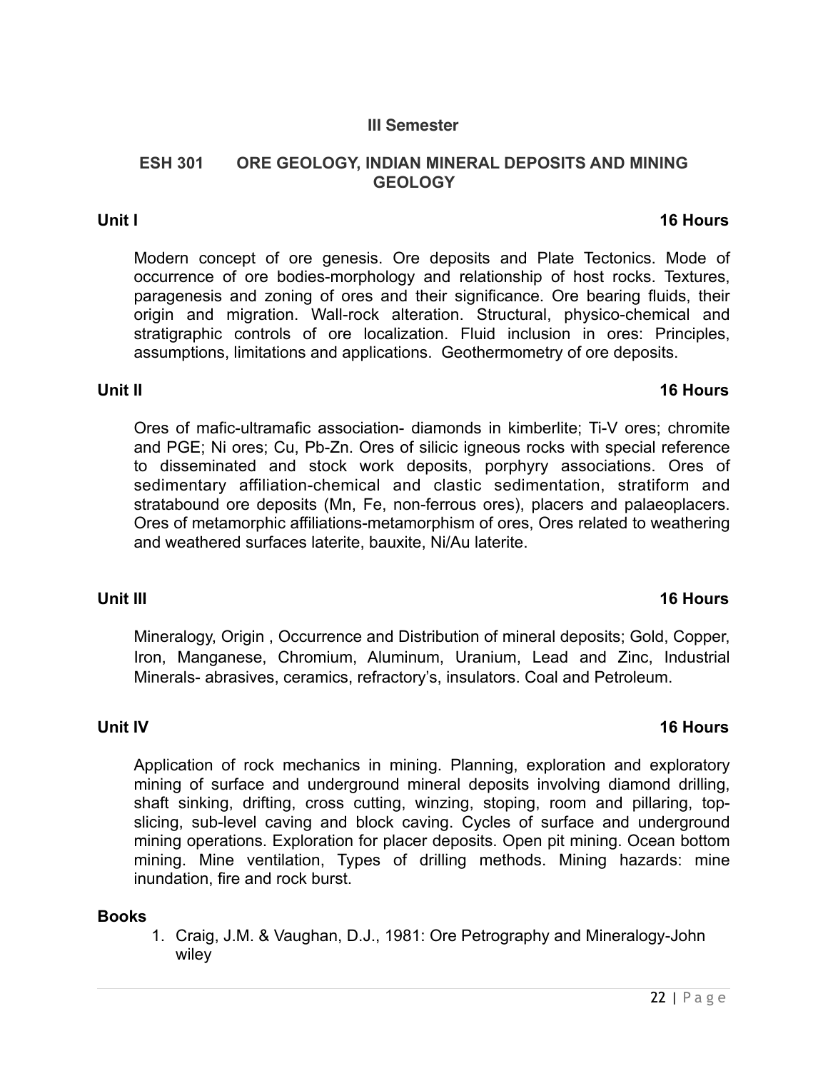**III Semester**

## ESH 301 ORE GEOLOGY, INDIAN MINERAL DEPOSITS AND MINING GEOLOGY

**Unit I** **16 Hours**

Modern concept of ore genesis. Ore deposits and Plate Tectonics. Mode of occurrence of ore bodies-morphology and relationship of host rocks. Textures, paragenesis and zoning of ores and their significance. Ore bearing fluids, their origin and migration. Wall-rock alteration. Structural, physico-chemical and stratigraphic controls of ore localization. Fluid inclusion in ores: Principles, assumptions, limitations and applications. Geothermometry of ore deposits.

**Unit II** **16 Hours**

Ores of mafic-ultramafic association- diamonds in kimberlite; Ti-V ores; chromite and PGE; Ni ores; Cu, Pb-Zn. Ores of silicic igneous rocks with special reference to disseminated and stock work deposits, porphyry associations. Ores of sedimentary affiliation-chemical and clastic sedimentation, stratiform and stratabound ore deposits (Mn, Fe, non-ferrous ores), placers and palaeoplacers. Ores of metamorphic affiliations-metamorphism of ores, Ores related to weathering and weathered surfaces laterite, bauxite, Ni/Au laterite.

**Unit III** **16 Hours**

Mineralogy, Origin , Occurrence and Distribution of mineral deposits; Gold, Copper, Iron, Manganese, Chromium, Aluminum, Uranium, Lead and Zinc, Industrial Minerals- abrasives, ceramics, refractory's, insulators. Coal and Petroleum.

**Unit IV** **16 Hours**

Application of rock mechanics in mining. Planning, exploration and exploratory mining of surface and underground mineral deposits involving diamond drilling, shaft sinking, drifting, cross cutting, winzing, stoping, room and pillaring, top-slicing, sub-level caving and block caving. Cycles of surface and underground mining operations. Exploration for placer deposits. Open pit mining. Ocean bottom mining. Mine ventilation, Types of drilling methods. Mining hazards: mine inundation, fire and rock burst.

**Books**

1. Craig, J.M. & Vaughan, D.J., 1981: Ore Petrography and Mineralogy-John wiley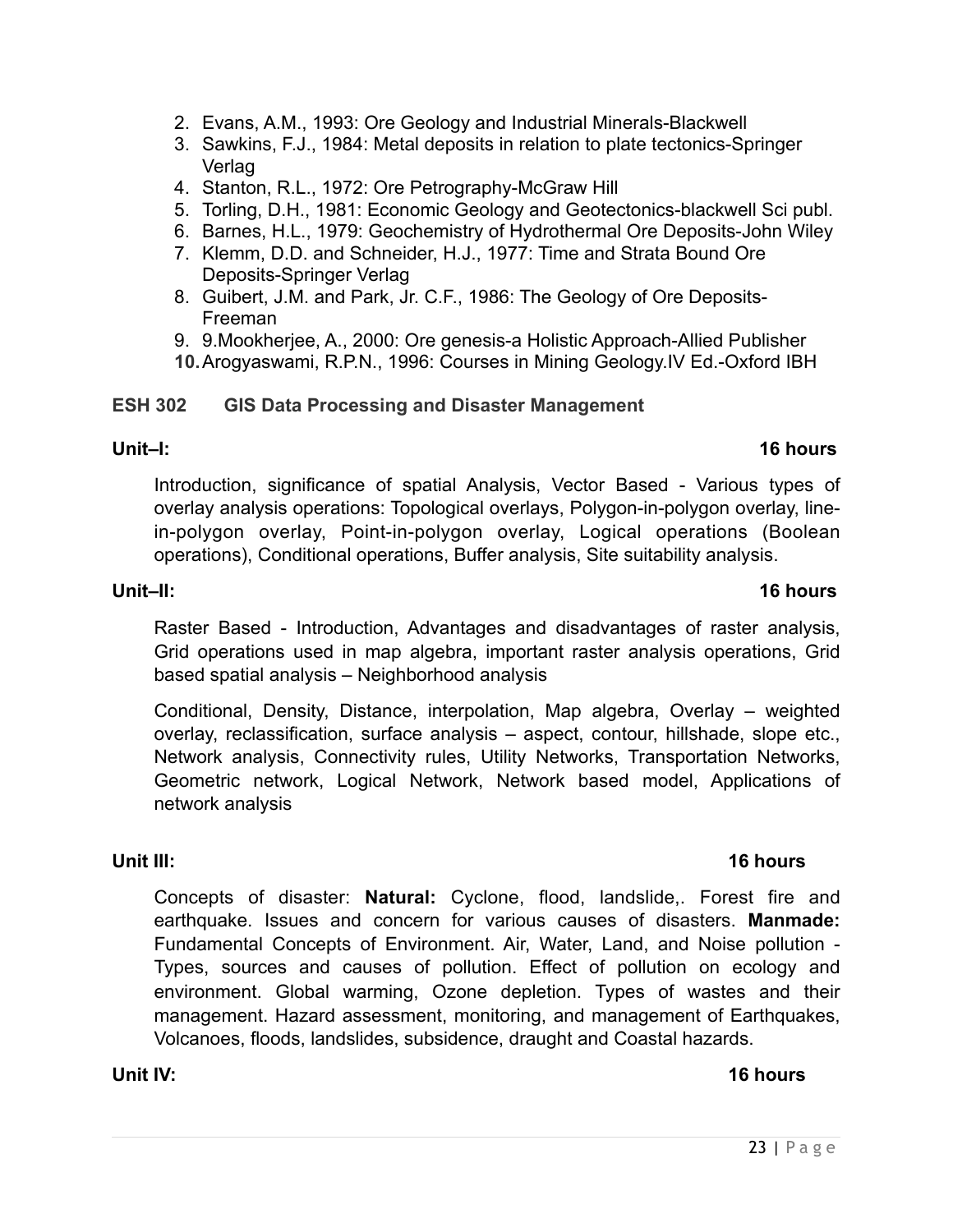2. Evans, A.M., 1993: Ore Geology and Industrial Minerals-Blackwell
3. Sawkins, F.J., 1984: Metal deposits in relation to plate tectonics-Springer Verlag
4. Stanton, R.L., 1972: Ore Petrography-McGraw Hill
5. Torling, D.H., 1981: Economic Geology and Geotectonics-blackwell Sci publ.
6. Barnes, H.L., 1979: Geochemistry of Hydrothermal Ore Deposits-John Wiley
7. Klemm, D.D. and Schneider, H.J., 1977: Time and Strata Bound Ore Deposits-Springer Verlag
8. Guibert, J.M. and Park, Jr. C.F., 1986: The Geology of Ore Deposits-Freeman
9. 9.Mookherjee, A., 2000: Ore genesis-a Holistic Approach-Allied Publisher
10. Arogyaswami, R.P.N., 1996: Courses in Mining Geology.IV Ed.-Oxford IBH

## ESH 302 GIS Data Processing and Disaster Management

**Unit–I: 16 hours**

Introduction, significance of spatial Analysis, Vector Based - Various types of overlay analysis operations: Topological overlays, Polygon-in-polygon overlay, line-in-polygon overlay, Point-in-polygon overlay, Logical operations (Boolean operations), Conditional operations, Buffer analysis, Site suitability analysis.

**Unit–II: 16 hours**

Raster Based - Introduction, Advantages and disadvantages of raster analysis, Grid operations used in map algebra, important raster analysis operations, Grid based spatial analysis – Neighborhood analysis

Conditional, Density, Distance, interpolation, Map algebra, Overlay – weighted overlay, reclassification, surface analysis – aspect, contour, hillshade, slope etc., Network analysis, Connectivity rules, Utility Networks, Transportation Networks, Geometric network, Logical Network, Network based model, Applications of network analysis

**Unit III: 16 hours**

Concepts of disaster: **Natural:** Cyclone, flood, landslide,. Forest fire and earthquake. Issues and concern for various causes of disasters. **Manmade:** Fundamental Concepts of Environment. Air, Water, Land, and Noise pollution - Types, sources and causes of pollution. Effect of pollution on ecology and environment. Global warming, Ozone depletion. Types of wastes and their management. Hazard assessment, monitoring, and management of Earthquakes, Volcanoes, floods, landslides, subsidence, draught and Coastal hazards.

**Unit IV: 16 hours**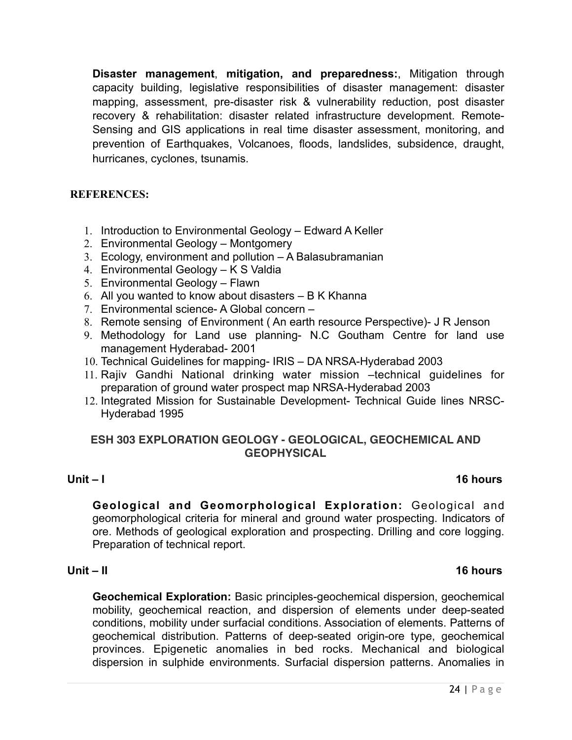**Disaster management**, **mitigation, and preparedness:**, Mitigation through capacity building, legislative responsibilities of disaster management: disaster mapping, assessment, pre-disaster risk & vulnerability reduction, post disaster recovery & rehabilitation: disaster related infrastructure development. Remote-Sensing and GIS applications in real time disaster assessment, monitoring, and prevention of Earthquakes, Volcanoes, floods, landslides, subsidence, draught, hurricanes, cyclones, tsunamis.

**REFERENCES:**

1. Introduction to Environmental Geology – Edward A Keller
2. Environmental Geology – Montgomery
3. Ecology, environment and pollution – A Balasubramanian
4. Environmental Geology – K S Valdia
5. Environmental Geology – Flawn
6. All you wanted to know about disasters – B K Khanna
7. Environmental science- A Global concern –
8. Remote sensing of Environment ( An earth resource Perspective)- J R Jenson
9. Methodology for Land use planning- N.C Goutham Centre for land use management Hyderabad- 2001
10. Technical Guidelines for mapping- IRIS – DA NRSA-Hyderabad 2003
11. Rajiv Gandhi National drinking water mission –technical guidelines for preparation of ground water prospect map NRSA-Hyderabad 2003
12. Integrated Mission for Sustainable Development- Technical Guide lines NRSC-Hyderabad 1995

## ESH 303 EXPLORATION GEOLOGY - GEOLOGICAL, GEOCHEMICAL AND GEOPHYSICAL

**Unit – I** **16 hours**

**Geological and Geomorphological Exploration:** Geological and geomorphological criteria for mineral and ground water prospecting. Indicators of ore. Methods of geological exploration and prospecting. Drilling and core logging. Preparation of technical report.

**Unit – II** **16 hours**

**Geochemical Exploration:** Basic principles-geochemical dispersion, geochemical mobility, geochemical reaction, and dispersion of elements under deep-seated conditions, mobility under surfacial conditions. Association of elements. Patterns of geochemical distribution. Patterns of deep-seated origin-ore type, geochemical provinces. Epigenetic anomalies in bed rocks. Mechanical and biological dispersion in sulphide environments. Surfacial dispersion patterns. Anomalies in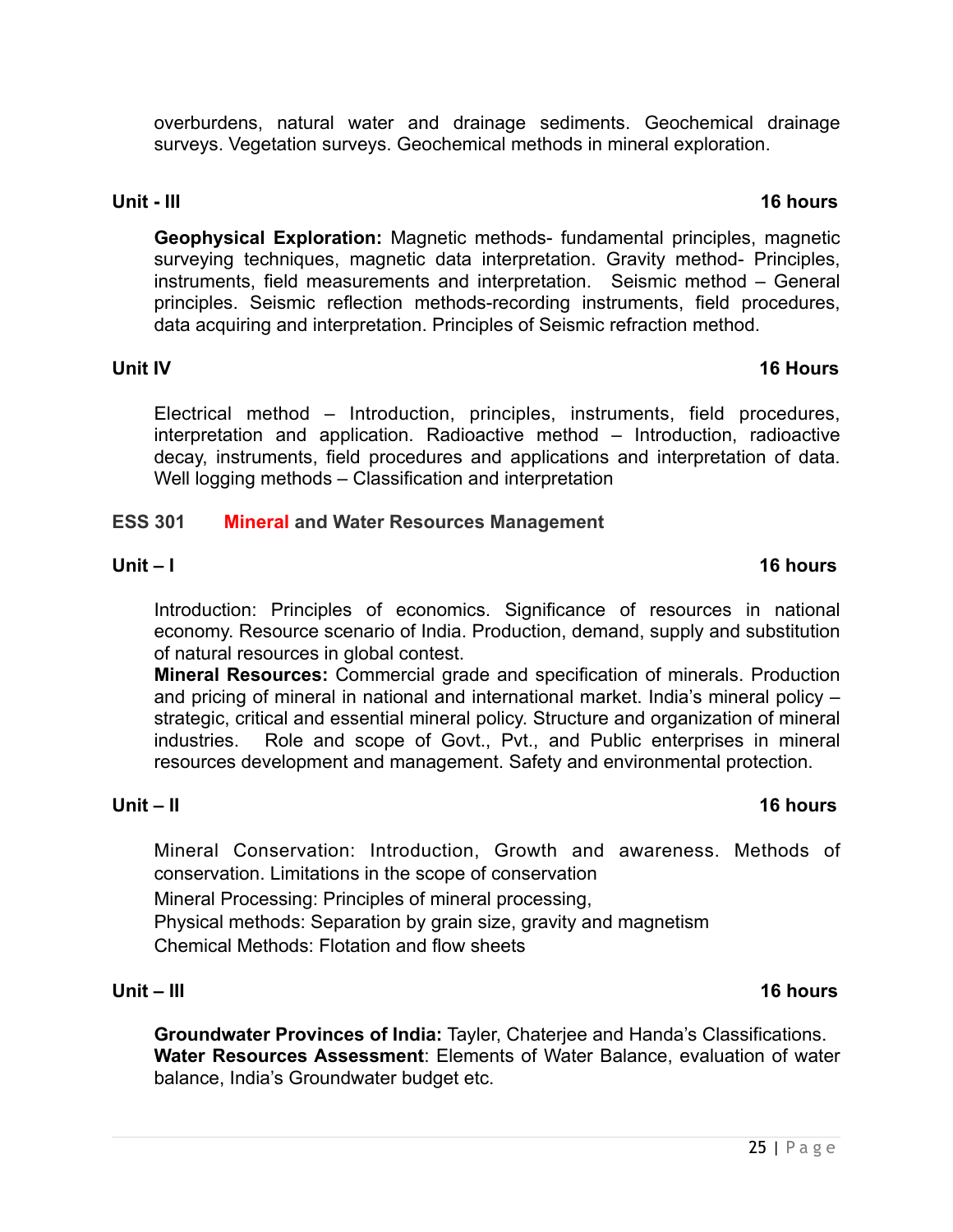overburdens, natural water and drainage sediments. Geochemical drainage surveys. Vegetation surveys. Geochemical methods in mineral exploration.

**Unit - III** **16 hours**

**Geophysical Exploration:** Magnetic methods- fundamental principles, magnetic surveying techniques, magnetic data interpretation. Gravity method- Principles, instruments, field measurements and interpretation. Seismic method – General principles. Seismic reflection methods-recording instruments, field procedures, data acquiring and interpretation. Principles of Seismic refraction method.

**Unit IV** **16 Hours**

Electrical method – Introduction, principles, instruments, field procedures, interpretation and application. Radioactive method – Introduction, radioactive decay, instruments, field procedures and applications and interpretation of data. Well logging methods – Classification and interpretation

## ESS 301 Mineral and Water Resources Management

**Unit – I** **16 hours**

Introduction: Principles of economics. Significance of resources in national economy. Resource scenario of India. Production, demand, supply and substitution of natural resources in global contest.

**Mineral Resources:** Commercial grade and specification of minerals. Production and pricing of mineral in national and international market. India's mineral policy – strategic, critical and essential mineral policy. Structure and organization of mineral industries. Role and scope of Govt., Pvt., and Public enterprises in mineral resources development and management. Safety and environmental protection.

**Unit – II** **16 hours**

Mineral Conservation: Introduction, Growth and awareness. Methods of conservation. Limitations in the scope of conservation

Mineral Processing: Principles of mineral processing,

Physical methods: Separation by grain size, gravity and magnetism

Chemical Methods: Flotation and flow sheets

**Unit – III** **16 hours**

**Groundwater Provinces of India:** Tayler, Chaterjee and Handa's Classifications.
**Water Resources Assessment**: Elements of Water Balance, evaluation of water balance, India's Groundwater budget etc.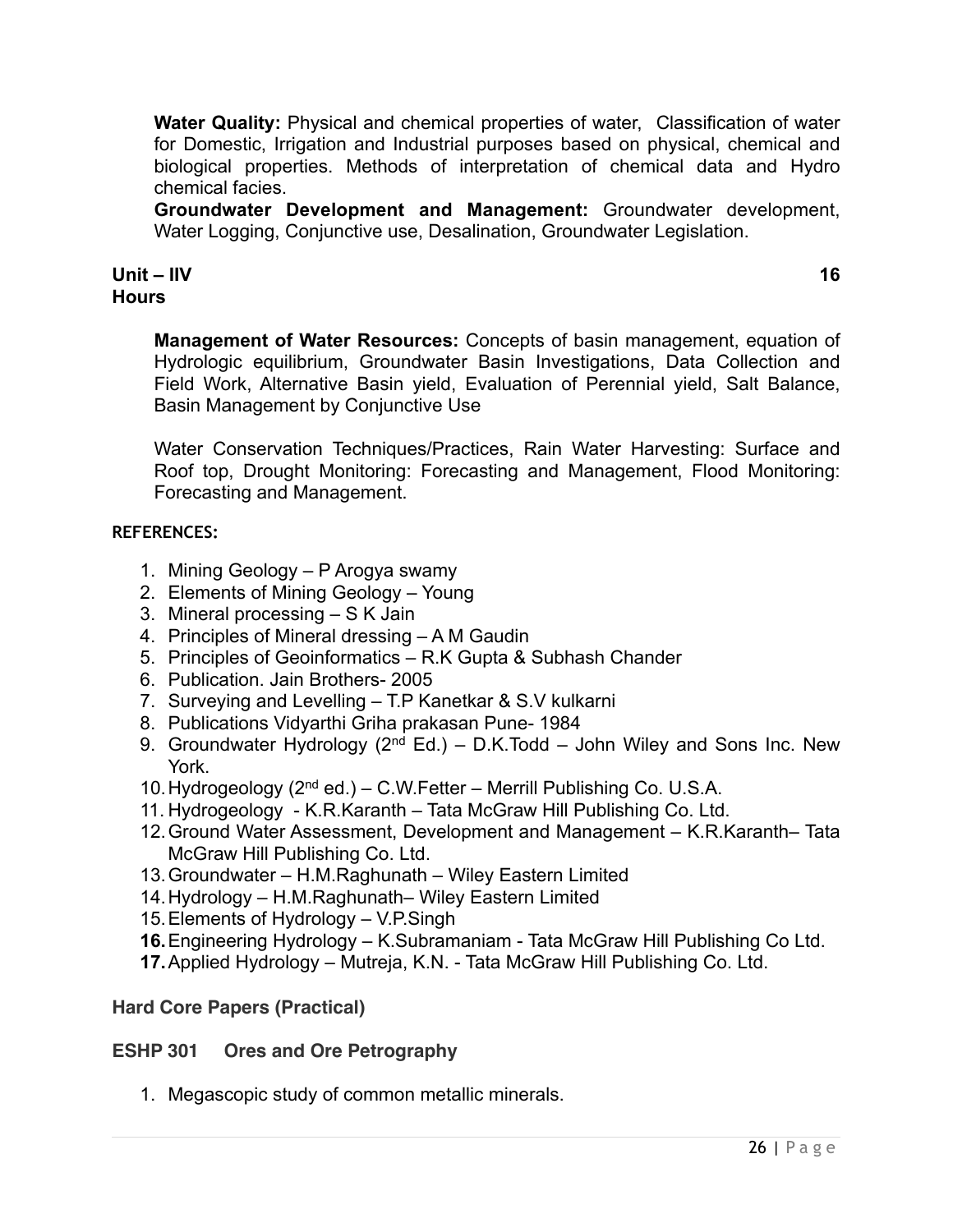**Water Quality:** Physical and chemical properties of water, Classification of water for Domestic, Irrigation and Industrial purposes based on physical, chemical and biological properties. Methods of interpretation of chemical data and Hydro chemical facies.

**Groundwater Development and Management:** Groundwater development, Water Logging, Conjunctive use, Desalination, Groundwater Legislation.

**Unit – IIV** **16 Hours**

**Management of Water Resources:** Concepts of basin management, equation of Hydrologic equilibrium, Groundwater Basin Investigations, Data Collection and Field Work, Alternative Basin yield, Evaluation of Perennial yield, Salt Balance, Basin Management by Conjunctive Use

Water Conservation Techniques/Practices, Rain Water Harvesting: Surface and Roof top, Drought Monitoring: Forecasting and Management, Flood Monitoring: Forecasting and Management.

**REFERENCES:**

1. Mining Geology – P Arogya swamy
2. Elements of Mining Geology – Young
3. Mineral processing – S K Jain
4. Principles of Mineral dressing – A M Gaudin
5. Principles of Geoinformatics – R.K Gupta & Subhash Chander
6. Publication. Jain Brothers- 2005
7. Surveying and Levelling – T.P Kanetkar & S.V kulkarni
8. Publications Vidyarthi Griha prakasan Pune- 1984
9. Groundwater Hydrology (2nd Ed.) – D.K.Todd – John Wiley and Sons Inc. New York.
10. Hydrogeology (2nd ed.) – C.W.Fetter – Merrill Publishing Co. U.S.A.
11. Hydrogeology - K.R.Karanth – Tata McGraw Hill Publishing Co. Ltd.
12. Ground Water Assessment, Development and Management – K.R.Karanth– Tata McGraw Hill Publishing Co. Ltd.
13. Groundwater – H.M.Raghunath – Wiley Eastern Limited
14. Hydrology – H.M.Raghunath– Wiley Eastern Limited
15. Elements of Hydrology – V.P.Singh
16. Engineering Hydrology – K.Subramaniam - Tata McGraw Hill Publishing Co Ltd.
17. Applied Hydrology – Mutreja, K.N. - Tata McGraw Hill Publishing Co. Ltd.

**Hard Core Papers (Practical)**

**ESHP 301 Ores and Ore Petrography**

1. Megascopic study of common metallic minerals.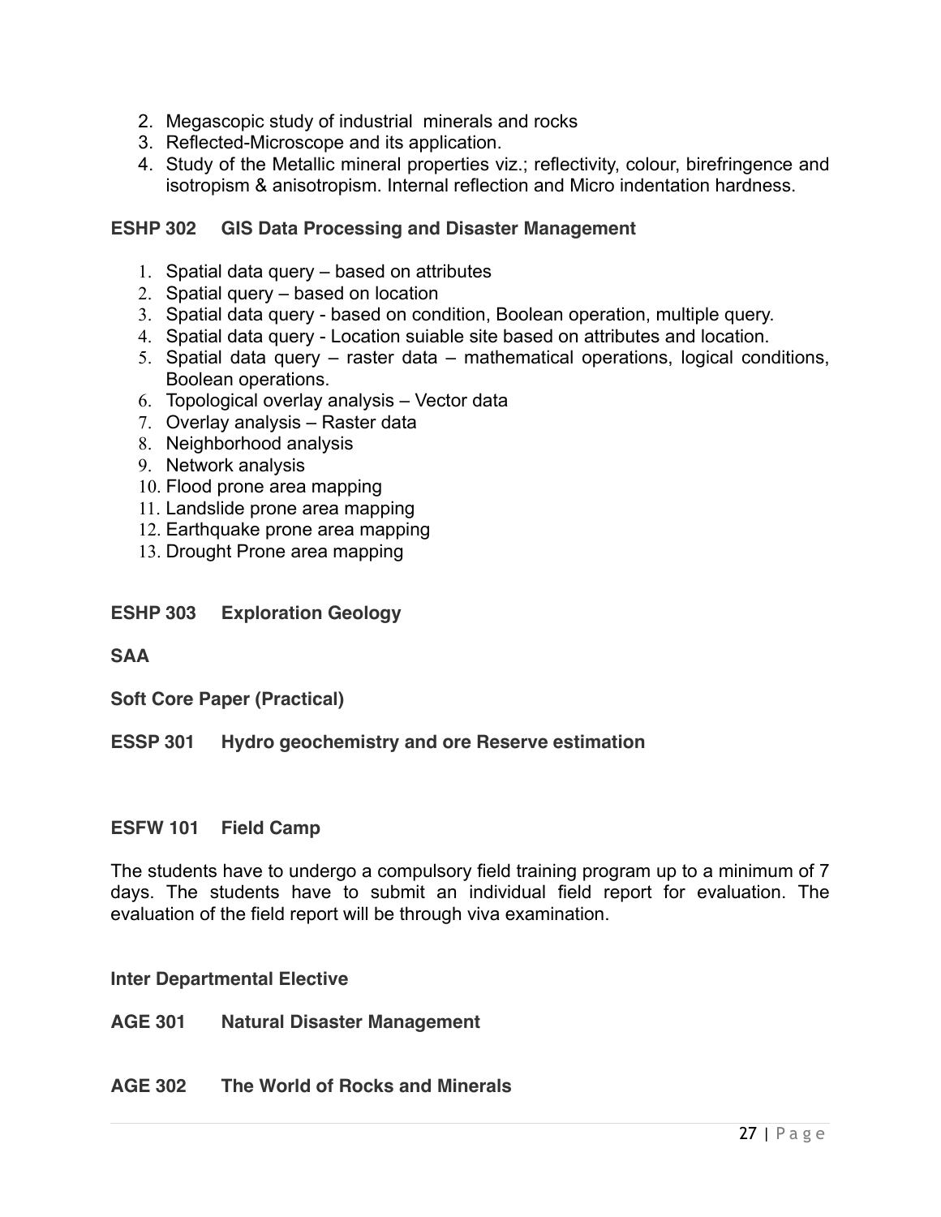2. Megascopic study of industrial minerals and rocks
3. Reflected-Microscope and its application.
4. Study of the Metallic mineral properties viz.; reflectivity, colour, birefringence and isotropism & anisotropism. Internal reflection and Micro indentation hardness.

**ESHP 302 GIS Data Processing and Disaster Management**

1. Spatial data query – based on attributes
2. Spatial query – based on location
3. Spatial data query - based on condition, Boolean operation, multiple query.
4. Spatial data query - Location suiable site based on attributes and location.
5. Spatial data query – raster data – mathematical operations, logical conditions, Boolean operations.
6. Topological overlay analysis – Vector data
7. Overlay analysis – Raster data
8. Neighborhood analysis
9. Network analysis
10. Flood prone area mapping
11. Landslide prone area mapping
12. Earthquake prone area mapping
13. Drought Prone area mapping

**ESHP 303 Exploration Geology**

**SAA**

**Soft Core Paper (Practical)**

**ESSP 301 Hydro geochemistry and ore Reserve estimation**

**ESFW 101 Field Camp**

The students have to undergo a compulsory field training program up to a minimum of 7 days. The students have to submit an individual field report for evaluation. The evaluation of the field report will be through viva examination.

**Inter Departmental Elective**

**AGE 301 Natural Disaster Management**

**AGE 302 The World of Rocks and Minerals**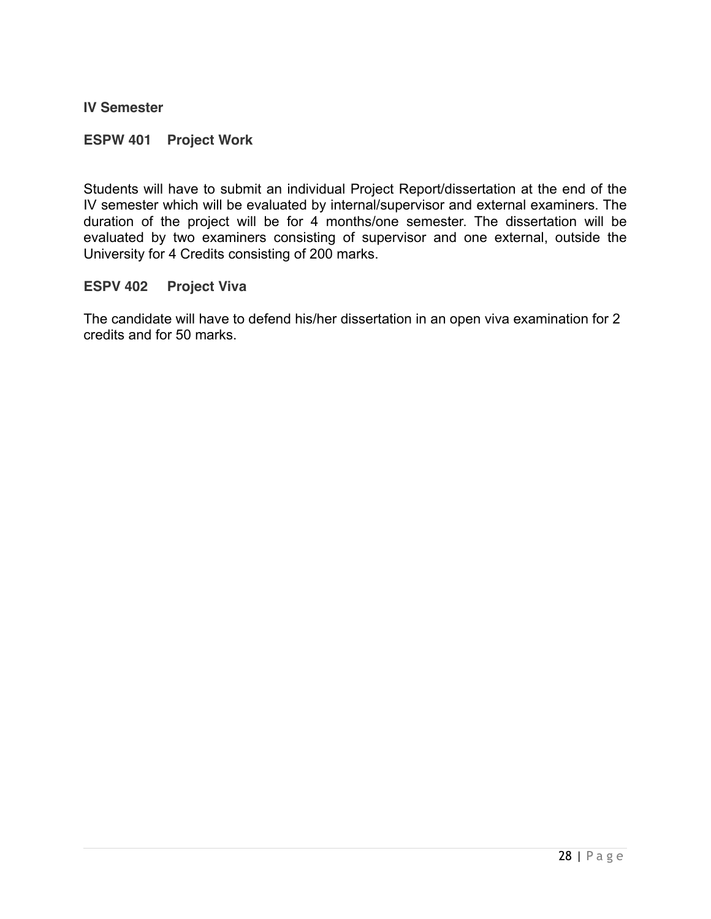**IV Semester**

**ESPW 401 Project Work**

Students will have to submit an individual Project Report/dissertation at the end of the IV semester which will be evaluated by internal/supervisor and external examiners. The duration of the project will be for 4 months/one semester. The dissertation will be evaluated by two examiners consisting of supervisor and one external, outside the University for 4 Credits consisting of 200 marks.

**ESPV 402 Project Viva**

The candidate will have to defend his/her dissertation in an open viva examination for 2 credits and for 50 marks.